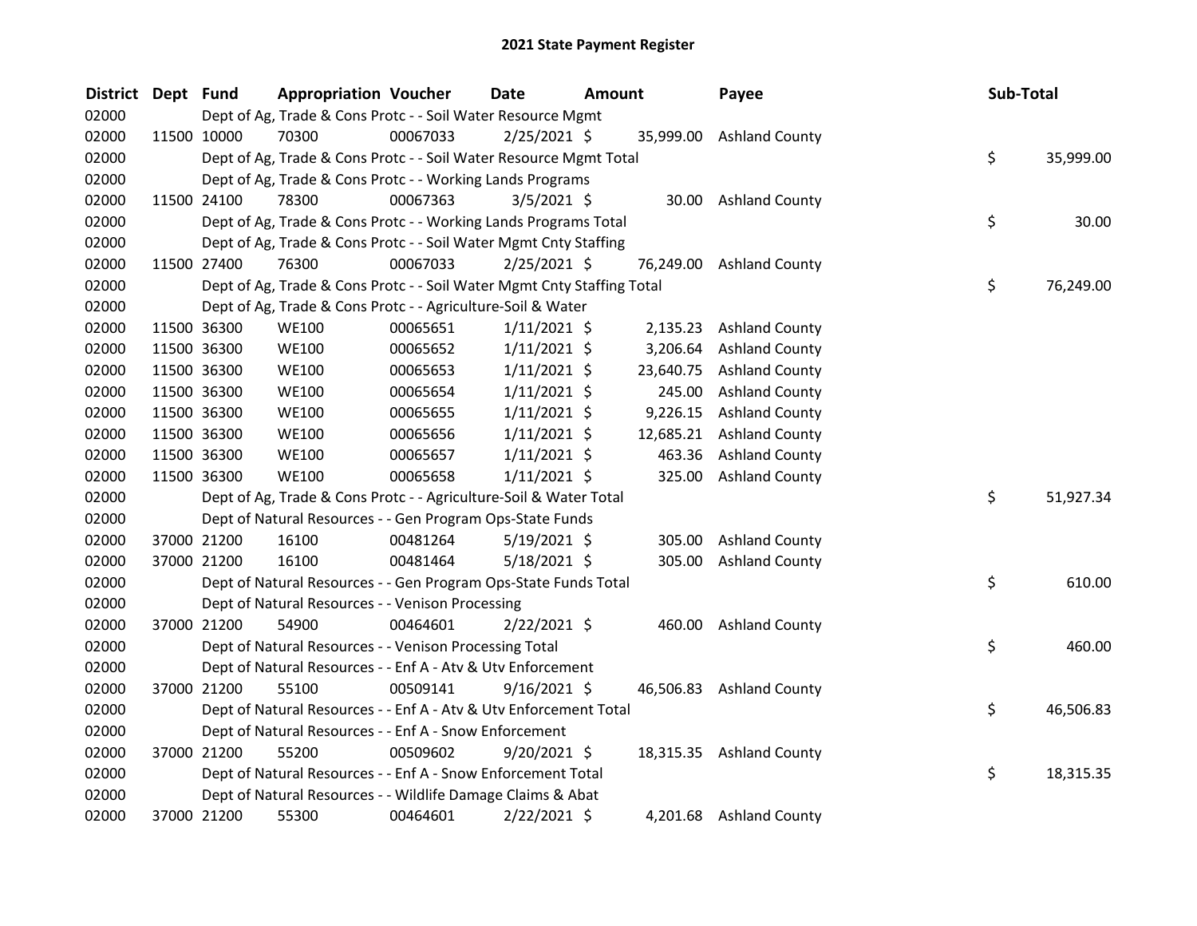# 2021 State Payment Register

| District | Dept | Fund | Appropriation | Voucher | Date | Amount | Payee | Sub-Total |
|---|---|---|---|---|---|---|---|---|
| 02000 | | Dept of Ag, Trade & Cons Protc - - Soil Water Resource Mgmt | | | | | | |
| 02000 | 11500 | 10000 | 70300 | 00067033 | 2/25/2021 | $ 35,999.00 | Ashland County | |
| 02000 | | Dept of Ag, Trade & Cons Protc - - Soil Water Resource Mgmt Total | | | | | | $ 35,999.00 |
| 02000 | | Dept of Ag, Trade & Cons Protc - - Working Lands Programs | | | | | | |
| 02000 | 11500 | 24100 | 78300 | 00067363 | 3/5/2021 | $ 30.00 | Ashland County | |
| 02000 | | Dept of Ag, Trade & Cons Protc - - Working Lands Programs Total | | | | | | $ 30.00 |
| 02000 | | Dept of Ag, Trade & Cons Protc - - Soil Water Mgmt Cnty Staffing | | | | | | |
| 02000 | 11500 | 27400 | 76300 | 00067033 | 2/25/2021 | $ 76,249.00 | Ashland County | |
| 02000 | | Dept of Ag, Trade & Cons Protc - - Soil Water Mgmt Cnty Staffing Total | | | | | | $ 76,249.00 |
| 02000 | | Dept of Ag, Trade & Cons Protc - - Agriculture-Soil & Water | | | | | | |
| 02000 | 11500 | 36300 | WE100 | 00065651 | 1/11/2021 | $ 2,135.23 | Ashland County | |
| 02000 | 11500 | 36300 | WE100 | 00065652 | 1/11/2021 | $ 3,206.64 | Ashland County | |
| 02000 | 11500 | 36300 | WE100 | 00065653 | 1/11/2021 | $ 23,640.75 | Ashland County | |
| 02000 | 11500 | 36300 | WE100 | 00065654 | 1/11/2021 | $ 245.00 | Ashland County | |
| 02000 | 11500 | 36300 | WE100 | 00065655 | 1/11/2021 | $ 9,226.15 | Ashland County | |
| 02000 | 11500 | 36300 | WE100 | 00065656 | 1/11/2021 | $ 12,685.21 | Ashland County | |
| 02000 | 11500 | 36300 | WE100 | 00065657 | 1/11/2021 | $ 463.36 | Ashland County | |
| 02000 | 11500 | 36300 | WE100 | 00065658 | 1/11/2021 | $ 325.00 | Ashland County | |
| 02000 | | Dept of Ag, Trade & Cons Protc - - Agriculture-Soil & Water Total | | | | | | $ 51,927.34 |
| 02000 | | Dept of Natural Resources - - Gen Program Ops-State Funds | | | | | | |
| 02000 | 37000 | 21200 | 16100 | 00481264 | 5/19/2021 | $ 305.00 | Ashland County | |
| 02000 | 37000 | 21200 | 16100 | 00481464 | 5/18/2021 | $ 305.00 | Ashland County | |
| 02000 | | Dept of Natural Resources - - Gen Program Ops-State Funds Total | | | | | | $ 610.00 |
| 02000 | | Dept of Natural Resources - - Venison Processing | | | | | | |
| 02000 | 37000 | 21200 | 54900 | 00464601 | 2/22/2021 | $ 460.00 | Ashland County | |
| 02000 | | Dept of Natural Resources - - Venison Processing Total | | | | | | $ 460.00 |
| 02000 | | Dept of Natural Resources - - Enf A - Atv & Utv Enforcement | | | | | | |
| 02000 | 37000 | 21200 | 55100 | 00509141 | 9/16/2021 | $ 46,506.83 | Ashland County | |
| 02000 | | Dept of Natural Resources - - Enf A - Atv & Utv Enforcement Total | | | | | | $ 46,506.83 |
| 02000 | | Dept of Natural Resources - - Enf A - Snow Enforcement | | | | | | |
| 02000 | 37000 | 21200 | 55200 | 00509602 | 9/20/2021 | $ 18,315.35 | Ashland County | |
| 02000 | | Dept of Natural Resources - - Enf A - Snow Enforcement Total | | | | | | $ 18,315.35 |
| 02000 | | Dept of Natural Resources - - Wildlife Damage Claims & Abat | | | | | | |
| 02000 | 37000 | 21200 | 55300 | 00464601 | 2/22/2021 | $ 4,201.68 | Ashland County | |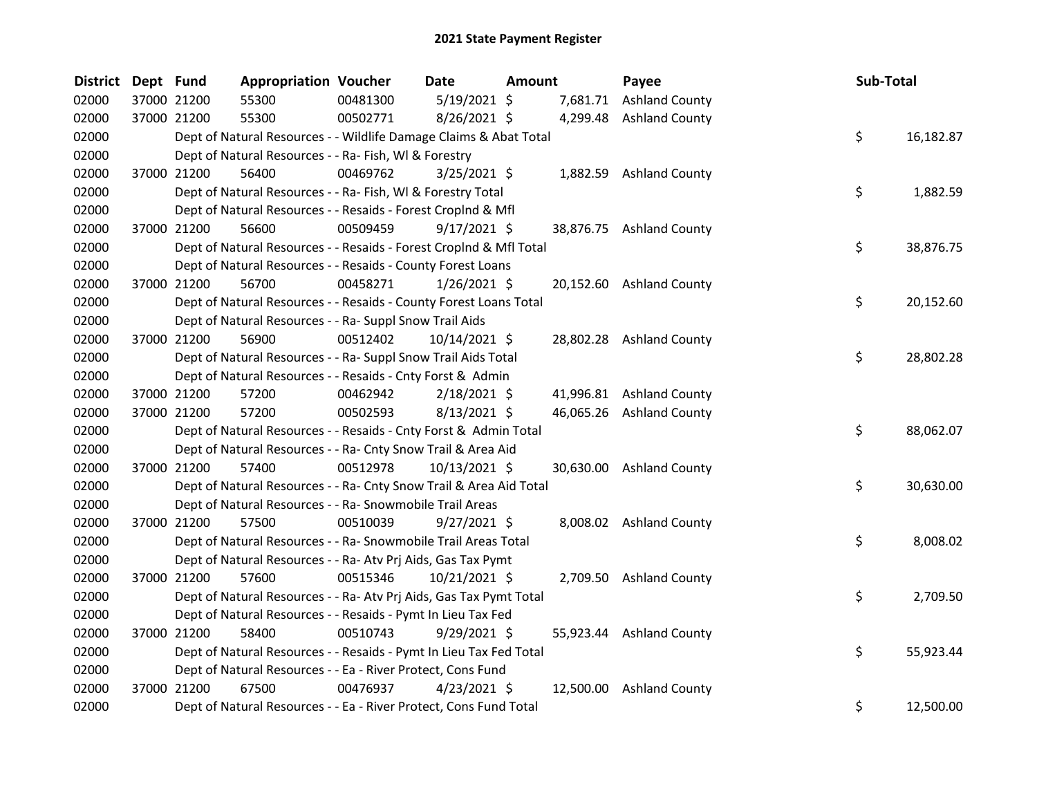# 2021 State Payment Register

| District | Dept | Fund | Appropriation | Voucher | Date | Amount | Payee | Sub-Total |
|---|---|---|---|---|---|---|---|---|
| 02000 | 37000 | 21200 | 55300 | 00481300 | 5/19/2021 | $ 7,681.71 | Ashland County | |
| 02000 | 37000 | 21200 | 55300 | 00502771 | 8/26/2021 | $ 4,299.48 | Ashland County | |
| 02000 | | Dept of Natural Resources - - Wildlife Damage Claims & Abat Total | | | | | | $ 16,182.87 |
| 02000 | | Dept of Natural Resources - - Ra- Fish, Wl & Forestry | | | | | | |
| 02000 | 37000 | 21200 | 56400 | 00469762 | 3/25/2021 | $ 1,882.59 | Ashland County | |
| 02000 | | Dept of Natural Resources - - Ra- Fish, Wl & Forestry Total | | | | | | $ 1,882.59 |
| 02000 | | Dept of Natural Resources - - Resaids - Forest Croplnd & Mfl | | | | | | |
| 02000 | 37000 | 21200 | 56600 | 00509459 | 9/17/2021 | $ 38,876.75 | Ashland County | |
| 02000 | | Dept of Natural Resources - - Resaids - Forest Croplnd & Mfl Total | | | | | | $ 38,876.75 |
| 02000 | | Dept of Natural Resources - - Resaids - County Forest Loans | | | | | | |
| 02000 | 37000 | 21200 | 56700 | 00458271 | 1/26/2021 | $ 20,152.60 | Ashland County | |
| 02000 | | Dept of Natural Resources - - Resaids - County Forest Loans Total | | | | | | $ 20,152.60 |
| 02000 | | Dept of Natural Resources - - Ra- Suppl Snow Trail Aids | | | | | | |
| 02000 | 37000 | 21200 | 56900 | 00512402 | 10/14/2021 | $ 28,802.28 | Ashland County | |
| 02000 | | Dept of Natural Resources - - Ra- Suppl Snow Trail Aids Total | | | | | | $ 28,802.28 |
| 02000 | | Dept of Natural Resources - - Resaids - Cnty Forst & Admin | | | | | | |
| 02000 | 37000 | 21200 | 57200 | 00462942 | 2/18/2021 | $ 41,996.81 | Ashland County | |
| 02000 | 37000 | 21200 | 57200 | 00502593 | 8/13/2021 | $ 46,065.26 | Ashland County | |
| 02000 | | Dept of Natural Resources - - Resaids - Cnty Forst & Admin Total | | | | | | $ 88,062.07 |
| 02000 | | Dept of Natural Resources - - Ra- Cnty Snow Trail & Area Aid | | | | | | |
| 02000 | 37000 | 21200 | 57400 | 00512978 | 10/13/2021 | $ 30,630.00 | Ashland County | |
| 02000 | | Dept of Natural Resources - - Ra- Cnty Snow Trail & Area Aid Total | | | | | | $ 30,630.00 |
| 02000 | | Dept of Natural Resources - - Ra- Snowmobile Trail Areas | | | | | | |
| 02000 | 37000 | 21200 | 57500 | 00510039 | 9/27/2021 | $ 8,008.02 | Ashland County | |
| 02000 | | Dept of Natural Resources - - Ra- Snowmobile Trail Areas Total | | | | | | $ 8,008.02 |
| 02000 | | Dept of Natural Resources - - Ra- Atv Prj Aids, Gas Tax Pymt | | | | | | |
| 02000 | 37000 | 21200 | 57600 | 00515346 | 10/21/2021 | $ 2,709.50 | Ashland County | |
| 02000 | | Dept of Natural Resources - - Ra- Atv Prj Aids, Gas Tax Pymt Total | | | | | | $ 2,709.50 |
| 02000 | | Dept of Natural Resources - - Resaids - Pymt In Lieu Tax Fed | | | | | | |
| 02000 | 37000 | 21200 | 58400 | 00510743 | 9/29/2021 | $ 55,923.44 | Ashland County | |
| 02000 | | Dept of Natural Resources - - Resaids - Pymt In Lieu Tax Fed Total | | | | | | $ 55,923.44 |
| 02000 | | Dept of Natural Resources - - Ea - River Protect, Cons Fund | | | | | | |
| 02000 | 37000 | 21200 | 67500 | 00476937 | 4/23/2021 | $ 12,500.00 | Ashland County | |
| 02000 | | Dept of Natural Resources - - Ea - River Protect, Cons Fund Total | | | | | | $ 12,500.00 |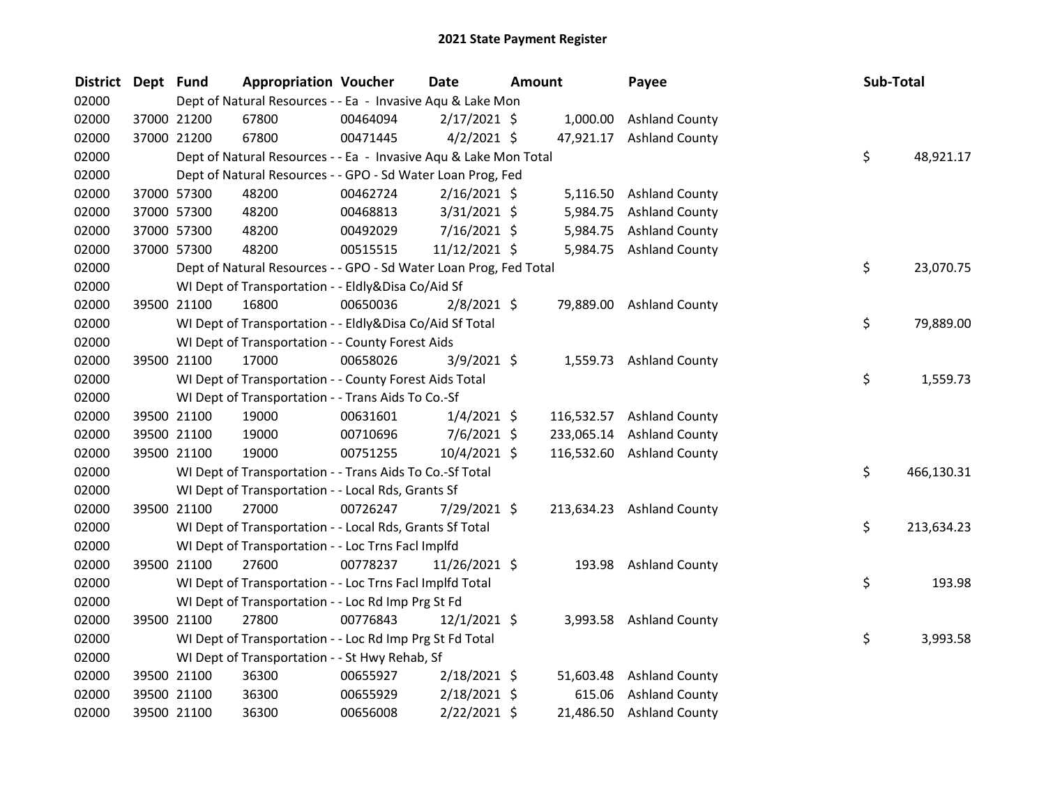# 2021 State Payment Register

| District | Dept | Fund | Appropriation | Voucher | Date | Amount | Payee | Sub-Total |
|---|---|---|---|---|---|---|---|---|
| 02000 | | Dept of Natural Resources - - Ea - Invasive Aqu & Lake Mon | | | | | | |
| 02000 | 37000 | 21200 | 67800 | 00464094 | 2/17/2021 | $ 1,000.00 | Ashland County | |
| 02000 | 37000 | 21200 | 67800 | 00471445 | 4/2/2021 | $ 47,921.17 | Ashland County | |
| 02000 | | Dept of Natural Resources - - Ea - Invasive Aqu & Lake Mon Total | | | | | | $ 48,921.17 |
| 02000 | | Dept of Natural Resources - - GPO - Sd Water Loan Prog, Fed | | | | | | |
| 02000 | 37000 | 57300 | 48200 | 00462724 | 2/16/2021 | $ 5,116.50 | Ashland County | |
| 02000 | 37000 | 57300 | 48200 | 00468813 | 3/31/2021 | $ 5,984.75 | Ashland County | |
| 02000 | 37000 | 57300 | 48200 | 00492029 | 7/16/2021 | $ 5,984.75 | Ashland County | |
| 02000 | 37000 | 57300 | 48200 | 00515515 | 11/12/2021 | $ 5,984.75 | Ashland County | |
| 02000 | | Dept of Natural Resources - - GPO - Sd Water Loan Prog, Fed Total | | | | | | $ 23,070.75 |
| 02000 | | WI Dept of Transportation - - Eldly&Disa Co/Aid Sf | | | | | | |
| 02000 | 39500 | 21100 | 16800 | 00650036 | 2/8/2021 | $ 79,889.00 | Ashland County | |
| 02000 | | WI Dept of Transportation - - Eldly&Disa Co/Aid Sf Total | | | | | | $ 79,889.00 |
| 02000 | | WI Dept of Transportation - - County Forest Aids | | | | | | |
| 02000 | 39500 | 21100 | 17000 | 00658026 | 3/9/2021 | $ 1,559.73 | Ashland County | |
| 02000 | | WI Dept of Transportation - - County Forest Aids Total | | | | | | $ 1,559.73 |
| 02000 | | WI Dept of Transportation - - Trans Aids To Co.-Sf | | | | | | |
| 02000 | 39500 | 21100 | 19000 | 00631601 | 1/4/2021 | $ 116,532.57 | Ashland County | |
| 02000 | 39500 | 21100 | 19000 | 00710696 | 7/6/2021 | $ 233,065.14 | Ashland County | |
| 02000 | 39500 | 21100 | 19000 | 00751255 | 10/4/2021 | $ 116,532.60 | Ashland County | |
| 02000 | | WI Dept of Transportation - - Trans Aids To Co.-Sf Total | | | | | | $ 466,130.31 |
| 02000 | | WI Dept of Transportation - - Local Rds, Grants Sf | | | | | | |
| 02000 | 39500 | 21100 | 27000 | 00726247 | 7/29/2021 | $ 213,634.23 | Ashland County | |
| 02000 | | WI Dept of Transportation - - Local Rds, Grants Sf Total | | | | | | $ 213,634.23 |
| 02000 | | WI Dept of Transportation - - Loc Trns Facl Implfd | | | | | | |
| 02000 | 39500 | 21100 | 27600 | 00778237 | 11/26/2021 | $ 193.98 | Ashland County | |
| 02000 | | WI Dept of Transportation - - Loc Trns Facl Implfd Total | | | | | | $ 193.98 |
| 02000 | | WI Dept of Transportation - - Loc Rd Imp Prg St Fd | | | | | | |
| 02000 | 39500 | 21100 | 27800 | 00776843 | 12/1/2021 | $ 3,993.58 | Ashland County | |
| 02000 | | WI Dept of Transportation - - Loc Rd Imp Prg St Fd Total | | | | | | $ 3,993.58 |
| 02000 | | WI Dept of Transportation - - St Hwy Rehab, Sf | | | | | | |
| 02000 | 39500 | 21100 | 36300 | 00655927 | 2/18/2021 | $ 51,603.48 | Ashland County | |
| 02000 | 39500 | 21100 | 36300 | 00655929 | 2/18/2021 | $ 615.06 | Ashland County | |
| 02000 | 39500 | 21100 | 36300 | 00656008 | 2/22/2021 | $ 21,486.50 | Ashland County | |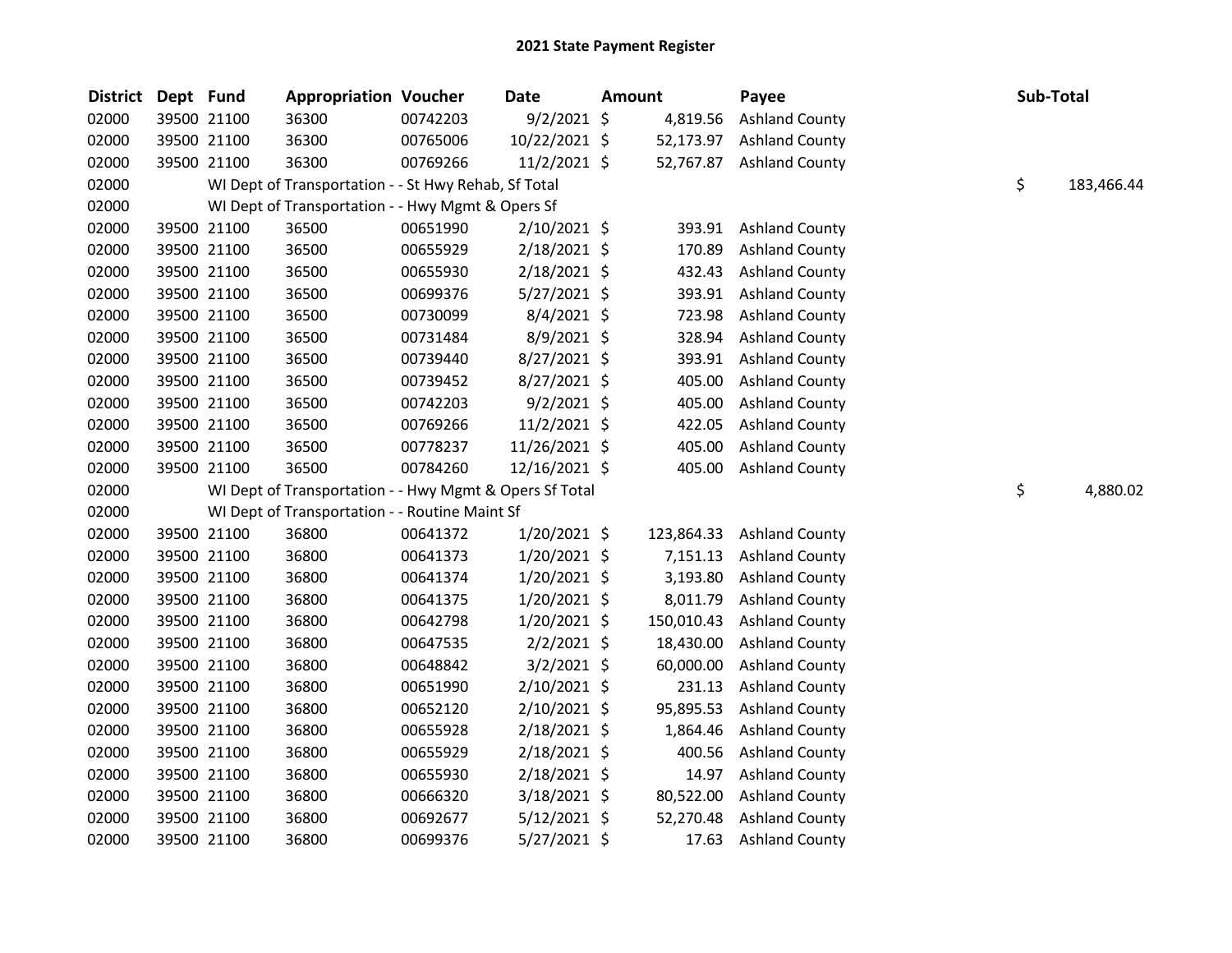# 2021 State Payment Register

| District | Dept | Fund | Appropriation | Voucher | Date | Amount | Payee | Sub-Total |
|---|---|---|---|---|---|---|---|---|
| 02000 | 39500 | 21100 | 36300 | 00742203 | 9/2/2021 | $ 4,819.56 | Ashland County | |
| 02000 | 39500 | 21100 | 36300 | 00765006 | 10/22/2021 | $ 52,173.97 | Ashland County | |
| 02000 | 39500 | 21100 | 36300 | 00769266 | 11/2/2021 | $ 52,767.87 | Ashland County | |
| 02000 | | WI Dept of Transportation - - St Hwy Rehab, Sf Total | | | | | | $ 183,466.44 |
| 02000 | | WI Dept of Transportation - - Hwy Mgmt & Opers Sf | | | | | | |
| 02000 | 39500 | 21100 | 36500 | 00651990 | 2/10/2021 | $ 393.91 | Ashland County | |
| 02000 | 39500 | 21100 | 36500 | 00655929 | 2/18/2021 | $ 170.89 | Ashland County | |
| 02000 | 39500 | 21100 | 36500 | 00655930 | 2/18/2021 | $ 432.43 | Ashland County | |
| 02000 | 39500 | 21100 | 36500 | 00699376 | 5/27/2021 | $ 393.91 | Ashland County | |
| 02000 | 39500 | 21100 | 36500 | 00730099 | 8/4/2021 | $ 723.98 | Ashland County | |
| 02000 | 39500 | 21100 | 36500 | 00731484 | 8/9/2021 | $ 328.94 | Ashland County | |
| 02000 | 39500 | 21100 | 36500 | 00739440 | 8/27/2021 | $ 393.91 | Ashland County | |
| 02000 | 39500 | 21100 | 36500 | 00739452 | 8/27/2021 | $ 405.00 | Ashland County | |
| 02000 | 39500 | 21100 | 36500 | 00742203 | 9/2/2021 | $ 405.00 | Ashland County | |
| 02000 | 39500 | 21100 | 36500 | 00769266 | 11/2/2021 | $ 422.05 | Ashland County | |
| 02000 | 39500 | 21100 | 36500 | 00778237 | 11/26/2021 | $ 405.00 | Ashland County | |
| 02000 | 39500 | 21100 | 36500 | 00784260 | 12/16/2021 | $ 405.00 | Ashland County | |
| 02000 | | WI Dept of Transportation - - Hwy Mgmt & Opers Sf Total | | | | | | $ 4,880.02 |
| 02000 | | WI Dept of Transportation - - Routine Maint Sf | | | | | | |
| 02000 | 39500 | 21100 | 36800 | 00641372 | 1/20/2021 | $ 123,864.33 | Ashland County | |
| 02000 | 39500 | 21100 | 36800 | 00641373 | 1/20/2021 | $ 7,151.13 | Ashland County | |
| 02000 | 39500 | 21100 | 36800 | 00641374 | 1/20/2021 | $ 3,193.80 | Ashland County | |
| 02000 | 39500 | 21100 | 36800 | 00641375 | 1/20/2021 | $ 8,011.79 | Ashland County | |
| 02000 | 39500 | 21100 | 36800 | 00642798 | 1/20/2021 | $ 150,010.43 | Ashland County | |
| 02000 | 39500 | 21100 | 36800 | 00647535 | 2/2/2021 | $ 18,430.00 | Ashland County | |
| 02000 | 39500 | 21100 | 36800 | 00648842 | 3/2/2021 | $ 60,000.00 | Ashland County | |
| 02000 | 39500 | 21100 | 36800 | 00651990 | 2/10/2021 | $ 231.13 | Ashland County | |
| 02000 | 39500 | 21100 | 36800 | 00652120 | 2/10/2021 | $ 95,895.53 | Ashland County | |
| 02000 | 39500 | 21100 | 36800 | 00655928 | 2/18/2021 | $ 1,864.46 | Ashland County | |
| 02000 | 39500 | 21100 | 36800 | 00655929 | 2/18/2021 | $ 400.56 | Ashland County | |
| 02000 | 39500 | 21100 | 36800 | 00655930 | 2/18/2021 | $ 14.97 | Ashland County | |
| 02000 | 39500 | 21100 | 36800 | 00666320 | 3/18/2021 | $ 80,522.00 | Ashland County | |
| 02000 | 39500 | 21100 | 36800 | 00692677 | 5/12/2021 | $ 52,270.48 | Ashland County | |
| 02000 | 39500 | 21100 | 36800 | 00699376 | 5/27/2021 | $ 17.63 | Ashland County | |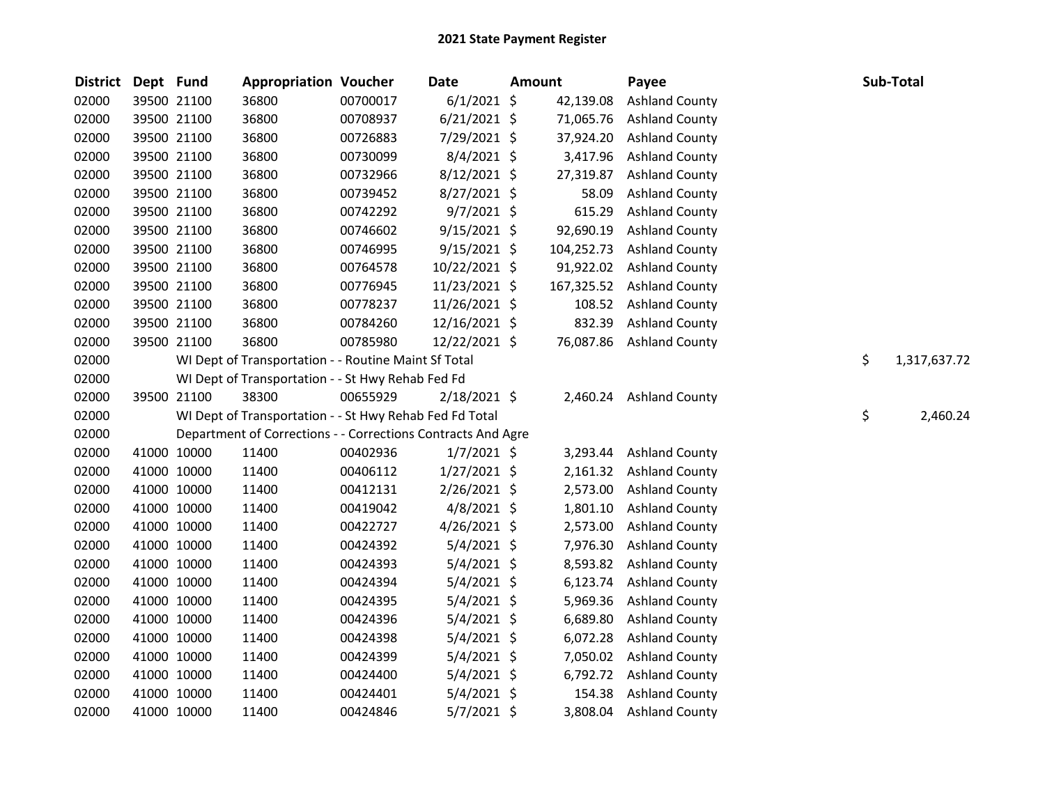# 2021 State Payment Register

| District | Dept | Fund | Appropriation | Voucher | Date | Amount | Payee | Sub-Total |
|---|---|---|---|---|---|---|---|---|
| 02000 | 39500 | 21100 | 36800 | 00700017 | 6/1/2021 | $ 42,139.08 | Ashland County | |
| 02000 | 39500 | 21100 | 36800 | 00708937 | 6/21/2021 | $ 71,065.76 | Ashland County | |
| 02000 | 39500 | 21100 | 36800 | 00726883 | 7/29/2021 | $ 37,924.20 | Ashland County | |
| 02000 | 39500 | 21100 | 36800 | 00730099 | 8/4/2021 | $ 3,417.96 | Ashland County | |
| 02000 | 39500 | 21100 | 36800 | 00732966 | 8/12/2021 | $ 27,319.87 | Ashland County | |
| 02000 | 39500 | 21100 | 36800 | 00739452 | 8/27/2021 | $ 58.09 | Ashland County | |
| 02000 | 39500 | 21100 | 36800 | 00742292 | 9/7/2021 | $ 615.29 | Ashland County | |
| 02000 | 39500 | 21100 | 36800 | 00746602 | 9/15/2021 | $ 92,690.19 | Ashland County | |
| 02000 | 39500 | 21100 | 36800 | 00746995 | 9/15/2021 | $ 104,252.73 | Ashland County | |
| 02000 | 39500 | 21100 | 36800 | 00764578 | 10/22/2021 | $ 91,922.02 | Ashland County | |
| 02000 | 39500 | 21100 | 36800 | 00776945 | 11/23/2021 | $ 167,325.52 | Ashland County | |
| 02000 | 39500 | 21100 | 36800 | 00778237 | 11/26/2021 | $ 108.52 | Ashland County | |
| 02000 | 39500 | 21100 | 36800 | 00784260 | 12/16/2021 | $ 832.39 | Ashland County | |
| 02000 | 39500 | 21100 | 36800 | 00785980 | 12/22/2021 | $ 76,087.86 | Ashland County | |
| 02000 | | WI Dept of Transportation - - Routine Maint Sf Total | | | | | | $ 1,317,637.72 |
| 02000 | | WI Dept of Transportation - - St Hwy Rehab Fed Fd | | | | | | |
| 02000 | 39500 | 21100 | 38300 | 00655929 | 2/18/2021 | $ 2,460.24 | Ashland County | |
| 02000 | | WI Dept of Transportation - - St Hwy Rehab Fed Fd Total | | | | | | $ 2,460.24 |
| 02000 | | Department of Corrections - - Corrections Contracts And Agre | | | | | | |
| 02000 | 41000 | 10000 | 11400 | 00402936 | 1/7/2021 | $ 3,293.44 | Ashland County | |
| 02000 | 41000 | 10000 | 11400 | 00406112 | 1/27/2021 | $ 2,161.32 | Ashland County | |
| 02000 | 41000 | 10000 | 11400 | 00412131 | 2/26/2021 | $ 2,573.00 | Ashland County | |
| 02000 | 41000 | 10000 | 11400 | 00419042 | 4/8/2021 | $ 1,801.10 | Ashland County | |
| 02000 | 41000 | 10000 | 11400 | 00422727 | 4/26/2021 | $ 2,573.00 | Ashland County | |
| 02000 | 41000 | 10000 | 11400 | 00424392 | 5/4/2021 | $ 7,976.30 | Ashland County | |
| 02000 | 41000 | 10000 | 11400 | 00424393 | 5/4/2021 | $ 8,593.82 | Ashland County | |
| 02000 | 41000 | 10000 | 11400 | 00424394 | 5/4/2021 | $ 6,123.74 | Ashland County | |
| 02000 | 41000 | 10000 | 11400 | 00424395 | 5/4/2021 | $ 5,969.36 | Ashland County | |
| 02000 | 41000 | 10000 | 11400 | 00424396 | 5/4/2021 | $ 6,689.80 | Ashland County | |
| 02000 | 41000 | 10000 | 11400 | 00424398 | 5/4/2021 | $ 6,072.28 | Ashland County | |
| 02000 | 41000 | 10000 | 11400 | 00424399 | 5/4/2021 | $ 7,050.02 | Ashland County | |
| 02000 | 41000 | 10000 | 11400 | 00424400 | 5/4/2021 | $ 6,792.72 | Ashland County | |
| 02000 | 41000 | 10000 | 11400 | 00424401 | 5/4/2021 | $ 154.38 | Ashland County | |
| 02000 | 41000 | 10000 | 11400 | 00424846 | 5/7/2021 | $ 3,808.04 | Ashland County | |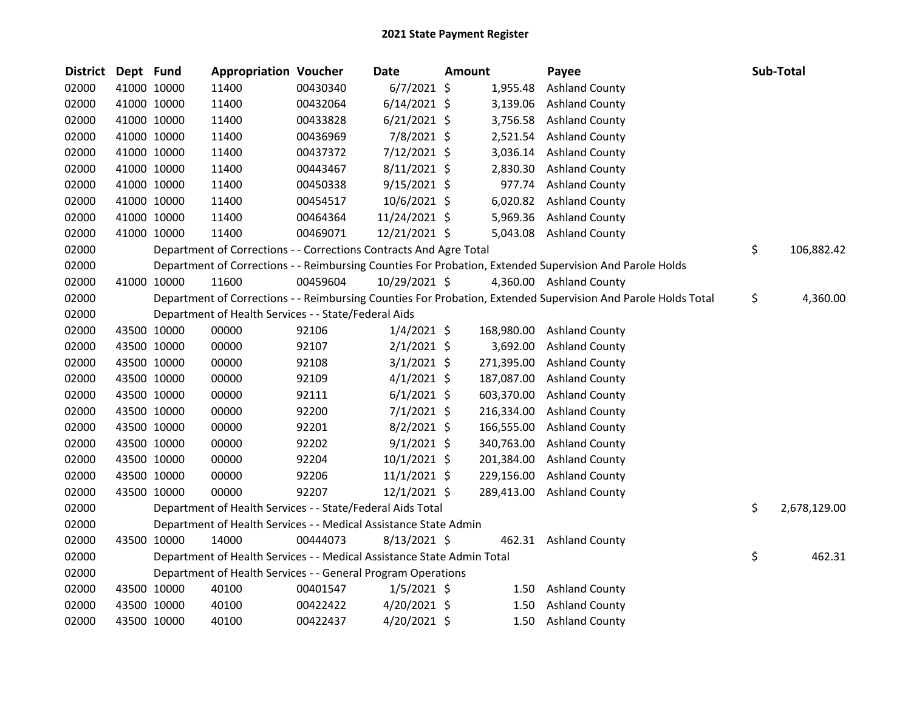# 2021 State Payment Register

| District | Dept | Fund | Appropriation | Voucher | Date | Amount | Payee | Sub-Total |
|---|---|---|---|---|---|---|---|---|
| 02000 | 41000 | 10000 | 11400 | 00430340 | 6/7/2021 | $ 1,955.48 | Ashland County | |
| 02000 | 41000 | 10000 | 11400 | 00432064 | 6/14/2021 | $ 3,139.06 | Ashland County | |
| 02000 | 41000 | 10000 | 11400 | 00433828 | 6/21/2021 | $ 3,756.58 | Ashland County | |
| 02000 | 41000 | 10000 | 11400 | 00436969 | 7/8/2021 | $ 2,521.54 | Ashland County | |
| 02000 | 41000 | 10000 | 11400 | 00437372 | 7/12/2021 | $ 3,036.14 | Ashland County | |
| 02000 | 41000 | 10000 | 11400 | 00443467 | 8/11/2021 | $ 2,830.30 | Ashland County | |
| 02000 | 41000 | 10000 | 11400 | 00450338 | 9/15/2021 | $ 977.74 | Ashland County | |
| 02000 | 41000 | 10000 | 11400 | 00454517 | 10/6/2021 | $ 6,020.82 | Ashland County | |
| 02000 | 41000 | 10000 | 11400 | 00464364 | 11/24/2021 | $ 5,969.36 | Ashland County | |
| 02000 | 41000 | 10000 | 11400 | 00469071 | 12/21/2021 | $ 5,043.08 | Ashland County | |
| 02000 | | | Department of Corrections - - Corrections Contracts And Agre Total | | | | | $ 106,882.42 |
| 02000 | | | Department of Corrections - - Reimbursing Counties For Probation, Extended Supervision And Parole Holds | | | | | |
| 02000 | 41000 | 10000 | 11600 | 00459604 | 10/29/2021 | $ 4,360.00 | Ashland County | |
| 02000 | | | Department of Corrections - - Reimbursing Counties For Probation, Extended Supervision And Parole Holds Total | | | | | $ 4,360.00 |
| 02000 | | | Department of Health Services - - State/Federal Aids | | | | | |
| 02000 | 43500 | 10000 | 00000 | 92106 | 1/4/2021 | $ 168,980.00 | Ashland County | |
| 02000 | 43500 | 10000 | 00000 | 92107 | 2/1/2021 | $ 3,692.00 | Ashland County | |
| 02000 | 43500 | 10000 | 00000 | 92108 | 3/1/2021 | $ 271,395.00 | Ashland County | |
| 02000 | 43500 | 10000 | 00000 | 92109 | 4/1/2021 | $ 187,087.00 | Ashland County | |
| 02000 | 43500 | 10000 | 00000 | 92111 | 6/1/2021 | $ 603,370.00 | Ashland County | |
| 02000 | 43500 | 10000 | 00000 | 92200 | 7/1/2021 | $ 216,334.00 | Ashland County | |
| 02000 | 43500 | 10000 | 00000 | 92201 | 8/2/2021 | $ 166,555.00 | Ashland County | |
| 02000 | 43500 | 10000 | 00000 | 92202 | 9/1/2021 | $ 340,763.00 | Ashland County | |
| 02000 | 43500 | 10000 | 00000 | 92204 | 10/1/2021 | $ 201,384.00 | Ashland County | |
| 02000 | 43500 | 10000 | 00000 | 92206 | 11/1/2021 | $ 229,156.00 | Ashland County | |
| 02000 | 43500 | 10000 | 00000 | 92207 | 12/1/2021 | $ 289,413.00 | Ashland County | |
| 02000 | | | Department of Health Services - - State/Federal Aids Total | | | | | $ 2,678,129.00 |
| 02000 | | | Department of Health Services - - Medical Assistance State Admin | | | | | |
| 02000 | 43500 | 10000 | 14000 | 00444073 | 8/13/2021 | $ 462.31 | Ashland County | |
| 02000 | | | Department of Health Services - - Medical Assistance State Admin Total | | | | | $ 462.31 |
| 02000 | | | Department of Health Services - - General Program Operations | | | | | |
| 02000 | 43500 | 10000 | 40100 | 00401547 | 1/5/2021 | $ 1.50 | Ashland County | |
| 02000 | 43500 | 10000 | 40100 | 00422422 | 4/20/2021 | $ 1.50 | Ashland County | |
| 02000 | 43500 | 10000 | 40100 | 00422437 | 4/20/2021 | $ 1.50 | Ashland County | |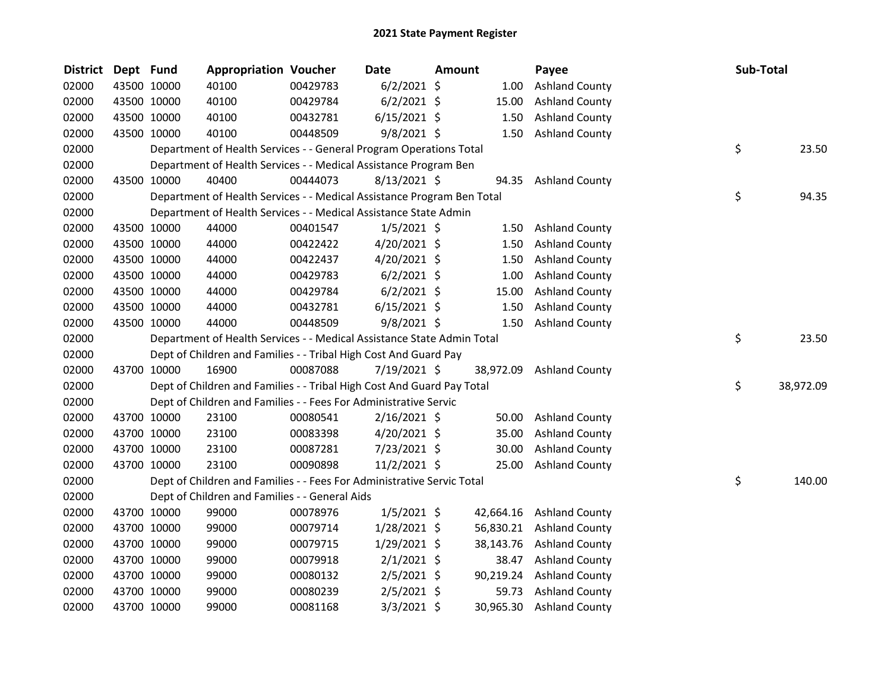# 2021 State Payment Register

| District | Dept | Fund | Appropriation | Voucher | Date | Amount | Payee | Sub-Total |
|---|---|---|---|---|---|---|---|---|
| 02000 | 43500 | 10000 | 40100 | 00429783 | 6/2/2021 | $ 1.00 | Ashland County | |
| 02000 | 43500 | 10000 | 40100 | 00429784 | 6/2/2021 | $ 15.00 | Ashland County | |
| 02000 | 43500 | 10000 | 40100 | 00432781 | 6/15/2021 | $ 1.50 | Ashland County | |
| 02000 | 43500 | 10000 | 40100 | 00448509 | 9/8/2021 | $ 1.50 | Ashland County | |
| 02000 | | | Department of Health Services - - General Program Operations Total | | | | | $ 23.50 |
| 02000 | | | Department of Health Services - - Medical Assistance Program Ben | | | | | |
| 02000 | 43500 | 10000 | 40400 | 00444073 | 8/13/2021 | $ 94.35 | Ashland County | |
| 02000 | | | Department of Health Services - - Medical Assistance Program Ben Total | | | | | $ 94.35 |
| 02000 | | | Department of Health Services - - Medical Assistance State Admin | | | | | |
| 02000 | 43500 | 10000 | 44000 | 00401547 | 1/5/2021 | $ 1.50 | Ashland County | |
| 02000 | 43500 | 10000 | 44000 | 00422422 | 4/20/2021 | $ 1.50 | Ashland County | |
| 02000 | 43500 | 10000 | 44000 | 00422437 | 4/20/2021 | $ 1.50 | Ashland County | |
| 02000 | 43500 | 10000 | 44000 | 00429783 | 6/2/2021 | $ 1.00 | Ashland County | |
| 02000 | 43500 | 10000 | 44000 | 00429784 | 6/2/2021 | $ 15.00 | Ashland County | |
| 02000 | 43500 | 10000 | 44000 | 00432781 | 6/15/2021 | $ 1.50 | Ashland County | |
| 02000 | 43500 | 10000 | 44000 | 00448509 | 9/8/2021 | $ 1.50 | Ashland County | |
| 02000 | | | Department of Health Services - - Medical Assistance State Admin Total | | | | | $ 23.50 |
| 02000 | | | Dept of Children and Families - - Tribal High Cost And Guard Pay | | | | | |
| 02000 | 43700 | 10000 | 16900 | 00087088 | 7/19/2021 | $ 38,972.09 | Ashland County | |
| 02000 | | | Dept of Children and Families - - Tribal High Cost And Guard Pay Total | | | | | $ 38,972.09 |
| 02000 | | | Dept of Children and Families - - Fees For Administrative Servic | | | | | |
| 02000 | 43700 | 10000 | 23100 | 00080541 | 2/16/2021 | $ 50.00 | Ashland County | |
| 02000 | 43700 | 10000 | 23100 | 00083398 | 4/20/2021 | $ 35.00 | Ashland County | |
| 02000 | 43700 | 10000 | 23100 | 00087281 | 7/23/2021 | $ 30.00 | Ashland County | |
| 02000 | 43700 | 10000 | 23100 | 00090898 | 11/2/2021 | $ 25.00 | Ashland County | |
| 02000 | | | Dept of Children and Families - - Fees For Administrative Servic Total | | | | | $ 140.00 |
| 02000 | | | Dept of Children and Families - - General Aids | | | | | |
| 02000 | 43700 | 10000 | 99000 | 00078976 | 1/5/2021 | $ 42,664.16 | Ashland County | |
| 02000 | 43700 | 10000 | 99000 | 00079714 | 1/28/2021 | $ 56,830.21 | Ashland County | |
| 02000 | 43700 | 10000 | 99000 | 00079715 | 1/29/2021 | $ 38,143.76 | Ashland County | |
| 02000 | 43700 | 10000 | 99000 | 00079918 | 2/1/2021 | $ 38.47 | Ashland County | |
| 02000 | 43700 | 10000 | 99000 | 00080132 | 2/5/2021 | $ 90,219.24 | Ashland County | |
| 02000 | 43700 | 10000 | 99000 | 00080239 | 2/5/2021 | $ 59.73 | Ashland County | |
| 02000 | 43700 | 10000 | 99000 | 00081168 | 3/3/2021 | $ 30,965.30 | Ashland County | |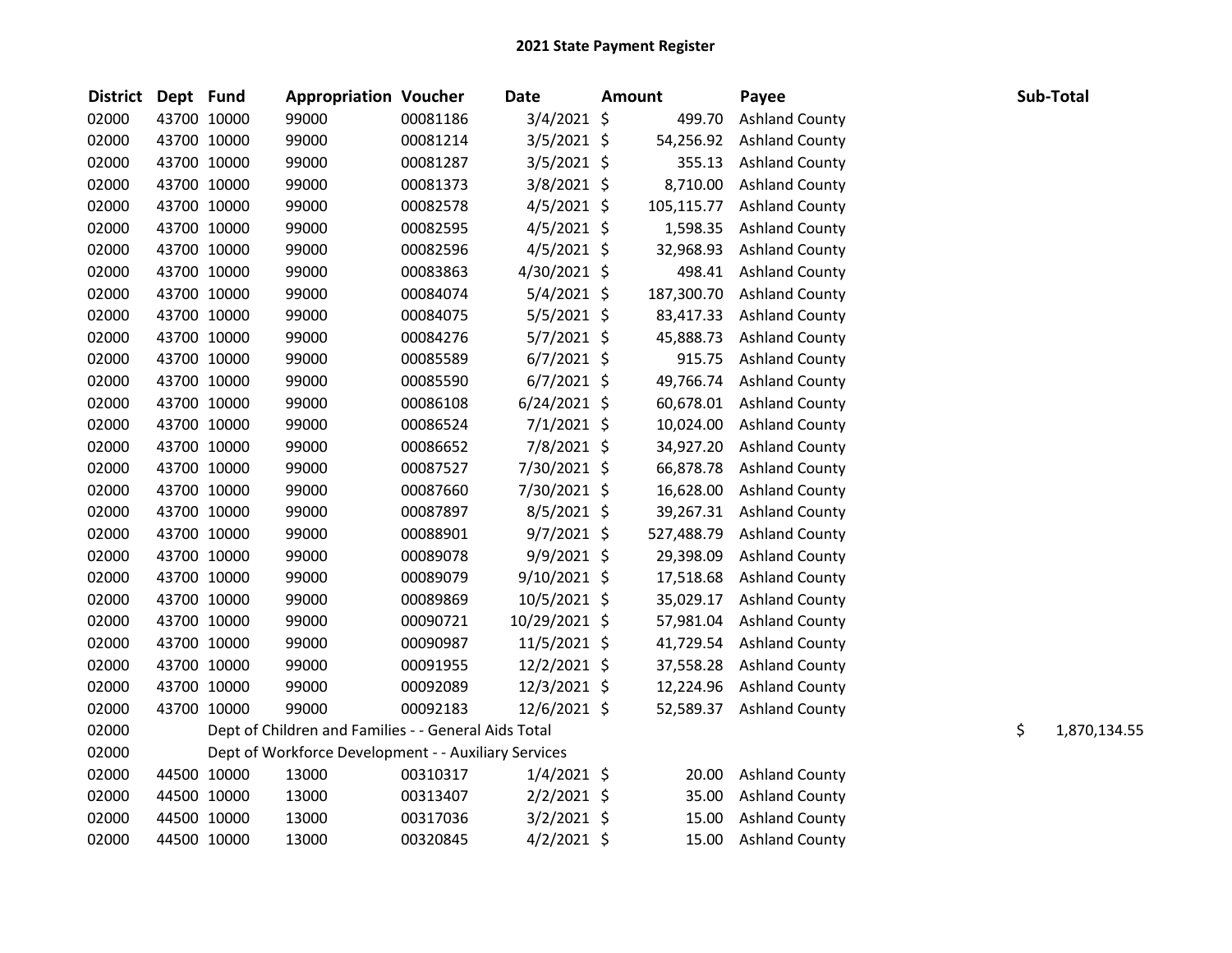# 2021 State Payment Register

| District | Dept | Fund | Appropriation | Voucher | Date | Amount | Payee | Sub-Total |
|---|---|---|---|---|---|---|---|---|
| 02000 | 43700 | 10000 | 99000 | 00081186 | 3/4/2021 | $ 499.70 | Ashland County | |
| 02000 | 43700 | 10000 | 99000 | 00081214 | 3/5/2021 | $ 54,256.92 | Ashland County | |
| 02000 | 43700 | 10000 | 99000 | 00081287 | 3/5/2021 | $ 355.13 | Ashland County | |
| 02000 | 43700 | 10000 | 99000 | 00081373 | 3/8/2021 | $ 8,710.00 | Ashland County | |
| 02000 | 43700 | 10000 | 99000 | 00082578 | 4/5/2021 | $ 105,115.77 | Ashland County | |
| 02000 | 43700 | 10000 | 99000 | 00082595 | 4/5/2021 | $ 1,598.35 | Ashland County | |
| 02000 | 43700 | 10000 | 99000 | 00082596 | 4/5/2021 | $ 32,968.93 | Ashland County | |
| 02000 | 43700 | 10000 | 99000 | 00083863 | 4/30/2021 | $ 498.41 | Ashland County | |
| 02000 | 43700 | 10000 | 99000 | 00084074 | 5/4/2021 | $ 187,300.70 | Ashland County | |
| 02000 | 43700 | 10000 | 99000 | 00084075 | 5/5/2021 | $ 83,417.33 | Ashland County | |
| 02000 | 43700 | 10000 | 99000 | 00084276 | 5/7/2021 | $ 45,888.73 | Ashland County | |
| 02000 | 43700 | 10000 | 99000 | 00085589 | 6/7/2021 | $ 915.75 | Ashland County | |
| 02000 | 43700 | 10000 | 99000 | 00085590 | 6/7/2021 | $ 49,766.74 | Ashland County | |
| 02000 | 43700 | 10000 | 99000 | 00086108 | 6/24/2021 | $ 60,678.01 | Ashland County | |
| 02000 | 43700 | 10000 | 99000 | 00086524 | 7/1/2021 | $ 10,024.00 | Ashland County | |
| 02000 | 43700 | 10000 | 99000 | 00086652 | 7/8/2021 | $ 34,927.20 | Ashland County | |
| 02000 | 43700 | 10000 | 99000 | 00087527 | 7/30/2021 | $ 66,878.78 | Ashland County | |
| 02000 | 43700 | 10000 | 99000 | 00087660 | 7/30/2021 | $ 16,628.00 | Ashland County | |
| 02000 | 43700 | 10000 | 99000 | 00087897 | 8/5/2021 | $ 39,267.31 | Ashland County | |
| 02000 | 43700 | 10000 | 99000 | 00088901 | 9/7/2021 | $ 527,488.79 | Ashland County | |
| 02000 | 43700 | 10000 | 99000 | 00089078 | 9/9/2021 | $ 29,398.09 | Ashland County | |
| 02000 | 43700 | 10000 | 99000 | 00089079 | 9/10/2021 | $ 17,518.68 | Ashland County | |
| 02000 | 43700 | 10000 | 99000 | 00089869 | 10/5/2021 | $ 35,029.17 | Ashland County | |
| 02000 | 43700 | 10000 | 99000 | 00090721 | 10/29/2021 | $ 57,981.04 | Ashland County | |
| 02000 | 43700 | 10000 | 99000 | 00090987 | 11/5/2021 | $ 41,729.54 | Ashland County | |
| 02000 | 43700 | 10000 | 99000 | 00091955 | 12/2/2021 | $ 37,558.28 | Ashland County | |
| 02000 | 43700 | 10000 | 99000 | 00092089 | 12/3/2021 | $ 12,224.96 | Ashland County | |
| 02000 | 43700 | 10000 | 99000 | 00092183 | 12/6/2021 | $ 52,589.37 | Ashland County | |
| 02000 | | Dept of Children and Families - - General Aids Total | | | | | | $ 1,870,134.55 |
| 02000 | | Dept of Workforce Development - - Auxiliary Services | | | | | | |
| 02000 | 44500 | 10000 | 13000 | 00310317 | 1/4/2021 | $ 20.00 | Ashland County | |
| 02000 | 44500 | 10000 | 13000 | 00313407 | 2/2/2021 | $ 35.00 | Ashland County | |
| 02000 | 44500 | 10000 | 13000 | 00317036 | 3/2/2021 | $ 15.00 | Ashland County | |
| 02000 | 44500 | 10000 | 13000 | 00320845 | 4/2/2021 | $ 15.00 | Ashland County | |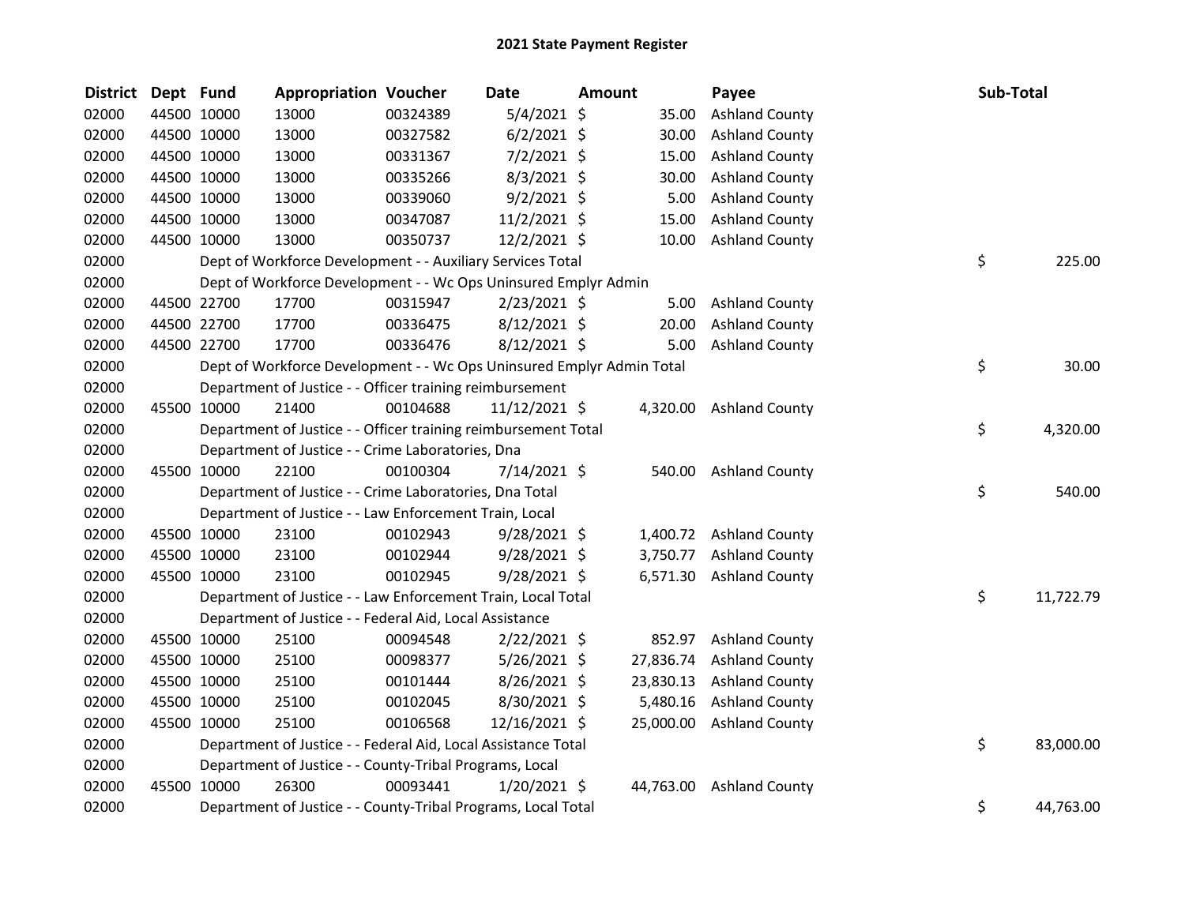# 2021 State Payment Register

| District | Dept | Fund | Appropriation | Voucher | Date | Amount | Payee | Sub-Total |
|---|---|---|---|---|---|---|---|---|
| 02000 | 44500 | 10000 | 13000 | 00324389 | 5/4/2021 | $ 35.00 | Ashland County | |
| 02000 | 44500 | 10000 | 13000 | 00327582 | 6/2/2021 | $ 30.00 | Ashland County | |
| 02000 | 44500 | 10000 | 13000 | 00331367 | 7/2/2021 | $ 15.00 | Ashland County | |
| 02000 | 44500 | 10000 | 13000 | 00335266 | 8/3/2021 | $ 30.00 | Ashland County | |
| 02000 | 44500 | 10000 | 13000 | 00339060 | 9/2/2021 | $ 5.00 | Ashland County | |
| 02000 | 44500 | 10000 | 13000 | 00347087 | 11/2/2021 | $ 15.00 | Ashland County | |
| 02000 | 44500 | 10000 | 13000 | 00350737 | 12/2/2021 | $ 10.00 | Ashland County | |
| 02000 | | | Dept of Workforce Development - - Auxiliary Services Total | | | | | $ 225.00 |
| 02000 | | | Dept of Workforce Development - - Wc Ops Uninsured Emplyr Admin | | | | | |
| 02000 | 44500 | 22700 | 17700 | 00315947 | 2/23/2021 | $ 5.00 | Ashland County | |
| 02000 | 44500 | 22700 | 17700 | 00336475 | 8/12/2021 | $ 20.00 | Ashland County | |
| 02000 | 44500 | 22700 | 17700 | 00336476 | 8/12/2021 | $ 5.00 | Ashland County | |
| 02000 | | | Dept of Workforce Development - - Wc Ops Uninsured Emplyr Admin Total | | | | | $ 30.00 |
| 02000 | | | Department of Justice - - Officer training reimbursement | | | | | |
| 02000 | 45500 | 10000 | 21400 | 00104688 | 11/12/2021 | $ 4,320.00 | Ashland County | |
| 02000 | | | Department of Justice - - Officer training reimbursement Total | | | | | $ 4,320.00 |
| 02000 | | | Department of Justice - - Crime Laboratories, Dna | | | | | |
| 02000 | 45500 | 10000 | 22100 | 00100304 | 7/14/2021 | $ 540.00 | Ashland County | |
| 02000 | | | Department of Justice - - Crime Laboratories, Dna Total | | | | | $ 540.00 |
| 02000 | | | Department of Justice - - Law Enforcement Train, Local | | | | | |
| 02000 | 45500 | 10000 | 23100 | 00102943 | 9/28/2021 | $ 1,400.72 | Ashland County | |
| 02000 | 45500 | 10000 | 23100 | 00102944 | 9/28/2021 | $ 3,750.77 | Ashland County | |
| 02000 | 45500 | 10000 | 23100 | 00102945 | 9/28/2021 | $ 6,571.30 | Ashland County | |
| 02000 | | | Department of Justice - - Law Enforcement Train, Local Total | | | | | $ 11,722.79 |
| 02000 | | | Department of Justice - - Federal Aid, Local Assistance | | | | | |
| 02000 | 45500 | 10000 | 25100 | 00094548 | 2/22/2021 | $ 852.97 | Ashland County | |
| 02000 | 45500 | 10000 | 25100 | 00098377 | 5/26/2021 | $ 27,836.74 | Ashland County | |
| 02000 | 45500 | 10000 | 25100 | 00101444 | 8/26/2021 | $ 23,830.13 | Ashland County | |
| 02000 | 45500 | 10000 | 25100 | 00102045 | 8/30/2021 | $ 5,480.16 | Ashland County | |
| 02000 | 45500 | 10000 | 25100 | 00106568 | 12/16/2021 | $ 25,000.00 | Ashland County | |
| 02000 | | | Department of Justice - - Federal Aid, Local Assistance Total | | | | | $ 83,000.00 |
| 02000 | | | Department of Justice - - County-Tribal Programs, Local | | | | | |
| 02000 | 45500 | 10000 | 26300 | 00093441 | 1/20/2021 | $ 44,763.00 | Ashland County | |
| 02000 | | | Department of Justice - - County-Tribal Programs, Local Total | | | | | $ 44,763.00 |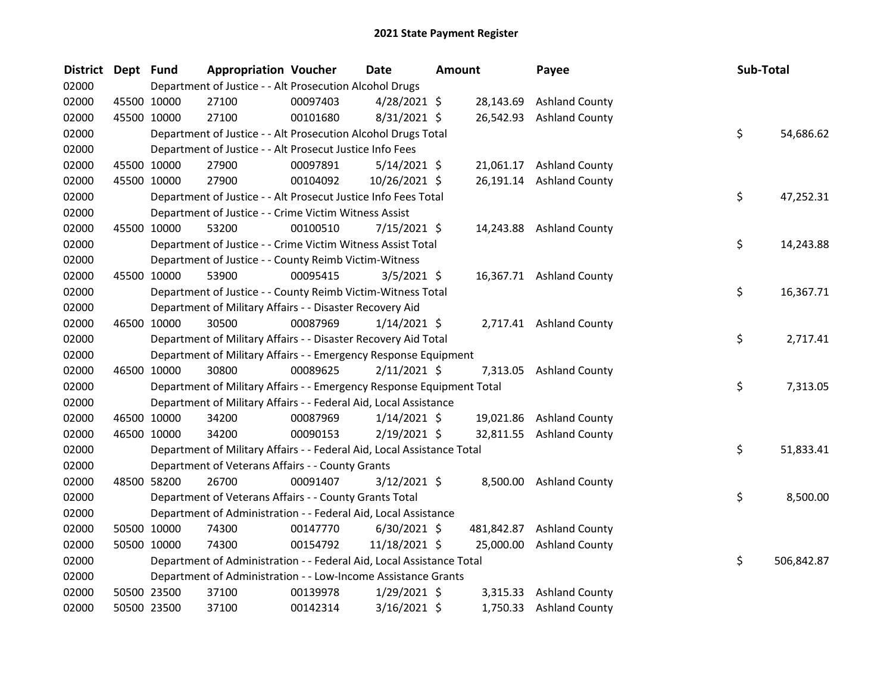# 2021 State Payment Register

| District | Dept | Fund | Appropriation | Voucher | Date | Amount | Payee | Sub-Total |
|---|---|---|---|---|---|---|---|---|
| 02000 | | | Department of Justice - - Alt Prosecution Alcohol Drugs | | | | | |
| 02000 | 45500 | 10000 | 27100 | 00097403 | 4/28/2021 | $ 28,143.69 | Ashland County | |
| 02000 | 45500 | 10000 | 27100 | 00101680 | 8/31/2021 | $ 26,542.93 | Ashland County | |
| 02000 | | | Department of Justice - - Alt Prosecution Alcohol Drugs Total | | | | | $ 54,686.62 |
| 02000 | | | Department of Justice - - Alt Prosecut Justice Info Fees | | | | | |
| 02000 | 45500 | 10000 | 27900 | 00097891 | 5/14/2021 | $ 21,061.17 | Ashland County | |
| 02000 | 45500 | 10000 | 27900 | 00104092 | 10/26/2021 | $ 26,191.14 | Ashland County | |
| 02000 | | | Department of Justice - - Alt Prosecut Justice Info Fees Total | | | | | $ 47,252.31 |
| 02000 | | | Department of Justice - - Crime Victim Witness Assist | | | | | |
| 02000 | 45500 | 10000 | 53200 | 00100510 | 7/15/2021 | $ 14,243.88 | Ashland County | |
| 02000 | | | Department of Justice - - Crime Victim Witness Assist Total | | | | | $ 14,243.88 |
| 02000 | | | Department of Justice - - County Reimb Victim-Witness | | | | | |
| 02000 | 45500 | 10000 | 53900 | 00095415 | 3/5/2021 | $ 16,367.71 | Ashland County | |
| 02000 | | | Department of Justice - - County Reimb Victim-Witness Total | | | | | $ 16,367.71 |
| 02000 | | | Department of Military Affairs - - Disaster Recovery Aid | | | | | |
| 02000 | 46500 | 10000 | 30500 | 00087969 | 1/14/2021 | $ 2,717.41 | Ashland County | |
| 02000 | | | Department of Military Affairs - - Disaster Recovery Aid Total | | | | | $ 2,717.41 |
| 02000 | | | Department of Military Affairs - - Emergency Response Equipment | | | | | |
| 02000 | 46500 | 10000 | 30800 | 00089625 | 2/11/2021 | $ 7,313.05 | Ashland County | |
| 02000 | | | Department of Military Affairs - - Emergency Response Equipment Total | | | | | $ 7,313.05 |
| 02000 | | | Department of Military Affairs - - Federal Aid, Local Assistance | | | | | |
| 02000 | 46500 | 10000 | 34200 | 00087969 | 1/14/2021 | $ 19,021.86 | Ashland County | |
| 02000 | 46500 | 10000 | 34200 | 00090153 | 2/19/2021 | $ 32,811.55 | Ashland County | |
| 02000 | | | Department of Military Affairs - - Federal Aid, Local Assistance Total | | | | | $ 51,833.41 |
| 02000 | | | Department of Veterans Affairs - - County Grants | | | | | |
| 02000 | 48500 | 58200 | 26700 | 00091407 | 3/12/2021 | $ 8,500.00 | Ashland County | |
| 02000 | | | Department of Veterans Affairs - - County Grants Total | | | | | $ 8,500.00 |
| 02000 | | | Department of Administration - - Federal Aid, Local Assistance | | | | | |
| 02000 | 50500 | 10000 | 74300 | 00147770 | 6/30/2021 | $ 481,842.87 | Ashland County | |
| 02000 | 50500 | 10000 | 74300 | 00154792 | 11/18/2021 | $ 25,000.00 | Ashland County | |
| 02000 | | | Department of Administration - - Federal Aid, Local Assistance Total | | | | | $ 506,842.87 |
| 02000 | | | Department of Administration - - Low-Income Assistance Grants | | | | | |
| 02000 | 50500 | 23500 | 37100 | 00139978 | 1/29/2021 | $ 3,315.33 | Ashland County | |
| 02000 | 50500 | 23500 | 37100 | 00142314 | 3/16/2021 | $ 1,750.33 | Ashland County | |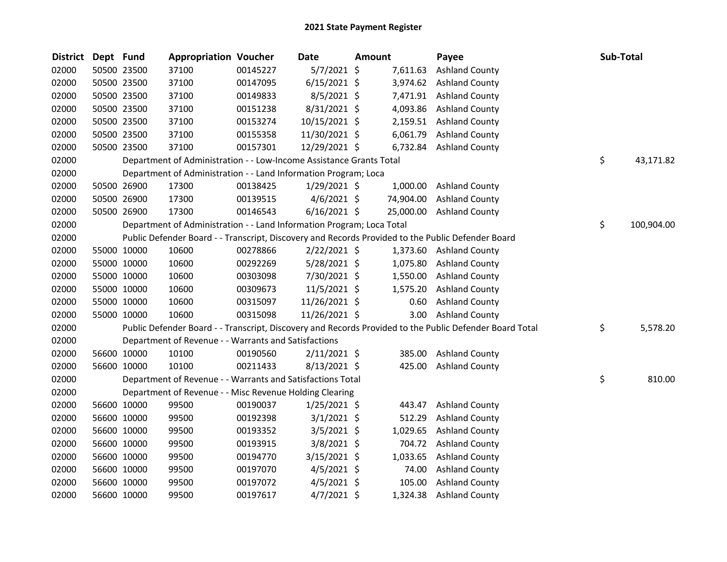# 2021 State Payment Register

| District | Dept | Fund | Appropriation | Voucher | Date | Amount | Payee | Sub-Total |
|---|---|---|---|---|---|---|---|---|
| 02000 | 50500 | 23500 | 37100 | 00145227 | 5/7/2021 | $ 7,611.63 | Ashland County | |
| 02000 | 50500 | 23500 | 37100 | 00147095 | 6/15/2021 | $ 3,974.62 | Ashland County | |
| 02000 | 50500 | 23500 | 37100 | 00149833 | 8/5/2021 | $ 7,471.91 | Ashland County | |
| 02000 | 50500 | 23500 | 37100 | 00151238 | 8/31/2021 | $ 4,093.86 | Ashland County | |
| 02000 | 50500 | 23500 | 37100 | 00153274 | 10/15/2021 | $ 2,159.51 | Ashland County | |
| 02000 | 50500 | 23500 | 37100 | 00155358 | 11/30/2021 | $ 6,061.79 | Ashland County | |
| 02000 | 50500 | 23500 | 37100 | 00157301 | 12/29/2021 | $ 6,732.84 | Ashland County | |
| 02000 | | | Department of Administration - - Low-Income Assistance Grants Total | | | | | $ 43,171.82 |
| 02000 | | | Department of Administration - - Land Information Program; Loca | | | | | |
| 02000 | 50500 | 26900 | 17300 | 00138425 | 1/29/2021 | $ 1,000.00 | Ashland County | |
| 02000 | 50500 | 26900 | 17300 | 00139515 | 4/6/2021 | $ 74,904.00 | Ashland County | |
| 02000 | 50500 | 26900 | 17300 | 00146543 | 6/16/2021 | $ 25,000.00 | Ashland County | |
| 02000 | | | Department of Administration - - Land Information Program; Loca Total | | | | | $ 100,904.00 |
| 02000 | | | Public Defender Board - - Transcript, Discovery and Records Provided to the Public Defender Board | | | | | |
| 02000 | 55000 | 10000 | 10600 | 00278866 | 2/22/2021 | $ 1,373.60 | Ashland County | |
| 02000 | 55000 | 10000 | 10600 | 00292269 | 5/28/2021 | $ 1,075.80 | Ashland County | |
| 02000 | 55000 | 10000 | 10600 | 00303098 | 7/30/2021 | $ 1,550.00 | Ashland County | |
| 02000 | 55000 | 10000 | 10600 | 00309673 | 11/5/2021 | $ 1,575.20 | Ashland County | |
| 02000 | 55000 | 10000 | 10600 | 00315097 | 11/26/2021 | $ 0.60 | Ashland County | |
| 02000 | 55000 | 10000 | 10600 | 00315098 | 11/26/2021 | $ 3.00 | Ashland County | |
| 02000 | | | Public Defender Board - - Transcript, Discovery and Records Provided to the Public Defender Board Total | | | | | $ 5,578.20 |
| 02000 | | | Department of Revenue - - Warrants and Satisfactions | | | | | |
| 02000 | 56600 | 10000 | 10100 | 00190560 | 2/11/2021 | $ 385.00 | Ashland County | |
| 02000 | 56600 | 10000 | 10100 | 00211433 | 8/13/2021 | $ 425.00 | Ashland County | |
| 02000 | | | Department of Revenue - - Warrants and Satisfactions Total | | | | | $ 810.00 |
| 02000 | | | Department of Revenue - - Misc Revenue Holding Clearing | | | | | |
| 02000 | 56600 | 10000 | 99500 | 00190037 | 1/25/2021 | $ 443.47 | Ashland County | |
| 02000 | 56600 | 10000 | 99500 | 00192398 | 3/1/2021 | $ 512.29 | Ashland County | |
| 02000 | 56600 | 10000 | 99500 | 00193352 | 3/5/2021 | $ 1,029.65 | Ashland County | |
| 02000 | 56600 | 10000 | 99500 | 00193915 | 3/8/2021 | $ 704.72 | Ashland County | |
| 02000 | 56600 | 10000 | 99500 | 00194770 | 3/15/2021 | $ 1,033.65 | Ashland County | |
| 02000 | 56600 | 10000 | 99500 | 00197070 | 4/5/2021 | $ 74.00 | Ashland County | |
| 02000 | 56600 | 10000 | 99500 | 00197072 | 4/5/2021 | $ 105.00 | Ashland County | |
| 02000 | 56600 | 10000 | 99500 | 00197617 | 4/7/2021 | $ 1,324.38 | Ashland County | |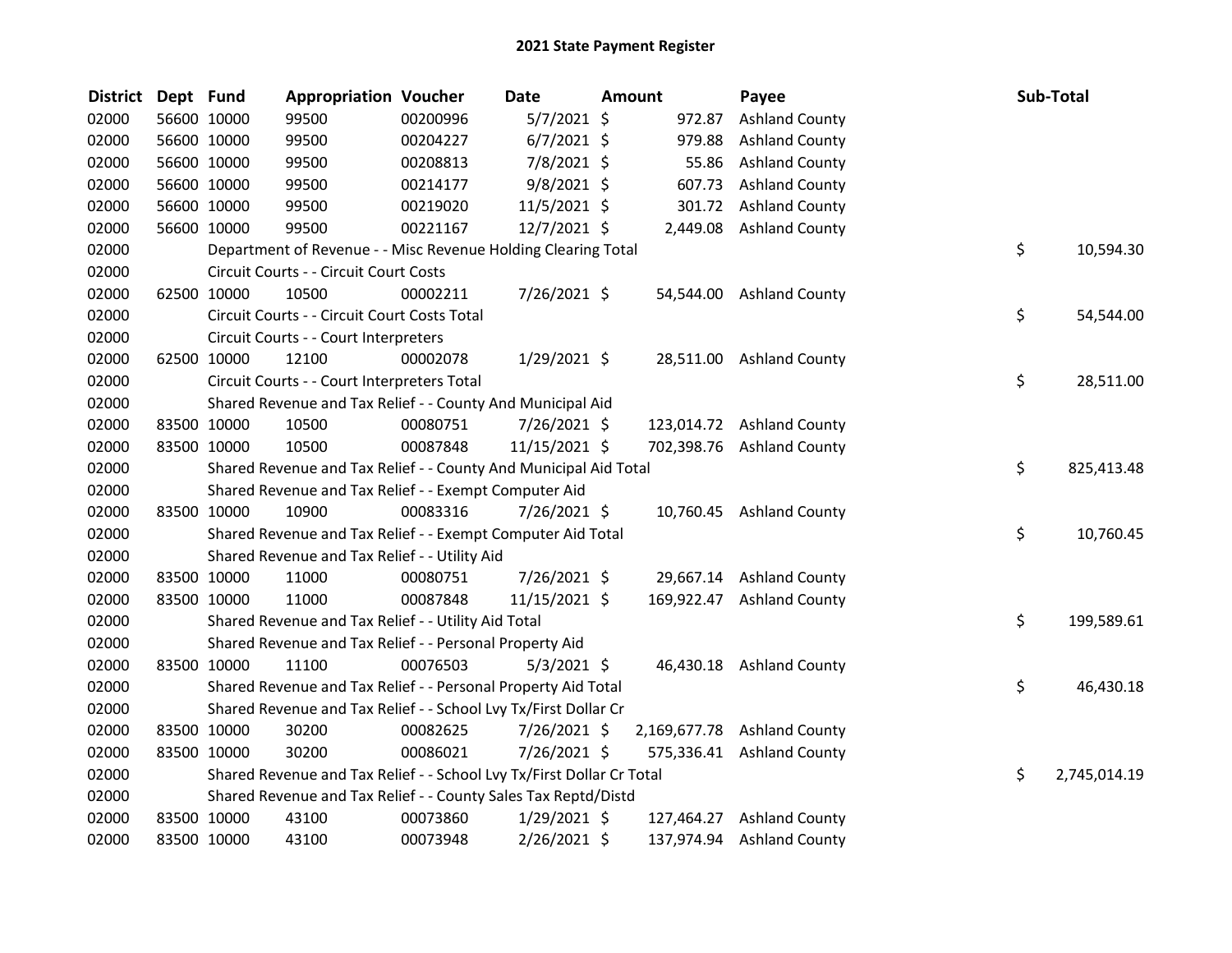# 2021 State Payment Register

| District | Dept | Fund | Appropriation | Voucher | Date | Amount | Payee | Sub-Total |
|---|---|---|---|---|---|---|---|---|
| 02000 | 56600 | 10000 | 99500 | 00200996 | 5/7/2021 | $ 972.87 | Ashland County | |
| 02000 | 56600 | 10000 | 99500 | 00204227 | 6/7/2021 | $ 979.88 | Ashland County | |
| 02000 | 56600 | 10000 | 99500 | 00208813 | 7/8/2021 | $ 55.86 | Ashland County | |
| 02000 | 56600 | 10000 | 99500 | 00214177 | 9/8/2021 | $ 607.73 | Ashland County | |
| 02000 | 56600 | 10000 | 99500 | 00219020 | 11/5/2021 | $ 301.72 | Ashland County | |
| 02000 | 56600 | 10000 | 99500 | 00221167 | 12/7/2021 | $ 2,449.08 | Ashland County | |
| 02000 | | Department of Revenue - - Misc Revenue Holding Clearing Total | | | | | | $ 10,594.30 |
| 02000 | | Circuit Courts - - Circuit Court Costs | | | | | | |
| 02000 | 62500 | 10000 | 10500 | 00002211 | 7/26/2021 | $ 54,544.00 | Ashland County | |
| 02000 | | Circuit Courts - - Circuit Court Costs Total | | | | | | $ 54,544.00 |
| 02000 | | Circuit Courts - - Court Interpreters | | | | | | |
| 02000 | 62500 | 10000 | 12100 | 00002078 | 1/29/2021 | $ 28,511.00 | Ashland County | |
| 02000 | | Circuit Courts - - Court Interpreters Total | | | | | | $ 28,511.00 |
| 02000 | | Shared Revenue and Tax Relief - - County And Municipal Aid | | | | | | |
| 02000 | 83500 | 10000 | 10500 | 00080751 | 7/26/2021 | $ 123,014.72 | Ashland County | |
| 02000 | 83500 | 10000 | 10500 | 00087848 | 11/15/2021 | $ 702,398.76 | Ashland County | |
| 02000 | | Shared Revenue and Tax Relief - - County And Municipal Aid Total | | | | | | $ 825,413.48 |
| 02000 | | Shared Revenue and Tax Relief - - Exempt Computer Aid | | | | | | |
| 02000 | 83500 | 10000 | 10900 | 00083316 | 7/26/2021 | $ 10,760.45 | Ashland County | |
| 02000 | | Shared Revenue and Tax Relief - - Exempt Computer Aid Total | | | | | | $ 10,760.45 |
| 02000 | | Shared Revenue and Tax Relief - - Utility Aid | | | | | | |
| 02000 | 83500 | 10000 | 11000 | 00080751 | 7/26/2021 | $ 29,667.14 | Ashland County | |
| 02000 | 83500 | 10000 | 11000 | 00087848 | 11/15/2021 | $ 169,922.47 | Ashland County | |
| 02000 | | Shared Revenue and Tax Relief - - Utility Aid Total | | | | | | $ 199,589.61 |
| 02000 | | Shared Revenue and Tax Relief - - Personal Property Aid | | | | | | |
| 02000 | 83500 | 10000 | 11100 | 00076503 | 5/3/2021 | $ 46,430.18 | Ashland County | |
| 02000 | | Shared Revenue and Tax Relief - - Personal Property Aid Total | | | | | | $ 46,430.18 |
| 02000 | | Shared Revenue and Tax Relief - - School Lvy Tx/First Dollar Cr | | | | | | |
| 02000 | 83500 | 10000 | 30200 | 00082625 | 7/26/2021 | $ 2,169,677.78 | Ashland County | |
| 02000 | 83500 | 10000 | 30200 | 00086021 | 7/26/2021 | $ 575,336.41 | Ashland County | |
| 02000 | | Shared Revenue and Tax Relief - - School Lvy Tx/First Dollar Cr Total | | | | | | $ 2,745,014.19 |
| 02000 | | Shared Revenue and Tax Relief - - County Sales Tax Reptd/Distd | | | | | | |
| 02000 | 83500 | 10000 | 43100 | 00073860 | 1/29/2021 | $ 127,464.27 | Ashland County | |
| 02000 | 83500 | 10000 | 43100 | 00073948 | 2/26/2021 | $ 137,974.94 | Ashland County | |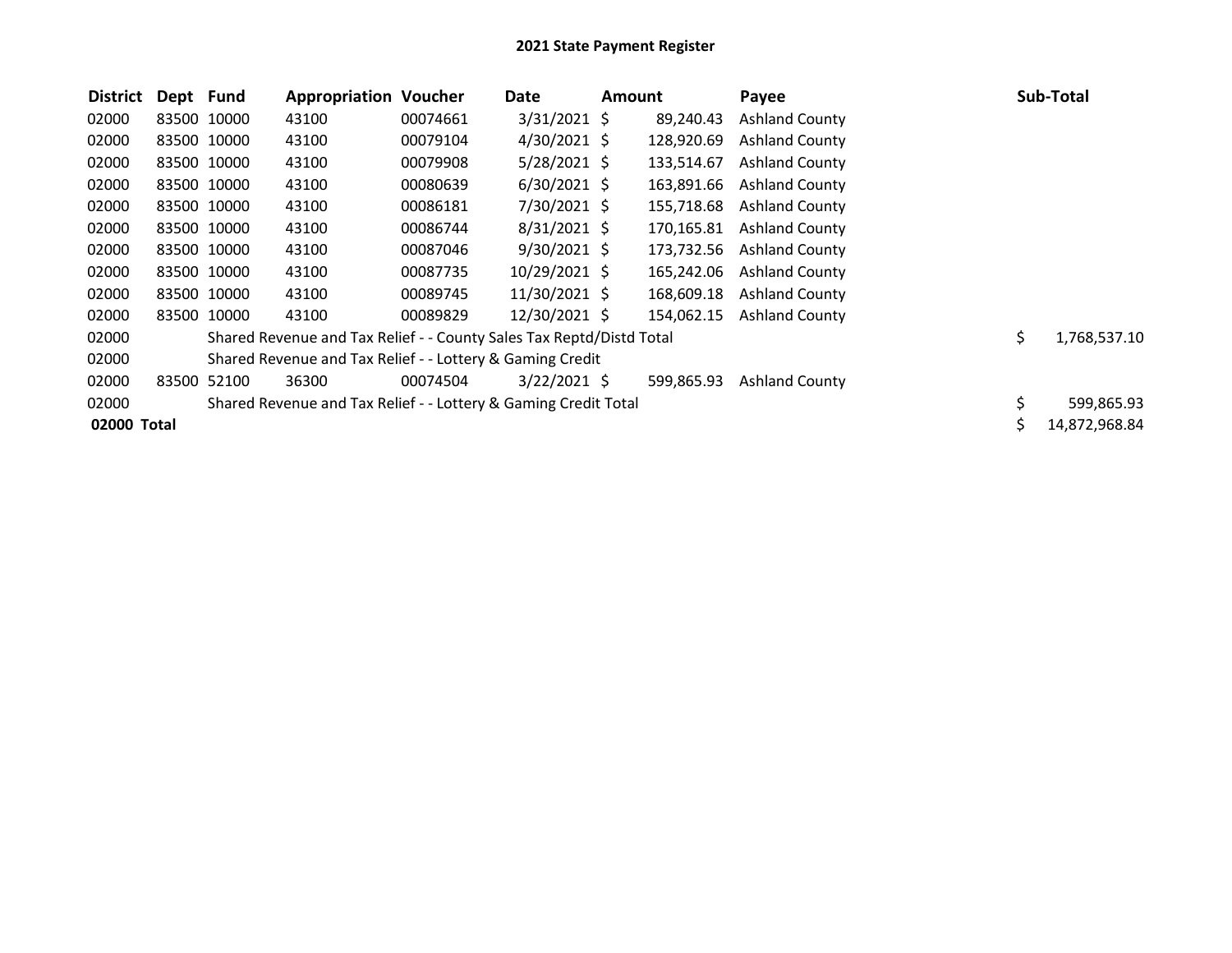# 2021 State Payment Register

| District | Dept | Fund | Appropriation | Voucher | Date | Amount | Payee | Sub-Total |
|---|---|---|---|---|---|---|---|---|
| 02000 | 83500 | 10000 | 43100 | 00074661 | 3/31/2021 | $ 89,240.43 | Ashland County | |
| 02000 | 83500 | 10000 | 43100 | 00079104 | 4/30/2021 | $ 128,920.69 | Ashland County | |
| 02000 | 83500 | 10000 | 43100 | 00079908 | 5/28/2021 | $ 133,514.67 | Ashland County | |
| 02000 | 83500 | 10000 | 43100 | 00080639 | 6/30/2021 | $ 163,891.66 | Ashland County | |
| 02000 | 83500 | 10000 | 43100 | 00086181 | 7/30/2021 | $ 155,718.68 | Ashland County | |
| 02000 | 83500 | 10000 | 43100 | 00086744 | 8/31/2021 | $ 170,165.81 | Ashland County | |
| 02000 | 83500 | 10000 | 43100 | 00087046 | 9/30/2021 | $ 173,732.56 | Ashland County | |
| 02000 | 83500 | 10000 | 43100 | 00087735 | 10/29/2021 | $ 165,242.06 | Ashland County | |
| 02000 | 83500 | 10000 | 43100 | 00089745 | 11/30/2021 | $ 168,609.18 | Ashland County | |
| 02000 | 83500 | 10000 | 43100 | 00089829 | 12/30/2021 | $ 154,062.15 | Ashland County | |
| 02000 | Shared Revenue and Tax Relief - - County Sales Tax Reptd/Distd Total | | | | | | | $ 1,768,537.10 |
| 02000 | Shared Revenue and Tax Relief - - Lottery & Gaming Credit | | | | | | | |
| 02000 | 83500 | 52100 | 36300 | 00074504 | 3/22/2021 | $ 599,865.93 | Ashland County | |
| 02000 | Shared Revenue and Tax Relief - - Lottery & Gaming Credit Total | | | | | | | $ 599,865.93 |
| **02000 Total** | | | | | | | | $ 14,872,968.84 |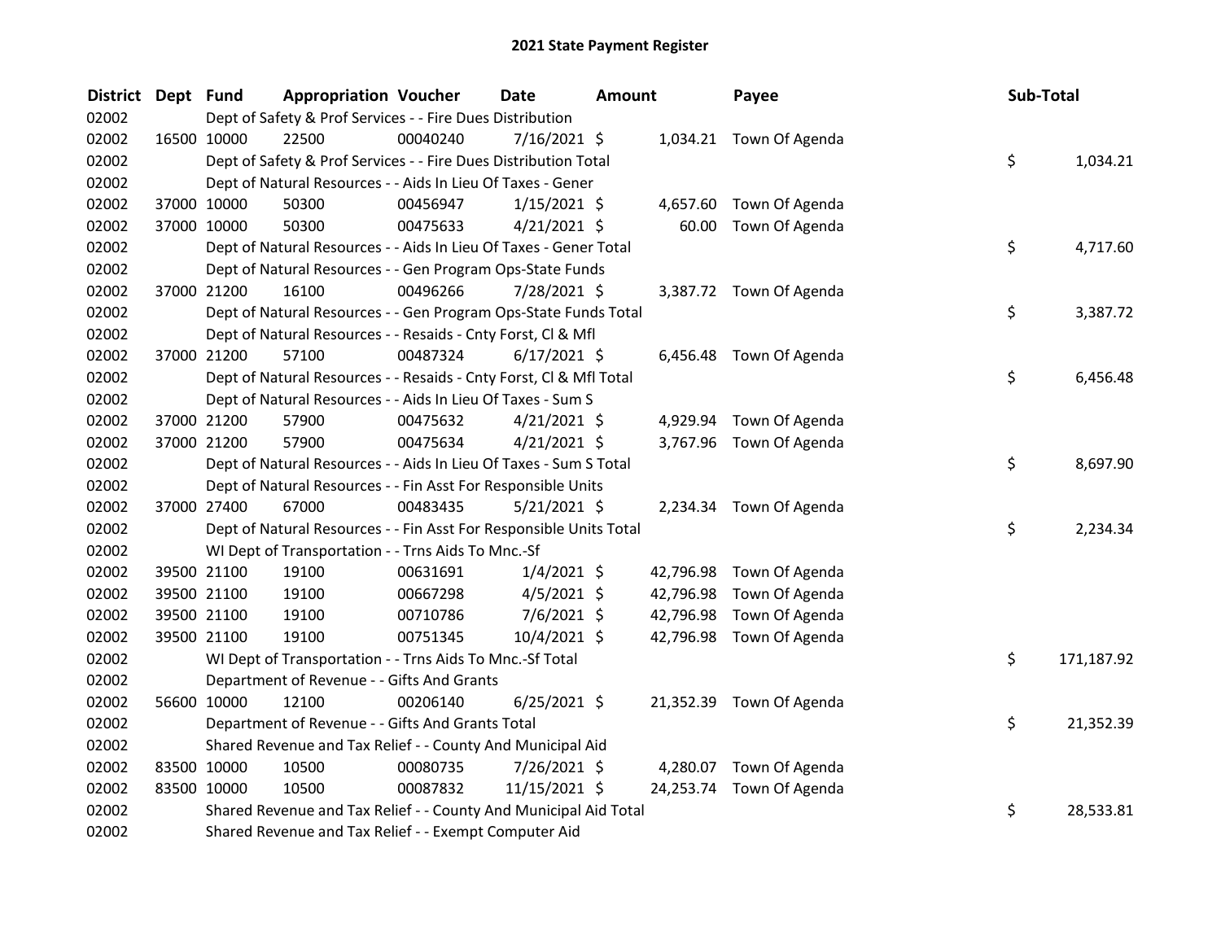# 2021 State Payment Register

| District | Dept | Fund | Appropriation | Voucher | Date | Amount | Payee | Sub-Total |
|---|---|---|---|---|---|---|---|---|
| 02002 | | Dept of Safety & Prof Services - - Fire Dues Distribution | | | | | | |
| 02002 | 16500 | 10000 | 22500 | 00040240 | 7/16/2021 | $ 1,034.21 | Town Of Agenda | |
| 02002 | | Dept of Safety & Prof Services - - Fire Dues Distribution Total | | | | | | $ 1,034.21 |
| 02002 | | Dept of Natural Resources - - Aids In Lieu Of Taxes - Gener | | | | | | |
| 02002 | 37000 | 10000 | 50300 | 00456947 | 1/15/2021 | $ 4,657.60 | Town Of Agenda | |
| 02002 | 37000 | 10000 | 50300 | 00475633 | 4/21/2021 | $ 60.00 | Town Of Agenda | |
| 02002 | | Dept of Natural Resources - - Aids In Lieu Of Taxes - Gener Total | | | | | | $ 4,717.60 |
| 02002 | | Dept of Natural Resources - - Gen Program Ops-State Funds | | | | | | |
| 02002 | 37000 | 21200 | 16100 | 00496266 | 7/28/2021 | $ 3,387.72 | Town Of Agenda | |
| 02002 | | Dept of Natural Resources - - Gen Program Ops-State Funds Total | | | | | | $ 3,387.72 |
| 02002 | | Dept of Natural Resources - - Resaids - Cnty Forst, Cl & Mfl | | | | | | |
| 02002 | 37000 | 21200 | 57100 | 00487324 | 6/17/2021 | $ 6,456.48 | Town Of Agenda | |
| 02002 | | Dept of Natural Resources - - Resaids - Cnty Forst, Cl & Mfl Total | | | | | | $ 6,456.48 |
| 02002 | | Dept of Natural Resources - - Aids In Lieu Of Taxes - Sum S | | | | | | |
| 02002 | 37000 | 21200 | 57900 | 00475632 | 4/21/2021 | $ 4,929.94 | Town Of Agenda | |
| 02002 | 37000 | 21200 | 57900 | 00475634 | 4/21/2021 | $ 3,767.96 | Town Of Agenda | |
| 02002 | | Dept of Natural Resources - - Aids In Lieu Of Taxes - Sum S Total | | | | | | $ 8,697.90 |
| 02002 | | Dept of Natural Resources - - Fin Asst For Responsible Units | | | | | | |
| 02002 | 37000 | 27400 | 67000 | 00483435 | 5/21/2021 | $ 2,234.34 | Town Of Agenda | |
| 02002 | | Dept of Natural Resources - - Fin Asst For Responsible Units Total | | | | | | $ 2,234.34 |
| 02002 | | WI Dept of Transportation - - Trns Aids To Mnc.-Sf | | | | | | |
| 02002 | 39500 | 21100 | 19100 | 00631691 | 1/4/2021 | $ 42,796.98 | Town Of Agenda | |
| 02002 | 39500 | 21100 | 19100 | 00667298 | 4/5/2021 | $ 42,796.98 | Town Of Agenda | |
| 02002 | 39500 | 21100 | 19100 | 00710786 | 7/6/2021 | $ 42,796.98 | Town Of Agenda | |
| 02002 | 39500 | 21100 | 19100 | 00751345 | 10/4/2021 | $ 42,796.98 | Town Of Agenda | |
| 02002 | | WI Dept of Transportation - - Trns Aids To Mnc.-Sf Total | | | | | | $ 171,187.92 |
| 02002 | | Department of Revenue - - Gifts And Grants | | | | | | |
| 02002 | 56600 | 10000 | 12100 | 00206140 | 6/25/2021 | $ 21,352.39 | Town Of Agenda | |
| 02002 | | Department of Revenue - - Gifts And Grants Total | | | | | | $ 21,352.39 |
| 02002 | | Shared Revenue and Tax Relief - - County And Municipal Aid | | | | | | |
| 02002 | 83500 | 10000 | 10500 | 00080735 | 7/26/2021 | $ 4,280.07 | Town Of Agenda | |
| 02002 | 83500 | 10000 | 10500 | 00087832 | 11/15/2021 | $ 24,253.74 | Town Of Agenda | |
| 02002 | | Shared Revenue and Tax Relief - - County And Municipal Aid Total | | | | | | $ 28,533.81 |
| 02002 | | Shared Revenue and Tax Relief - - Exempt Computer Aid | | | | | | |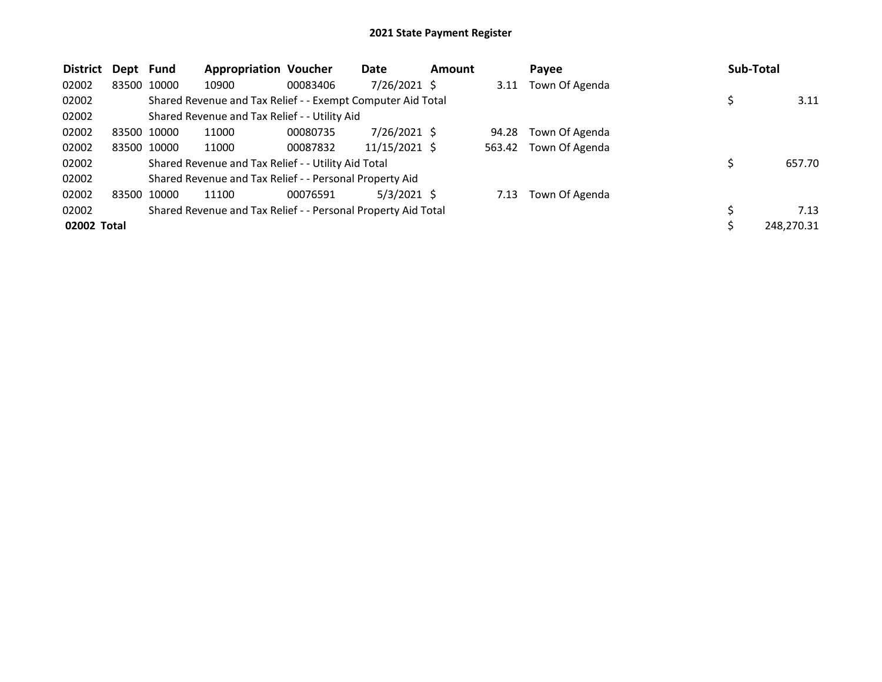## 2021 State Payment Register

| District | Dept | Fund | Appropriation | Voucher | Date | Amount | Payee | Sub-Total |
|---|---|---|---|---|---|---|---|---|
| 02002 | 83500 | 10000 | 10900 | 00083406 | 7/26/2021 | $ 3.11 | Town Of Agenda | |
| 02002 | | Shared Revenue and Tax Relief - - Exempt Computer Aid Total | | | | | | $ 3.11 |
| 02002 | | Shared Revenue and Tax Relief - - Utility Aid | | | | | | |
| 02002 | 83500 | 10000 | 11000 | 00080735 | 7/26/2021 | $ 94.28 | Town Of Agenda | |
| 02002 | 83500 | 10000 | 11000 | 00087832 | 11/15/2021 | $ 563.42 | Town Of Agenda | |
| 02002 | | Shared Revenue and Tax Relief - - Utility Aid Total | | | | | | $ 657.70 |
| 02002 | | Shared Revenue and Tax Relief - - Personal Property Aid | | | | | | |
| 02002 | 83500 | 10000 | 11100 | 00076591 | 5/3/2021 | $ 7.13 | Town Of Agenda | |
| 02002 | | Shared Revenue and Tax Relief - - Personal Property Aid Total | | | | | | $ 7.13 |
| **02002 Total** | | | | | | | | $ 248,270.31 |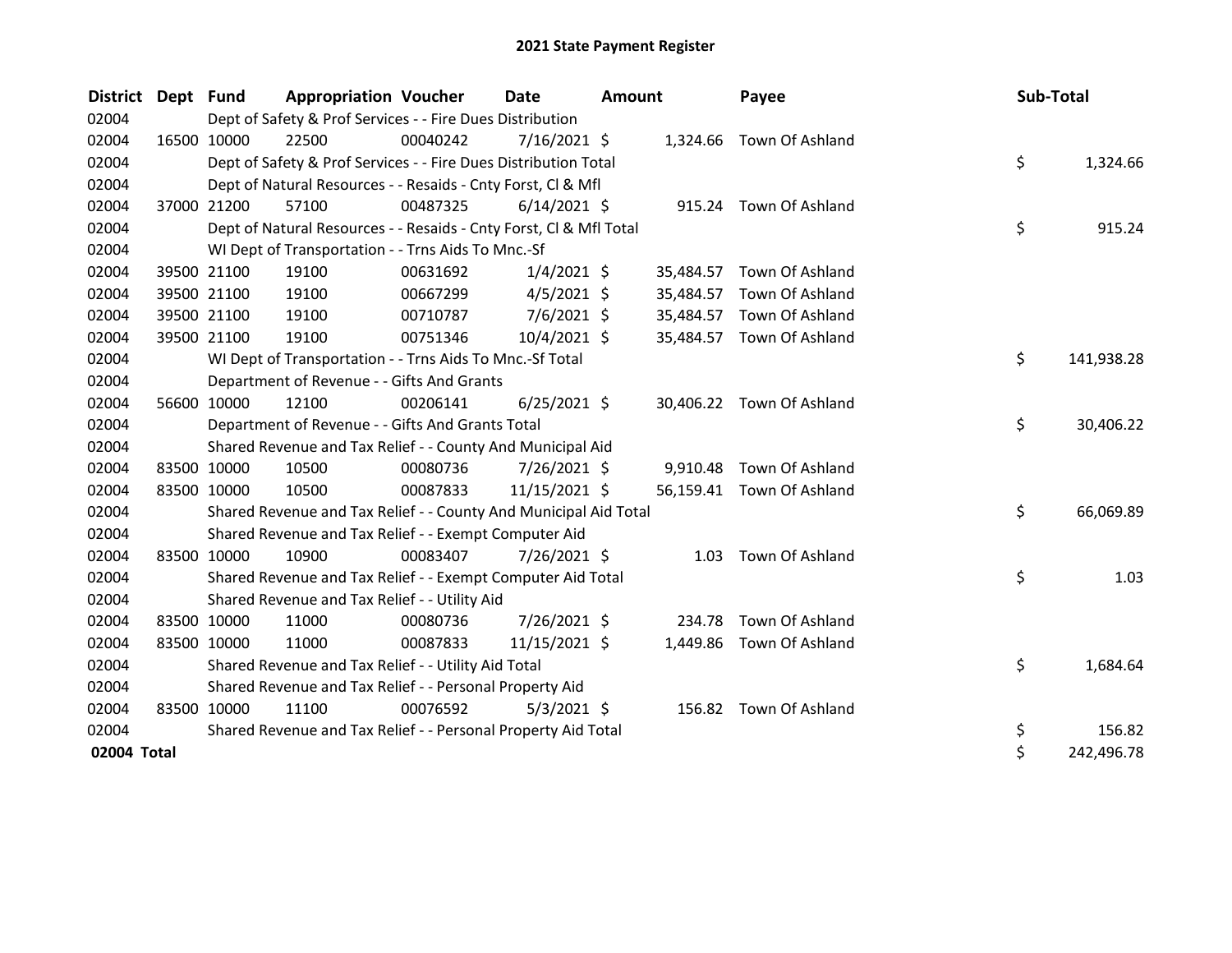# 2021 State Payment Register

| District | Dept | Fund | Appropriation | Voucher | Date | Amount | Payee | Sub-Total |
|---|---|---|---|---|---|---|---|---|
| 02004 | | Dept of Safety & Prof Services - - Fire Dues Distribution | | | | | | |
| 02004 | 16500 | 10000 | 22500 | 00040242 | 7/16/2021 | $ 1,324.66 | Town Of Ashland | |
| 02004 | | Dept of Safety & Prof Services - - Fire Dues Distribution Total | | | | | | $ 1,324.66 |
| 02004 | | Dept of Natural Resources - - Resaids - Cnty Forst, Cl & Mfl | | | | | | |
| 02004 | 37000 | 21200 | 57100 | 00487325 | 6/14/2021 | $ 915.24 | Town Of Ashland | |
| 02004 | | Dept of Natural Resources - - Resaids - Cnty Forst, Cl & Mfl Total | | | | | | $ 915.24 |
| 02004 | | WI Dept of Transportation - - Trns Aids To Mnc.-Sf | | | | | | |
| 02004 | 39500 | 21100 | 19100 | 00631692 | 1/4/2021 | $ 35,484.57 | Town Of Ashland | |
| 02004 | 39500 | 21100 | 19100 | 00667299 | 4/5/2021 | $ 35,484.57 | Town Of Ashland | |
| 02004 | 39500 | 21100 | 19100 | 00710787 | 7/6/2021 | $ 35,484.57 | Town Of Ashland | |
| 02004 | 39500 | 21100 | 19100 | 00751346 | 10/4/2021 | $ 35,484.57 | Town Of Ashland | |
| 02004 | | WI Dept of Transportation - - Trns Aids To Mnc.-Sf Total | | | | | | $ 141,938.28 |
| 02004 | | Department of Revenue - - Gifts And Grants | | | | | | |
| 02004 | 56600 | 10000 | 12100 | 00206141 | 6/25/2021 | $ 30,406.22 | Town Of Ashland | |
| 02004 | | Department of Revenue - - Gifts And Grants Total | | | | | | $ 30,406.22 |
| 02004 | | Shared Revenue and Tax Relief - - County And Municipal Aid | | | | | | |
| 02004 | 83500 | 10000 | 10500 | 00080736 | 7/26/2021 | $ 9,910.48 | Town Of Ashland | |
| 02004 | 83500 | 10000 | 10500 | 00087833 | 11/15/2021 | $ 56,159.41 | Town Of Ashland | |
| 02004 | | Shared Revenue and Tax Relief - - County And Municipal Aid Total | | | | | | $ 66,069.89 |
| 02004 | | Shared Revenue and Tax Relief - - Exempt Computer Aid | | | | | | |
| 02004 | 83500 | 10000 | 10900 | 00083407 | 7/26/2021 | $ 1.03 | Town Of Ashland | |
| 02004 | | Shared Revenue and Tax Relief - - Exempt Computer Aid Total | | | | | | $ 1.03 |
| 02004 | | Shared Revenue and Tax Relief - - Utility Aid | | | | | | |
| 02004 | 83500 | 10000 | 11000 | 00080736 | 7/26/2021 | $ 234.78 | Town Of Ashland | |
| 02004 | 83500 | 10000 | 11000 | 00087833 | 11/15/2021 | $ 1,449.86 | Town Of Ashland | |
| 02004 | | Shared Revenue and Tax Relief - - Utility Aid Total | | | | | | $ 1,684.64 |
| 02004 | | Shared Revenue and Tax Relief - - Personal Property Aid | | | | | | |
| 02004 | 83500 | 10000 | 11100 | 00076592 | 5/3/2021 | $ 156.82 | Town Of Ashland | |
| 02004 | | Shared Revenue and Tax Relief - - Personal Property Aid Total | | | | | | $ 156.82 |
| **02004 Total** | | | | | | | | $ 242,496.78 |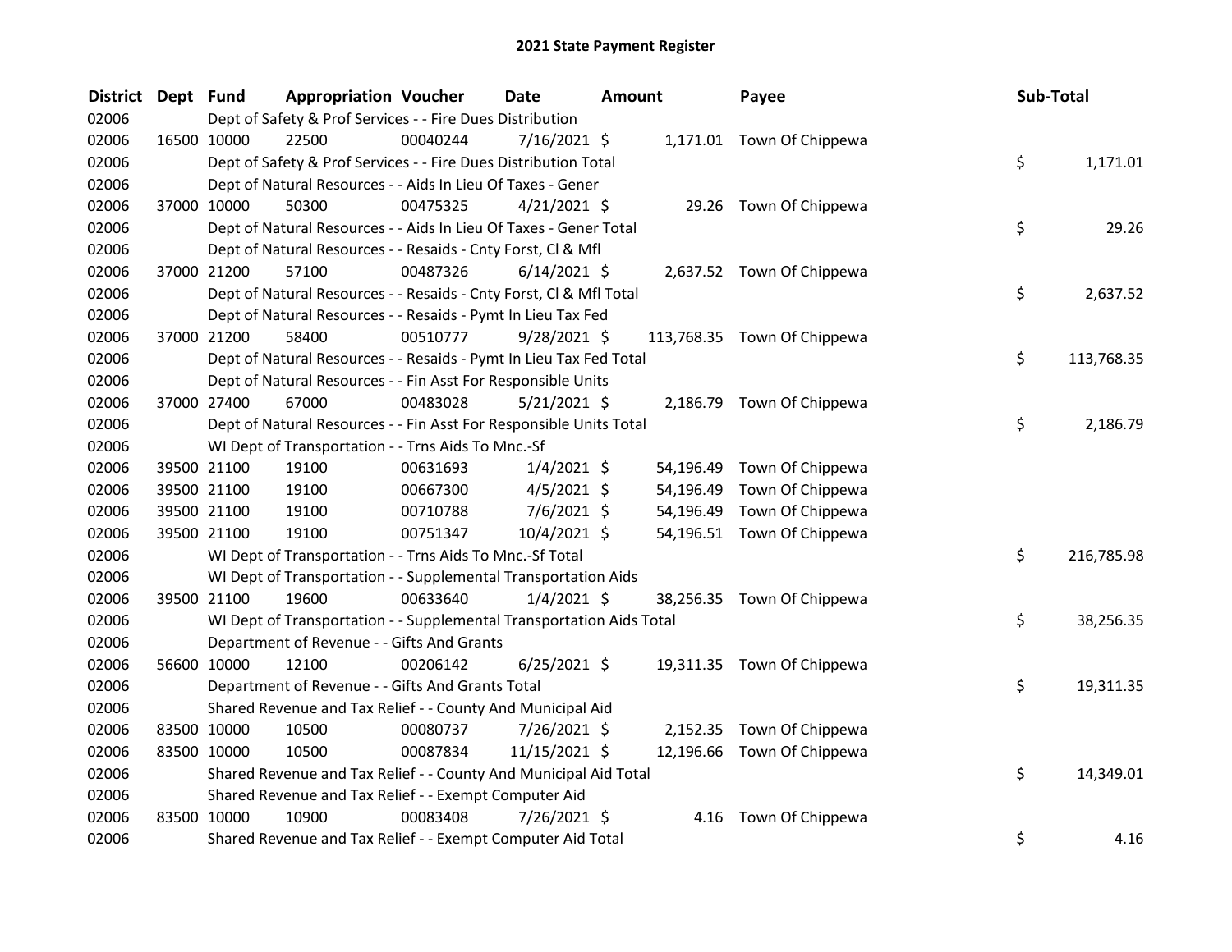# 2021 State Payment Register

| District | Dept | Fund | Appropriation | Voucher | Date | Amount | Payee | Sub-Total |
|---|---|---|---|---|---|---|---|---|
| 02006 | | Dept of Safety & Prof Services - - Fire Dues Distribution | | | | | | |
| 02006 | 16500 | 10000 | 22500 | 00040244 | 7/16/2021 | $ 1,171.01 | Town Of Chippewa | |
| 02006 | | Dept of Safety & Prof Services - - Fire Dues Distribution Total | | | | | | $ 1,171.01 |
| 02006 | | Dept of Natural Resources - - Aids In Lieu Of Taxes - Gener | | | | | | |
| 02006 | 37000 | 10000 | 50300 | 00475325 | 4/21/2021 | $ 29.26 | Town Of Chippewa | |
| 02006 | | Dept of Natural Resources - - Aids In Lieu Of Taxes - Gener Total | | | | | | $ 29.26 |
| 02006 | | Dept of Natural Resources - - Resaids - Cnty Forst, Cl & Mfl | | | | | | |
| 02006 | 37000 | 21200 | 57100 | 00487326 | 6/14/2021 | $ 2,637.52 | Town Of Chippewa | |
| 02006 | | Dept of Natural Resources - - Resaids - Cnty Forst, Cl & Mfl Total | | | | | | $ 2,637.52 |
| 02006 | | Dept of Natural Resources - - Resaids - Pymt In Lieu Tax Fed | | | | | | |
| 02006 | 37000 | 21200 | 58400 | 00510777 | 9/28/2021 | $ 113,768.35 | Town Of Chippewa | |
| 02006 | | Dept of Natural Resources - - Resaids - Pymt In Lieu Tax Fed Total | | | | | | $ 113,768.35 |
| 02006 | | Dept of Natural Resources - - Fin Asst For Responsible Units | | | | | | |
| 02006 | 37000 | 27400 | 67000 | 00483028 | 5/21/2021 | $ 2,186.79 | Town Of Chippewa | |
| 02006 | | Dept of Natural Resources - - Fin Asst For Responsible Units Total | | | | | | $ 2,186.79 |
| 02006 | | WI Dept of Transportation - - Trns Aids To Mnc.-Sf | | | | | | |
| 02006 | 39500 | 21100 | 19100 | 00631693 | 1/4/2021 | $ 54,196.49 | Town Of Chippewa | |
| 02006 | 39500 | 21100 | 19100 | 00667300 | 4/5/2021 | $ 54,196.49 | Town Of Chippewa | |
| 02006 | 39500 | 21100 | 19100 | 00710788 | 7/6/2021 | $ 54,196.49 | Town Of Chippewa | |
| 02006 | 39500 | 21100 | 19100 | 00751347 | 10/4/2021 | $ 54,196.51 | Town Of Chippewa | |
| 02006 | | WI Dept of Transportation - - Trns Aids To Mnc.-Sf Total | | | | | | $ 216,785.98 |
| 02006 | | WI Dept of Transportation - - Supplemental Transportation Aids | | | | | | |
| 02006 | 39500 | 21100 | 19600 | 00633640 | 1/4/2021 | $ 38,256.35 | Town Of Chippewa | |
| 02006 | | WI Dept of Transportation - - Supplemental Transportation Aids Total | | | | | | $ 38,256.35 |
| 02006 | | Department of Revenue - - Gifts And Grants | | | | | | |
| 02006 | 56600 | 10000 | 12100 | 00206142 | 6/25/2021 | $ 19,311.35 | Town Of Chippewa | |
| 02006 | | Department of Revenue - - Gifts And Grants Total | | | | | | $ 19,311.35 |
| 02006 | | Shared Revenue and Tax Relief - - County And Municipal Aid | | | | | | |
| 02006 | 83500 | 10000 | 10500 | 00080737 | 7/26/2021 | $ 2,152.35 | Town Of Chippewa | |
| 02006 | 83500 | 10000 | 10500 | 00087834 | 11/15/2021 | $ 12,196.66 | Town Of Chippewa | |
| 02006 | | Shared Revenue and Tax Relief - - County And Municipal Aid Total | | | | | | $ 14,349.01 |
| 02006 | | Shared Revenue and Tax Relief - - Exempt Computer Aid | | | | | | |
| 02006 | 83500 | 10000 | 10900 | 00083408 | 7/26/2021 | $ 4.16 | Town Of Chippewa | |
| 02006 | | Shared Revenue and Tax Relief - - Exempt Computer Aid Total | | | | | | $ 4.16 |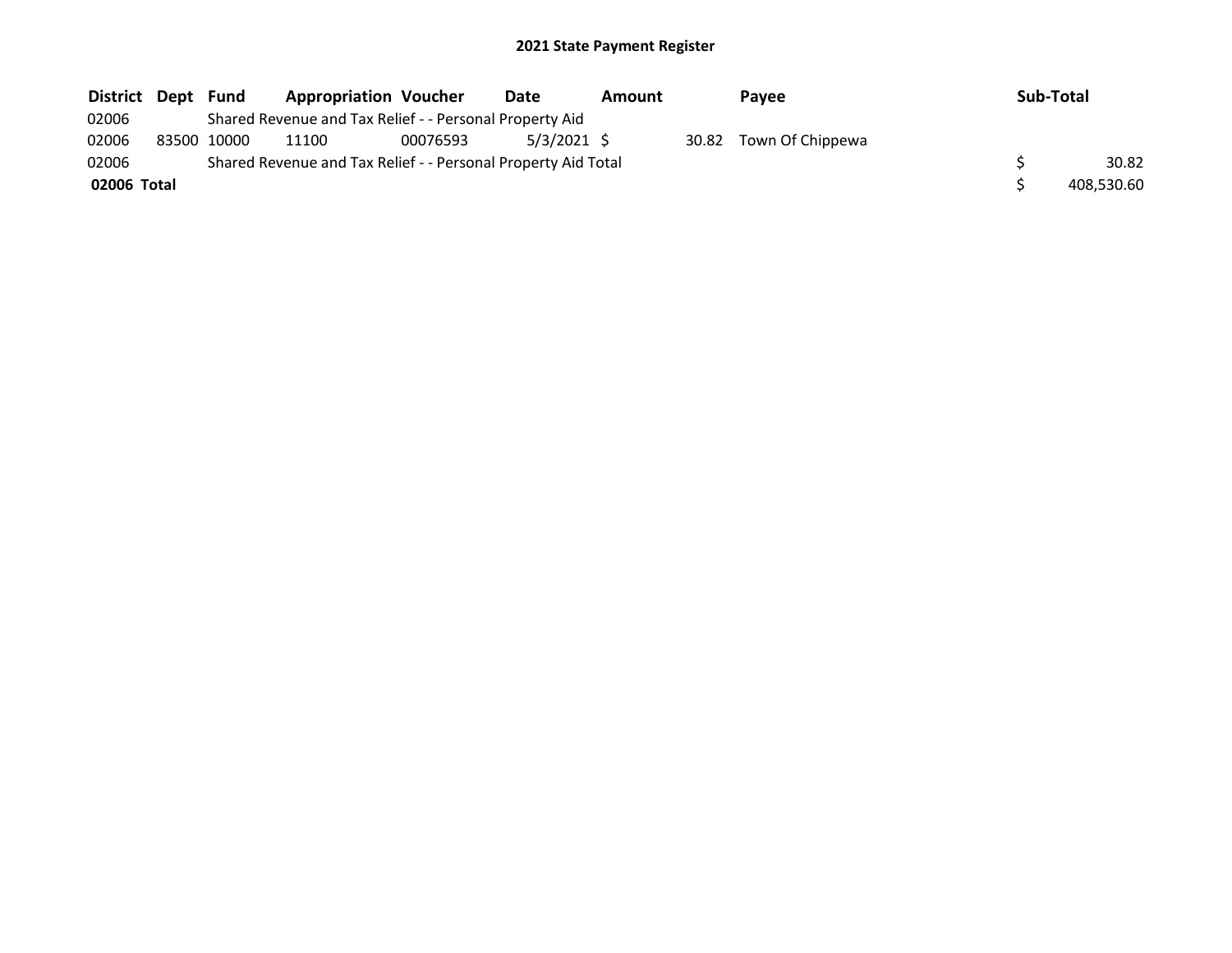# 2021 State Payment Register

| District | Dept | Fund | Appropriation | Voucher | Date | Amount | Payee | Sub-Total |
|---|---|---|---|---|---|---|---|---|
| 02006 | | Shared Revenue and Tax Relief - - Personal Property Aid | | | | | | |
| 02006 | 83500 | 10000 | 11100 | 00076593 | 5/3/2021 | $ 30.82 | Town Of Chippewa | |
| 02006 | | Shared Revenue and Tax Relief - - Personal Property Aid Total | | | | | | $ 30.82 |
| **02006 Total** | | | | | | | | $ 408,530.60 |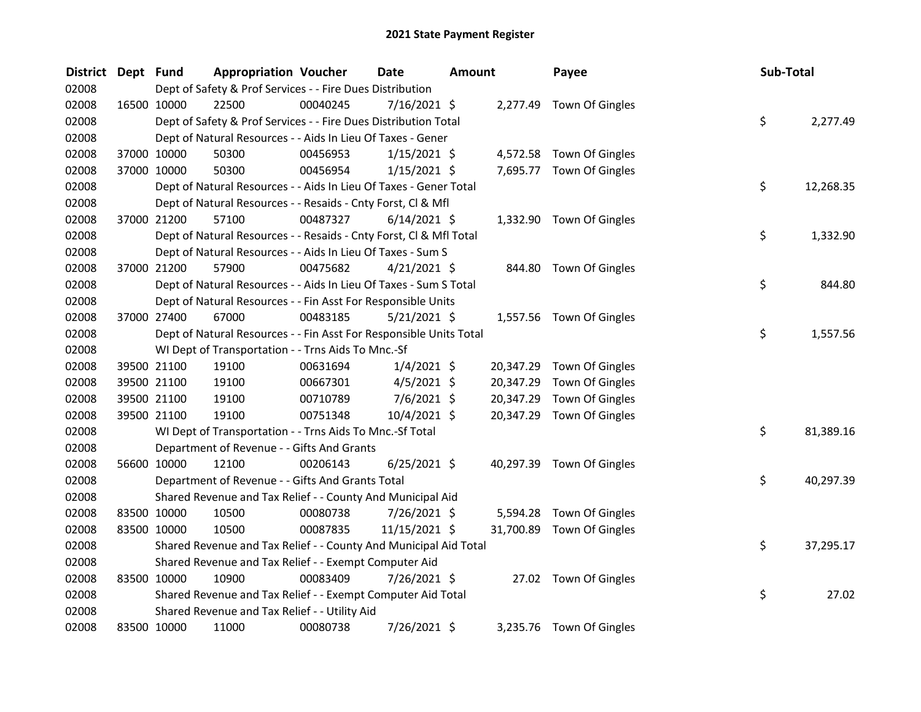# 2021 State Payment Register

| District | Dept | Fund | Appropriation | Voucher | Date | Amount | Payee | Sub-Total |
|---|---|---|---|---|---|---|---|---|
| 02008 | | Dept of Safety & Prof Services - - Fire Dues Distribution | | | | | | |
| 02008 | 16500 | 10000 | 22500 | 00040245 | 7/16/2021 | $ 2,277.49 | Town Of Gingles | |
| 02008 | | Dept of Safety & Prof Services - - Fire Dues Distribution Total | | | | | | $ 2,277.49 |
| 02008 | | Dept of Natural Resources - - Aids In Lieu Of Taxes - Gener | | | | | | |
| 02008 | 37000 | 10000 | 50300 | 00456953 | 1/15/2021 | $ 4,572.58 | Town Of Gingles | |
| 02008 | 37000 | 10000 | 50300 | 00456954 | 1/15/2021 | $ 7,695.77 | Town Of Gingles | |
| 02008 | | Dept of Natural Resources - - Aids In Lieu Of Taxes - Gener Total | | | | | | $ 12,268.35 |
| 02008 | | Dept of Natural Resources - - Resaids - Cnty Forst, Cl & Mfl | | | | | | |
| 02008 | 37000 | 21200 | 57100 | 00487327 | 6/14/2021 | $ 1,332.90 | Town Of Gingles | |
| 02008 | | Dept of Natural Resources - - Resaids - Cnty Forst, Cl & Mfl Total | | | | | | $ 1,332.90 |
| 02008 | | Dept of Natural Resources - - Aids In Lieu Of Taxes - Sum S | | | | | | |
| 02008 | 37000 | 21200 | 57900 | 00475682 | 4/21/2021 | $ 844.80 | Town Of Gingles | |
| 02008 | | Dept of Natural Resources - - Aids In Lieu Of Taxes - Sum S Total | | | | | | $ 844.80 |
| 02008 | | Dept of Natural Resources - - Fin Asst For Responsible Units | | | | | | |
| 02008 | 37000 | 27400 | 67000 | 00483185 | 5/21/2021 | $ 1,557.56 | Town Of Gingles | |
| 02008 | | Dept of Natural Resources - - Fin Asst For Responsible Units Total | | | | | | $ 1,557.56 |
| 02008 | | WI Dept of Transportation - - Trns Aids To Mnc.-Sf | | | | | | |
| 02008 | 39500 | 21100 | 19100 | 00631694 | 1/4/2021 | $ 20,347.29 | Town Of Gingles | |
| 02008 | 39500 | 21100 | 19100 | 00667301 | 4/5/2021 | $ 20,347.29 | Town Of Gingles | |
| 02008 | 39500 | 21100 | 19100 | 00710789 | 7/6/2021 | $ 20,347.29 | Town Of Gingles | |
| 02008 | 39500 | 21100 | 19100 | 00751348 | 10/4/2021 | $ 20,347.29 | Town Of Gingles | |
| 02008 | | WI Dept of Transportation - - Trns Aids To Mnc.-Sf Total | | | | | | $ 81,389.16 |
| 02008 | | Department of Revenue - - Gifts And Grants | | | | | | |
| 02008 | 56600 | 10000 | 12100 | 00206143 | 6/25/2021 | $ 40,297.39 | Town Of Gingles | |
| 02008 | | Department of Revenue - - Gifts And Grants Total | | | | | | $ 40,297.39 |
| 02008 | | Shared Revenue and Tax Relief - - County And Municipal Aid | | | | | | |
| 02008 | 83500 | 10000 | 10500 | 00080738 | 7/26/2021 | $ 5,594.28 | Town Of Gingles | |
| 02008 | 83500 | 10000 | 10500 | 00087835 | 11/15/2021 | $ 31,700.89 | Town Of Gingles | |
| 02008 | | Shared Revenue and Tax Relief - - County And Municipal Aid Total | | | | | | $ 37,295.17 |
| 02008 | | Shared Revenue and Tax Relief - - Exempt Computer Aid | | | | | | |
| 02008 | 83500 | 10000 | 10900 | 00083409 | 7/26/2021 | $ 27.02 | Town Of Gingles | |
| 02008 | | Shared Revenue and Tax Relief - - Exempt Computer Aid Total | | | | | | $ 27.02 |
| 02008 | | Shared Revenue and Tax Relief - - Utility Aid | | | | | | |
| 02008 | 83500 | 10000 | 11000 | 00080738 | 7/26/2021 | $ 3,235.76 | Town Of Gingles | |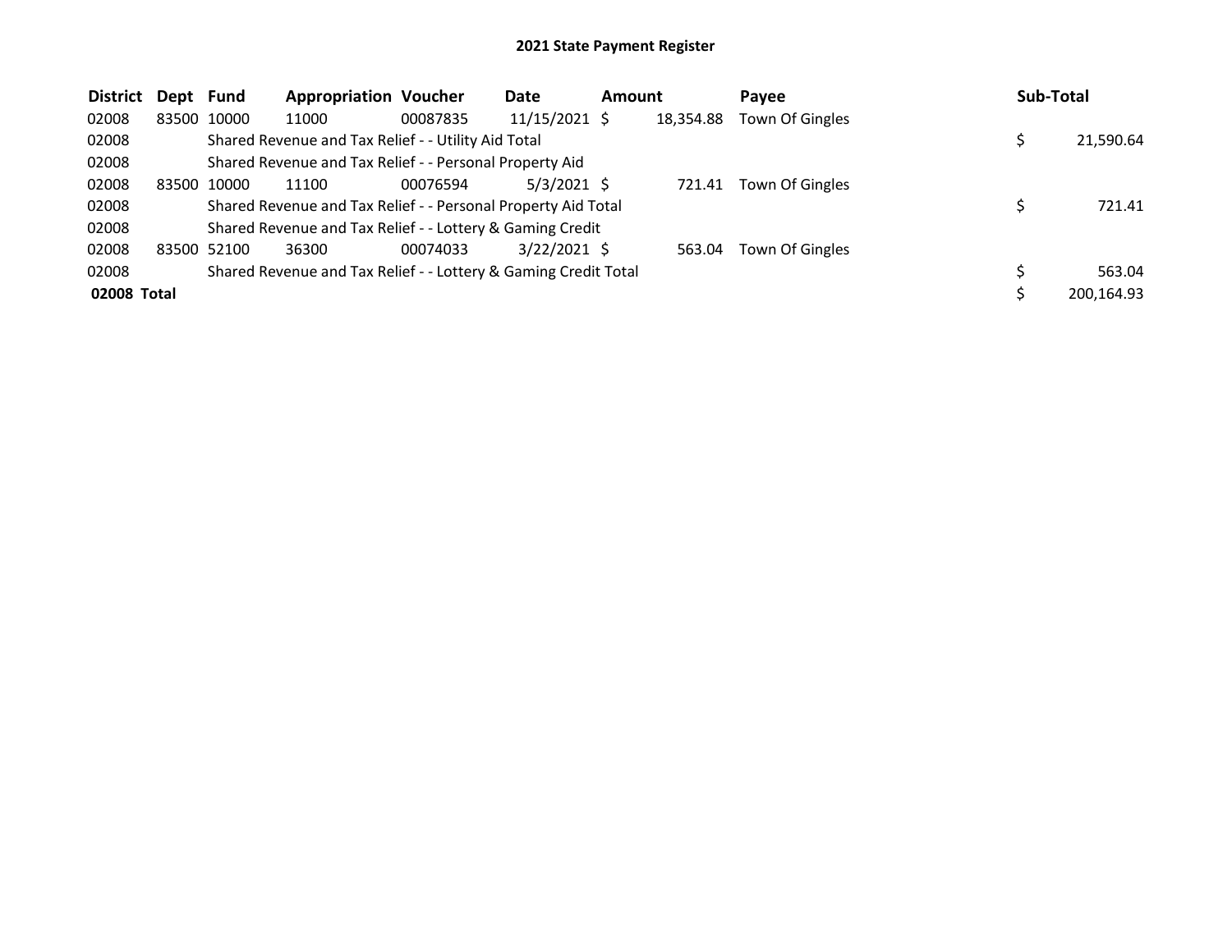# 2021 State Payment Register

| District | Dept | Fund | Appropriation | Voucher | Date | Amount | Payee | Sub-Total |
|---|---|---|---|---|---|---|---|---|
| 02008 | 83500 | 10000 | 11000 | 00087835 | 11/15/2021 | $ 18,354.88 | Town Of Gingles | |
| 02008 | | Shared Revenue and Tax Relief - - Utility Aid Total | | | | | | $ 21,590.64 |
| 02008 | | Shared Revenue and Tax Relief - - Personal Property Aid | | | | | | |
| 02008 | 83500 | 10000 | 11100 | 00076594 | 5/3/2021 | $ 721.41 | Town Of Gingles | |
| 02008 | | Shared Revenue and Tax Relief - - Personal Property Aid Total | | | | | | $ 721.41 |
| 02008 | | Shared Revenue and Tax Relief - - Lottery & Gaming Credit | | | | | | |
| 02008 | 83500 | 52100 | 36300 | 00074033 | 3/22/2021 | $ 563.04 | Town Of Gingles | |
| 02008 | | Shared Revenue and Tax Relief - - Lottery & Gaming Credit Total | | | | | | $ 563.04 |
| **02008 Total** | | | | | | | | $ 200,164.93 |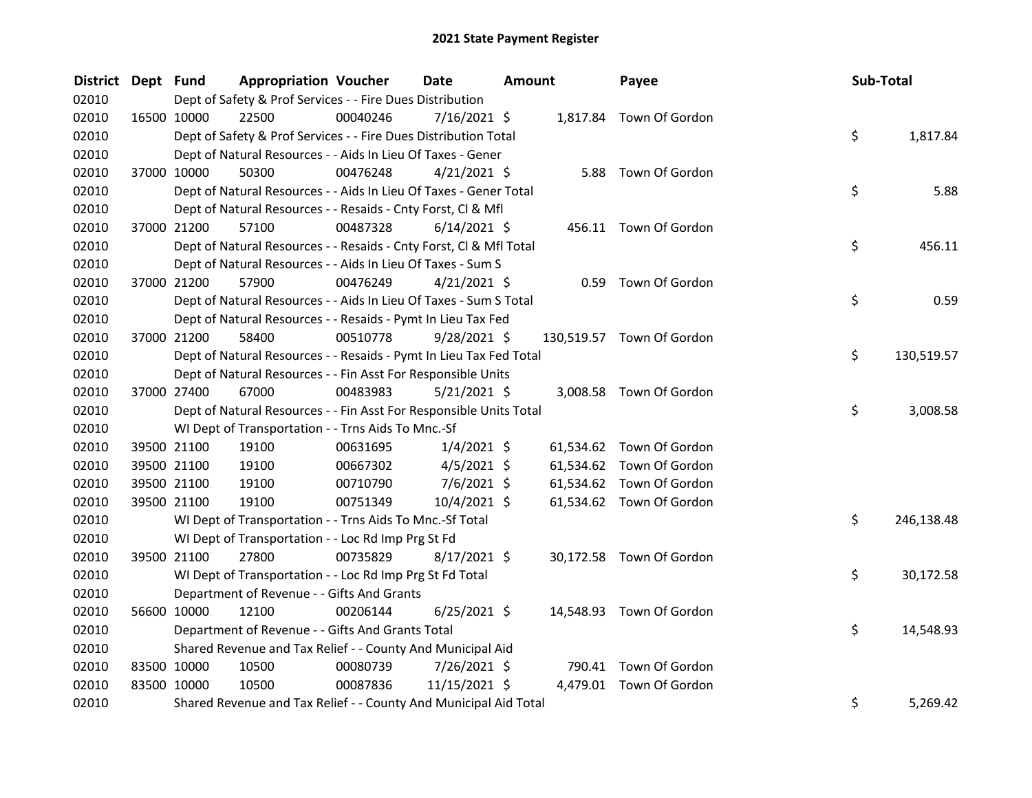# 2021 State Payment Register

| District | Dept | Fund | Appropriation | Voucher | Date | Amount | Payee | Sub-Total |
|---|---|---|---|---|---|---|---|---|
| 02010 | | Dept of Safety & Prof Services - - Fire Dues Distribution | | | | | | |
| 02010 | 16500 | 10000 | 22500 | 00040246 | 7/16/2021 | $ 1,817.84 | Town Of Gordon | |
| 02010 | | Dept of Safety & Prof Services - - Fire Dues Distribution Total | | | | | | $ 1,817.84 |
| 02010 | | Dept of Natural Resources - - Aids In Lieu Of Taxes - Gener | | | | | | |
| 02010 | 37000 | 10000 | 50300 | 00476248 | 4/21/2021 | $ 5.88 | Town Of Gordon | |
| 02010 | | Dept of Natural Resources - - Aids In Lieu Of Taxes - Gener Total | | | | | | $ 5.88 |
| 02010 | | Dept of Natural Resources - - Resaids - Cnty Forst, Cl & Mfl | | | | | | |
| 02010 | 37000 | 21200 | 57100 | 00487328 | 6/14/2021 | $ 456.11 | Town Of Gordon | |
| 02010 | | Dept of Natural Resources - - Resaids - Cnty Forst, Cl & Mfl Total | | | | | | $ 456.11 |
| 02010 | | Dept of Natural Resources - - Aids In Lieu Of Taxes - Sum S | | | | | | |
| 02010 | 37000 | 21200 | 57900 | 00476249 | 4/21/2021 | $ 0.59 | Town Of Gordon | |
| 02010 | | Dept of Natural Resources - - Aids In Lieu Of Taxes - Sum S Total | | | | | | $ 0.59 |
| 02010 | | Dept of Natural Resources - - Resaids - Pymt In Lieu Tax Fed | | | | | | |
| 02010 | 37000 | 21200 | 58400 | 00510778 | 9/28/2021 | $ 130,519.57 | Town Of Gordon | |
| 02010 | | Dept of Natural Resources - - Resaids - Pymt In Lieu Tax Fed Total | | | | | | $ 130,519.57 |
| 02010 | | Dept of Natural Resources - - Fin Asst For Responsible Units | | | | | | |
| 02010 | 37000 | 27400 | 67000 | 00483983 | 5/21/2021 | $ 3,008.58 | Town Of Gordon | |
| 02010 | | Dept of Natural Resources - - Fin Asst For Responsible Units Total | | | | | | $ 3,008.58 |
| 02010 | | WI Dept of Transportation - - Trns Aids To Mnc.-Sf | | | | | | |
| 02010 | 39500 | 21100 | 19100 | 00631695 | 1/4/2021 | $ 61,534.62 | Town Of Gordon | |
| 02010 | 39500 | 21100 | 19100 | 00667302 | 4/5/2021 | $ 61,534.62 | Town Of Gordon | |
| 02010 | 39500 | 21100 | 19100 | 00710790 | 7/6/2021 | $ 61,534.62 | Town Of Gordon | |
| 02010 | 39500 | 21100 | 19100 | 00751349 | 10/4/2021 | $ 61,534.62 | Town Of Gordon | |
| 02010 | | WI Dept of Transportation - - Trns Aids To Mnc.-Sf Total | | | | | | $ 246,138.48 |
| 02010 | | WI Dept of Transportation - - Loc Rd Imp Prg St Fd | | | | | | |
| 02010 | 39500 | 21100 | 27800 | 00735829 | 8/17/2021 | $ 30,172.58 | Town Of Gordon | |
| 02010 | | WI Dept of Transportation - - Loc Rd Imp Prg St Fd Total | | | | | | $ 30,172.58 |
| 02010 | | Department of Revenue - - Gifts And Grants | | | | | | |
| 02010 | 56600 | 10000 | 12100 | 00206144 | 6/25/2021 | $ 14,548.93 | Town Of Gordon | |
| 02010 | | Department of Revenue - - Gifts And Grants Total | | | | | | $ 14,548.93 |
| 02010 | | Shared Revenue and Tax Relief - - County And Municipal Aid | | | | | | |
| 02010 | 83500 | 10000 | 10500 | 00080739 | 7/26/2021 | $ 790.41 | Town Of Gordon | |
| 02010 | 83500 | 10000 | 10500 | 00087836 | 11/15/2021 | $ 4,479.01 | Town Of Gordon | |
| 02010 | | Shared Revenue and Tax Relief - - County And Municipal Aid Total | | | | | | $ 5,269.42 |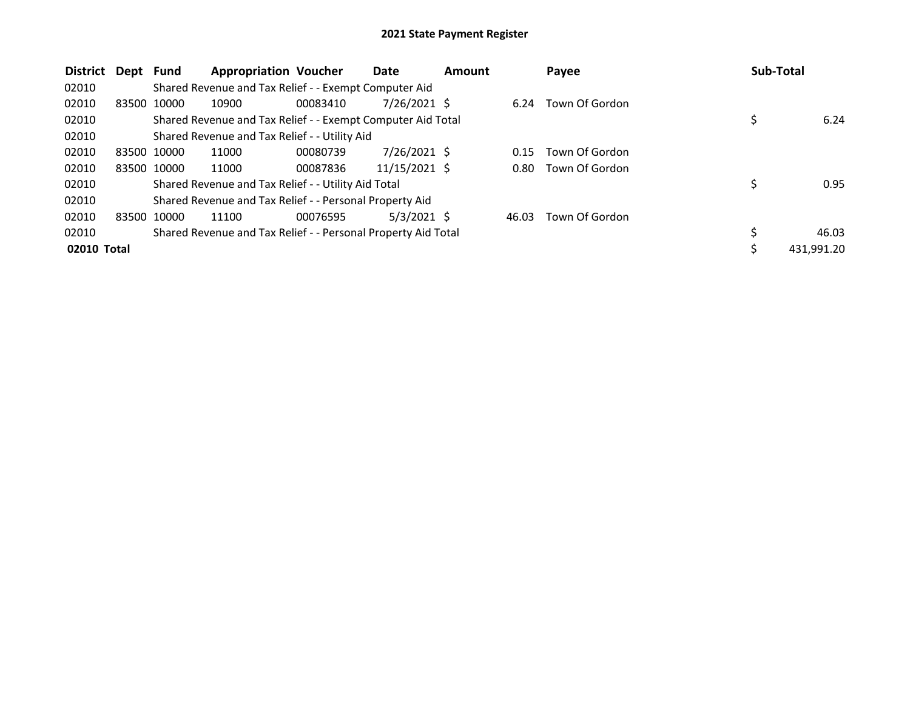## 2021 State Payment Register

| District | Dept | Fund | Appropriation | Voucher | Date | Amount | Payee | Sub-Total |
|---|---|---|---|---|---|---|---|---|
| 02010 | | Shared Revenue and Tax Relief - - Exempt Computer Aid | | | | | | |
| 02010 | 83500 | 10000 | 10900 | 00083410 | 7/26/2021 | $ 6.24 | Town Of Gordon | |
| 02010 | | Shared Revenue and Tax Relief - - Exempt Computer Aid Total | | | | | | $ 6.24 |
| 02010 | | Shared Revenue and Tax Relief - - Utility Aid | | | | | | |
| 02010 | 83500 | 10000 | 11000 | 00080739 | 7/26/2021 | $ 0.15 | Town Of Gordon | |
| 02010 | 83500 | 10000 | 11000 | 00087836 | 11/15/2021 | $ 0.80 | Town Of Gordon | |
| 02010 | | Shared Revenue and Tax Relief - - Utility Aid Total | | | | | | $ 0.95 |
| 02010 | | Shared Revenue and Tax Relief - - Personal Property Aid | | | | | | |
| 02010 | 83500 | 10000 | 11100 | 00076595 | 5/3/2021 | $ 46.03 | Town Of Gordon | |
| 02010 | | Shared Revenue and Tax Relief - - Personal Property Aid Total | | | | | | $ 46.03 |
| **02010 Total** | | | | | | | | $ 431,991.20 |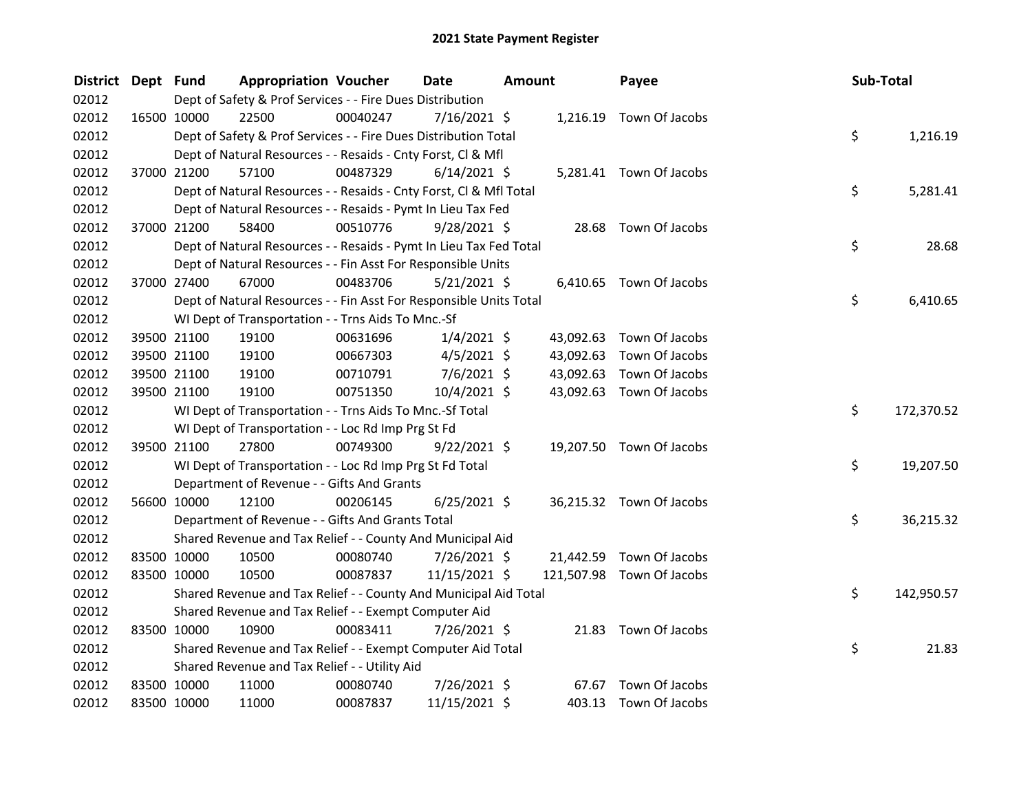# 2021 State Payment Register

| District | Dept | Fund | Appropriation | Voucher | Date | Amount | Payee | Sub-Total |
|---|---|---|---|---|---|---|---|---|
| 02012 | | Dept of Safety & Prof Services - - Fire Dues Distribution | | | | | | |
| 02012 | 16500 | 10000 | 22500 | 00040247 | 7/16/2021 | $ 1,216.19 | Town Of Jacobs | |
| 02012 | | Dept of Safety & Prof Services - - Fire Dues Distribution Total | | | | | | $ 1,216.19 |
| 02012 | | Dept of Natural Resources - - Resaids - Cnty Forst, Cl & Mfl | | | | | | |
| 02012 | 37000 | 21200 | 57100 | 00487329 | 6/14/2021 | $ 5,281.41 | Town Of Jacobs | |
| 02012 | | Dept of Natural Resources - - Resaids - Cnty Forst, Cl & Mfl Total | | | | | | $ 5,281.41 |
| 02012 | | Dept of Natural Resources - - Resaids - Pymt In Lieu Tax Fed | | | | | | |
| 02012 | 37000 | 21200 | 58400 | 00510776 | 9/28/2021 | $ 28.68 | Town Of Jacobs | |
| 02012 | | Dept of Natural Resources - - Resaids - Pymt In Lieu Tax Fed Total | | | | | | $ 28.68 |
| 02012 | | Dept of Natural Resources - - Fin Asst For Responsible Units | | | | | | |
| 02012 | 37000 | 27400 | 67000 | 00483706 | 5/21/2021 | $ 6,410.65 | Town Of Jacobs | |
| 02012 | | Dept of Natural Resources - - Fin Asst For Responsible Units Total | | | | | | $ 6,410.65 |
| 02012 | | WI Dept of Transportation - - Trns Aids To Mnc.-Sf | | | | | | |
| 02012 | 39500 | 21100 | 19100 | 00631696 | 1/4/2021 | $ 43,092.63 | Town Of Jacobs | |
| 02012 | 39500 | 21100 | 19100 | 00667303 | 4/5/2021 | $ 43,092.63 | Town Of Jacobs | |
| 02012 | 39500 | 21100 | 19100 | 00710791 | 7/6/2021 | $ 43,092.63 | Town Of Jacobs | |
| 02012 | 39500 | 21100 | 19100 | 00751350 | 10/4/2021 | $ 43,092.63 | Town Of Jacobs | |
| 02012 | | WI Dept of Transportation - - Trns Aids To Mnc.-Sf Total | | | | | | $ 172,370.52 |
| 02012 | | WI Dept of Transportation - - Loc Rd Imp Prg St Fd | | | | | | |
| 02012 | 39500 | 21100 | 27800 | 00749300 | 9/22/2021 | $ 19,207.50 | Town Of Jacobs | |
| 02012 | | WI Dept of Transportation - - Loc Rd Imp Prg St Fd Total | | | | | | $ 19,207.50 |
| 02012 | | Department of Revenue - - Gifts And Grants | | | | | | |
| 02012 | 56600 | 10000 | 12100 | 00206145 | 6/25/2021 | $ 36,215.32 | Town Of Jacobs | |
| 02012 | | Department of Revenue - - Gifts And Grants Total | | | | | | $ 36,215.32 |
| 02012 | | Shared Revenue and Tax Relief - - County And Municipal Aid | | | | | | |
| 02012 | 83500 | 10000 | 10500 | 00080740 | 7/26/2021 | $ 21,442.59 | Town Of Jacobs | |
| 02012 | 83500 | 10000 | 10500 | 00087837 | 11/15/2021 | $ 121,507.98 | Town Of Jacobs | |
| 02012 | | Shared Revenue and Tax Relief - - County And Municipal Aid Total | | | | | | $ 142,950.57 |
| 02012 | | Shared Revenue and Tax Relief - - Exempt Computer Aid | | | | | | |
| 02012 | 83500 | 10000 | 10900 | 00083411 | 7/26/2021 | $ 21.83 | Town Of Jacobs | |
| 02012 | | Shared Revenue and Tax Relief - - Exempt Computer Aid Total | | | | | | $ 21.83 |
| 02012 | | Shared Revenue and Tax Relief - - Utility Aid | | | | | | |
| 02012 | 83500 | 10000 | 11000 | 00080740 | 7/26/2021 | $ 67.67 | Town Of Jacobs | |
| 02012 | 83500 | 10000 | 11000 | 00087837 | 11/15/2021 | $ 403.13 | Town Of Jacobs | |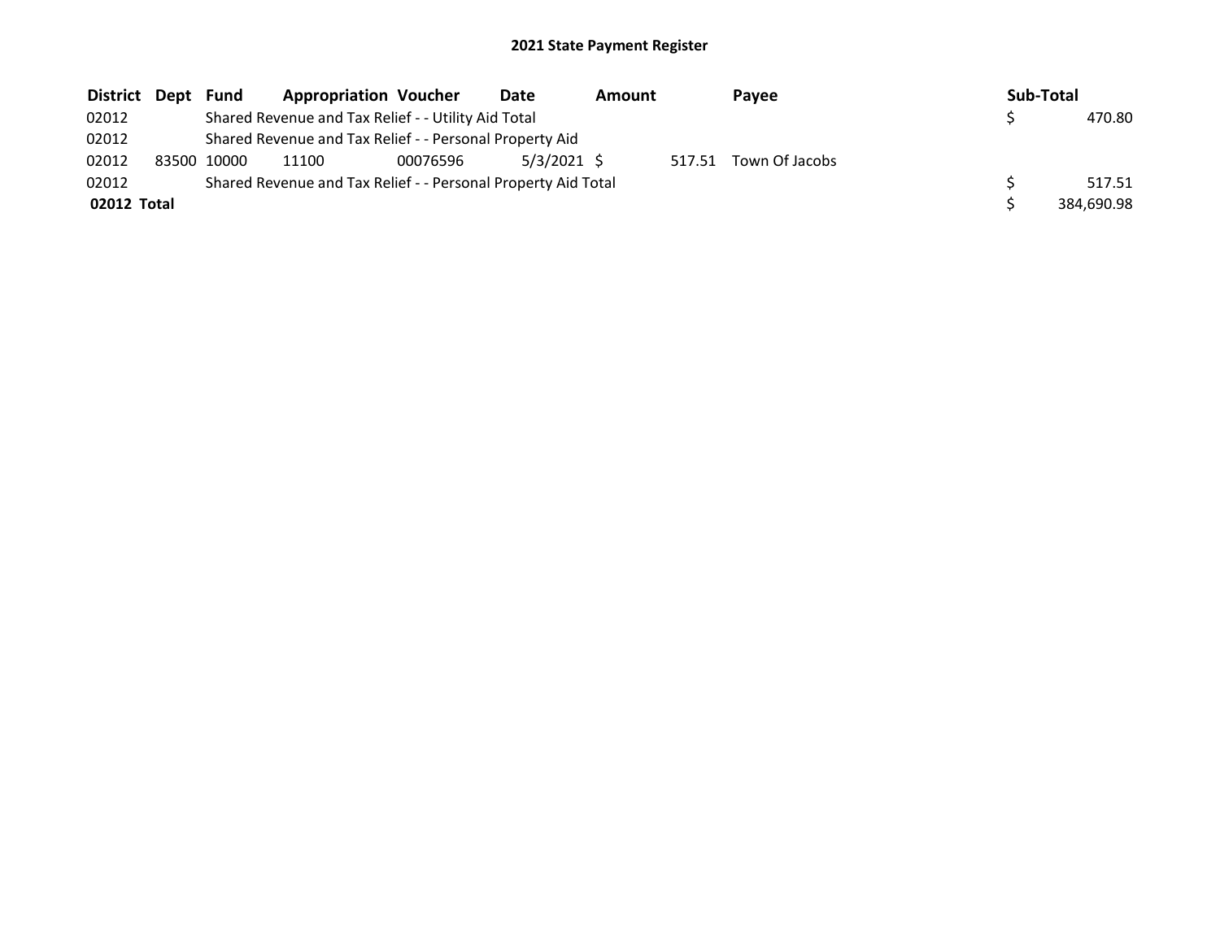# 2021 State Payment Register

| District | Dept | Fund | Appropriation | Voucher | Date | Amount | Payee | Sub-Total |
|---|---|---|---|---|---|---|---|---|
| 02012 | | Shared Revenue and Tax Relief - - Utility Aid Total | | | | | | $ 470.80 |
| 02012 | | Shared Revenue and Tax Relief - - Personal Property Aid | | | | | | |
| 02012 | 83500 | 10000 | 11100 | 00076596 | 5/3/2021 | $ 517.51 | Town Of Jacobs | |
| 02012 | | Shared Revenue and Tax Relief - - Personal Property Aid Total | | | | | | $ 517.51 |
| **02012 Total** | | | | | | | | $ 384,690.98 |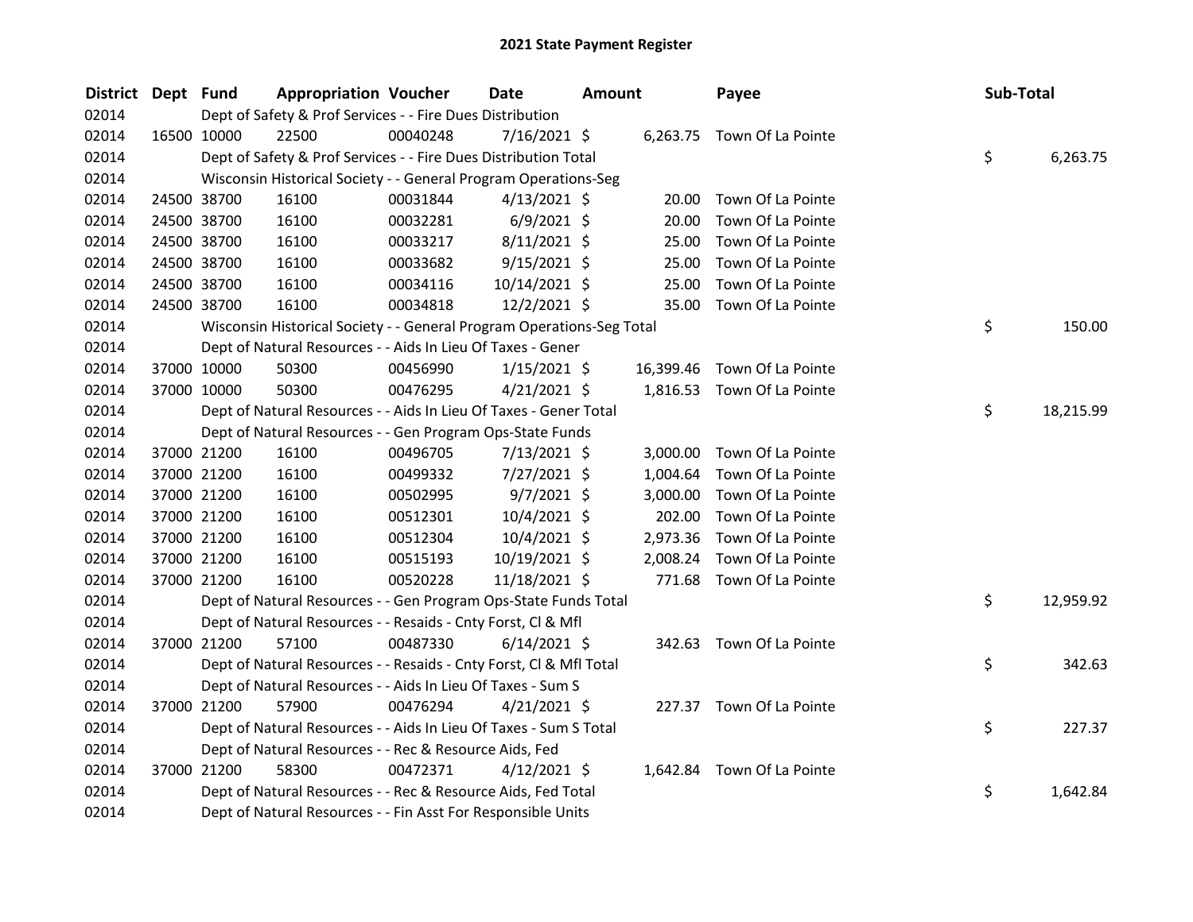# 2021 State Payment Register

| District | Dept | Fund | Appropriation | Voucher | Date | Amount | Payee | Sub-Total |
|---|---|---|---|---|---|---|---|---|
| 02014 | | Dept of Safety & Prof Services - - Fire Dues Distribution | | | | | | |
| 02014 | 16500 | 10000 | 22500 | 00040248 | 7/16/2021 | $ 6,263.75 | Town Of La Pointe | |
| 02014 | | Dept of Safety & Prof Services - - Fire Dues Distribution Total | | | | | | $ 6,263.75 |
| 02014 | | Wisconsin Historical Society - - General Program Operations-Seg | | | | | | |
| 02014 | 24500 | 38700 | 16100 | 00031844 | 4/13/2021 | $ 20.00 | Town Of La Pointe | |
| 02014 | 24500 | 38700 | 16100 | 00032281 | 6/9/2021 | $ 20.00 | Town Of La Pointe | |
| 02014 | 24500 | 38700 | 16100 | 00033217 | 8/11/2021 | $ 25.00 | Town Of La Pointe | |
| 02014 | 24500 | 38700 | 16100 | 00033682 | 9/15/2021 | $ 25.00 | Town Of La Pointe | |
| 02014 | 24500 | 38700 | 16100 | 00034116 | 10/14/2021 | $ 25.00 | Town Of La Pointe | |
| 02014 | 24500 | 38700 | 16100 | 00034818 | 12/2/2021 | $ 35.00 | Town Of La Pointe | |
| 02014 | | Wisconsin Historical Society - - General Program Operations-Seg Total | | | | | | $ 150.00 |
| 02014 | | Dept of Natural Resources - - Aids In Lieu Of Taxes - Gener | | | | | | |
| 02014 | 37000 | 10000 | 50300 | 00456990 | 1/15/2021 | $ 16,399.46 | Town Of La Pointe | |
| 02014 | 37000 | 10000 | 50300 | 00476295 | 4/21/2021 | $ 1,816.53 | Town Of La Pointe | |
| 02014 | | Dept of Natural Resources - - Aids In Lieu Of Taxes - Gener Total | | | | | | $ 18,215.99 |
| 02014 | | Dept of Natural Resources - - Gen Program Ops-State Funds | | | | | | |
| 02014 | 37000 | 21200 | 16100 | 00496705 | 7/13/2021 | $ 3,000.00 | Town Of La Pointe | |
| 02014 | 37000 | 21200 | 16100 | 00499332 | 7/27/2021 | $ 1,004.64 | Town Of La Pointe | |
| 02014 | 37000 | 21200 | 16100 | 00502995 | 9/7/2021 | $ 3,000.00 | Town Of La Pointe | |
| 02014 | 37000 | 21200 | 16100 | 00512301 | 10/4/2021 | $ 202.00 | Town Of La Pointe | |
| 02014 | 37000 | 21200 | 16100 | 00512304 | 10/4/2021 | $ 2,973.36 | Town Of La Pointe | |
| 02014 | 37000 | 21200 | 16100 | 00515193 | 10/19/2021 | $ 2,008.24 | Town Of La Pointe | |
| 02014 | 37000 | 21200 | 16100 | 00520228 | 11/18/2021 | $ 771.68 | Town Of La Pointe | |
| 02014 | | Dept of Natural Resources - - Gen Program Ops-State Funds Total | | | | | | $ 12,959.92 |
| 02014 | | Dept of Natural Resources - - Resaids - Cnty Forst, Cl & Mfl | | | | | | |
| 02014 | 37000 | 21200 | 57100 | 00487330 | 6/14/2021 | $ 342.63 | Town Of La Pointe | |
| 02014 | | Dept of Natural Resources - - Resaids - Cnty Forst, Cl & Mfl Total | | | | | | $ 342.63 |
| 02014 | | Dept of Natural Resources - - Aids In Lieu Of Taxes - Sum S | | | | | | |
| 02014 | 37000 | 21200 | 57900 | 00476294 | 4/21/2021 | $ 227.37 | Town Of La Pointe | |
| 02014 | | Dept of Natural Resources - - Aids In Lieu Of Taxes - Sum S Total | | | | | | $ 227.37 |
| 02014 | | Dept of Natural Resources - - Rec & Resource Aids, Fed | | | | | | |
| 02014 | 37000 | 21200 | 58300 | 00472371 | 4/12/2021 | $ 1,642.84 | Town Of La Pointe | |
| 02014 | | Dept of Natural Resources - - Rec & Resource Aids, Fed Total | | | | | | $ 1,642.84 |
| 02014 | | Dept of Natural Resources - - Fin Asst For Responsible Units | | | | | | |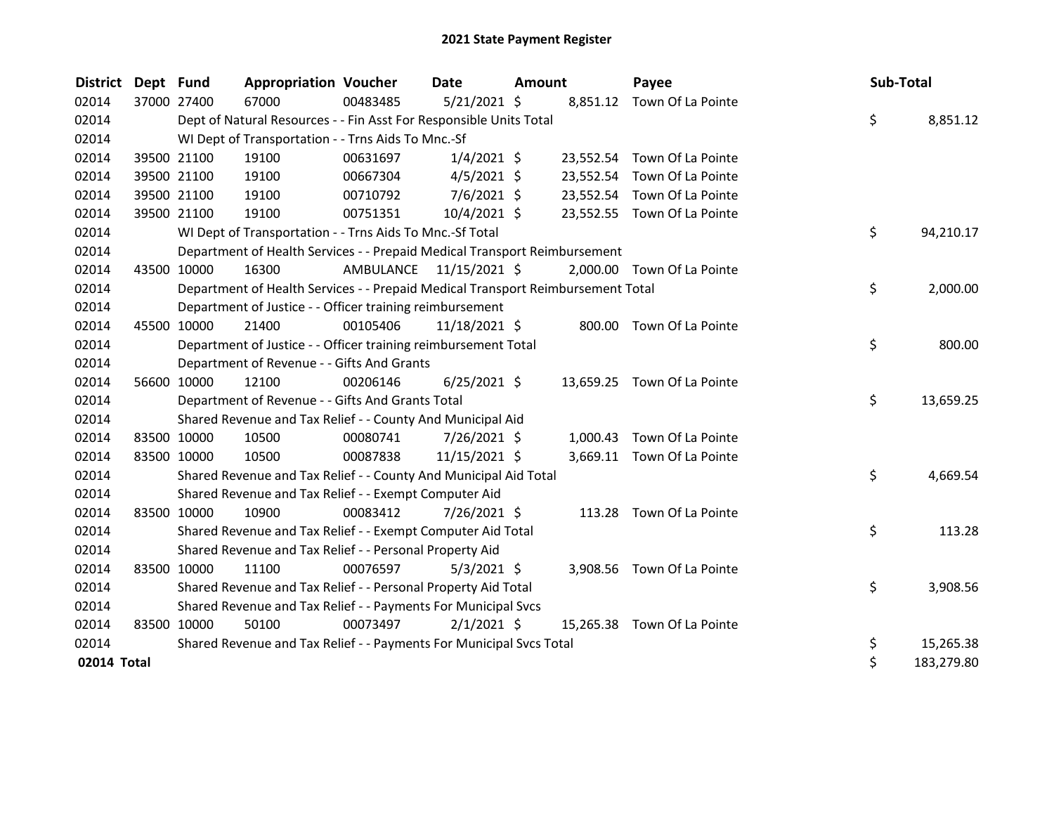# 2021 State Payment Register

| District | Dept | Fund | Appropriation | Voucher | Date | Amount | Payee | Sub-Total |
|---|---|---|---|---|---|---|---|---|
| 02014 | 37000 | 27400 | 67000 | 00483485 | 5/21/2021 | $ 8,851.12 | Town Of La Pointe | |
| 02014 | | Dept of Natural Resources - - Fin Asst For Responsible Units Total | | | | | | $ 8,851.12 |
| 02014 | | WI Dept of Transportation - - Trns Aids To Mnc.-Sf | | | | | | |
| 02014 | 39500 | 21100 | 19100 | 00631697 | 1/4/2021 | $ 23,552.54 | Town Of La Pointe | |
| 02014 | 39500 | 21100 | 19100 | 00667304 | 4/5/2021 | $ 23,552.54 | Town Of La Pointe | |
| 02014 | 39500 | 21100 | 19100 | 00710792 | 7/6/2021 | $ 23,552.54 | Town Of La Pointe | |
| 02014 | 39500 | 21100 | 19100 | 00751351 | 10/4/2021 | $ 23,552.55 | Town Of La Pointe | |
| 02014 | | WI Dept of Transportation - - Trns Aids To Mnc.-Sf Total | | | | | | $ 94,210.17 |
| 02014 | | Department of Health Services - - Prepaid Medical Transport Reimbursement | | | | | | |
| 02014 | 43500 | 10000 | 16300 | AMBULANCE | 11/15/2021 | $ 2,000.00 | Town Of La Pointe | |
| 02014 | | Department of Health Services - - Prepaid Medical Transport Reimbursement Total | | | | | | $ 2,000.00 |
| 02014 | | Department of Justice - - Officer training reimbursement | | | | | | |
| 02014 | 45500 | 10000 | 21400 | 00105406 | 11/18/2021 | $ 800.00 | Town Of La Pointe | |
| 02014 | | Department of Justice - - Officer training reimbursement Total | | | | | | $ 800.00 |
| 02014 | | Department of Revenue - - Gifts And Grants | | | | | | |
| 02014 | 56600 | 10000 | 12100 | 00206146 | 6/25/2021 | $ 13,659.25 | Town Of La Pointe | |
| 02014 | | Department of Revenue - - Gifts And Grants Total | | | | | | $ 13,659.25 |
| 02014 | | Shared Revenue and Tax Relief - - County And Municipal Aid | | | | | | |
| 02014 | 83500 | 10000 | 10500 | 00080741 | 7/26/2021 | $ 1,000.43 | Town Of La Pointe | |
| 02014 | 83500 | 10000 | 10500 | 00087838 | 11/15/2021 | $ 3,669.11 | Town Of La Pointe | |
| 02014 | | Shared Revenue and Tax Relief - - County And Municipal Aid Total | | | | | | $ 4,669.54 |
| 02014 | | Shared Revenue and Tax Relief - - Exempt Computer Aid | | | | | | |
| 02014 | 83500 | 10000 | 10900 | 00083412 | 7/26/2021 | $ 113.28 | Town Of La Pointe | |
| 02014 | | Shared Revenue and Tax Relief - - Exempt Computer Aid Total | | | | | | $ 113.28 |
| 02014 | | Shared Revenue and Tax Relief - - Personal Property Aid | | | | | | |
| 02014 | 83500 | 10000 | 11100 | 00076597 | 5/3/2021 | $ 3,908.56 | Town Of La Pointe | |
| 02014 | | Shared Revenue and Tax Relief - - Personal Property Aid Total | | | | | | $ 3,908.56 |
| 02014 | | Shared Revenue and Tax Relief - - Payments For Municipal Svcs | | | | | | |
| 02014 | 83500 | 10000 | 50100 | 00073497 | 2/1/2021 | $ 15,265.38 | Town Of La Pointe | |
| 02014 | | Shared Revenue and Tax Relief - - Payments For Municipal Svcs Total | | | | | | $ 15,265.38 |
| **02014 Total** | | | | | | | | $ 183,279.80 |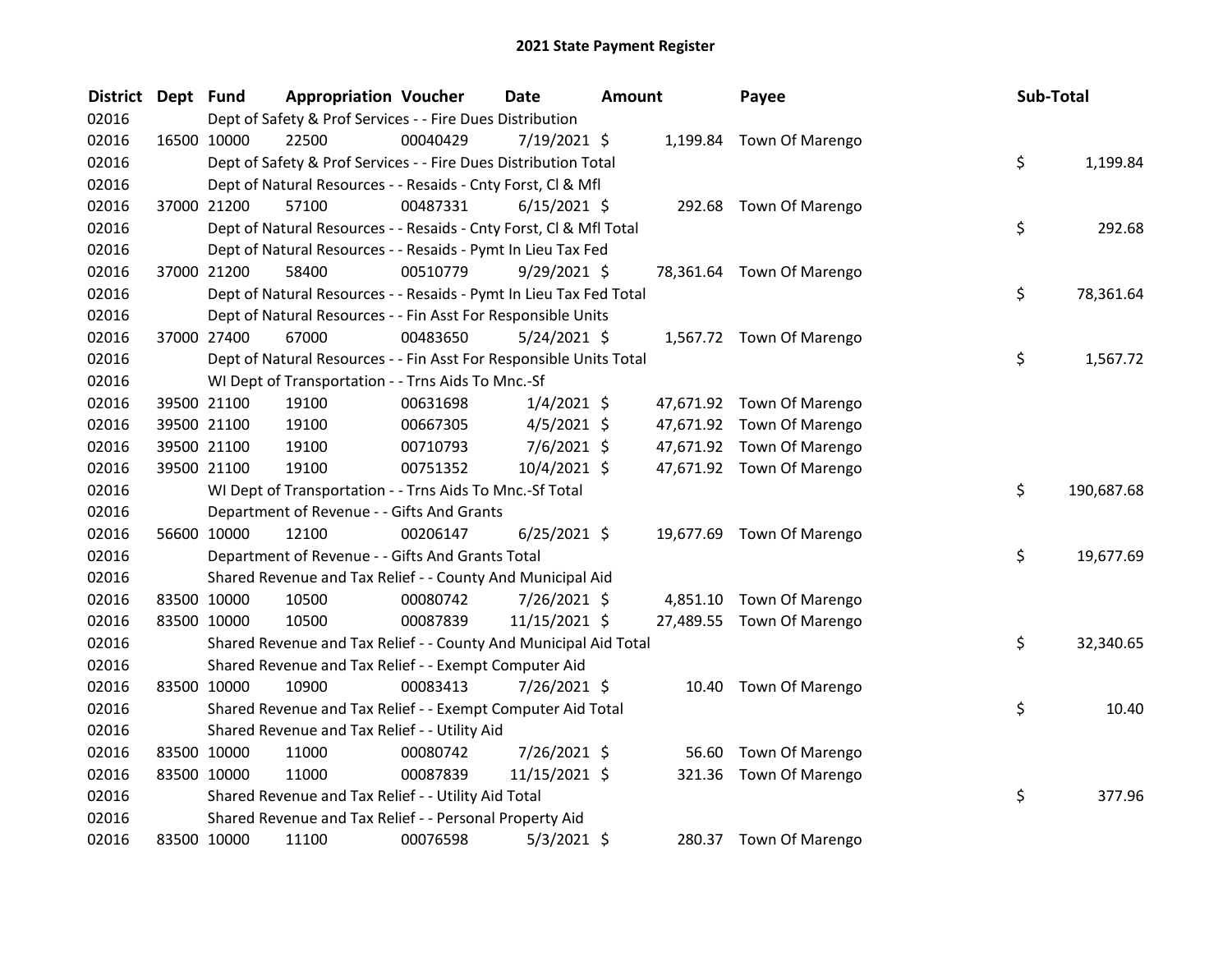# 2021 State Payment Register

| District | Dept | Fund | Appropriation | Voucher | Date | Amount | Payee | Sub-Total |
|---|---|---|---|---|---|---|---|---|
| 02016 | | Dept of Safety & Prof Services - - Fire Dues Distribution | | | | | | |
| 02016 | 16500 | 10000 | 22500 | 00040429 | 7/19/2021 | $ 1,199.84 | Town Of Marengo | |
| 02016 | | Dept of Safety & Prof Services - - Fire Dues Distribution Total | | | | | | $ 1,199.84 |
| 02016 | | Dept of Natural Resources - - Resaids - Cnty Forst, Cl & Mfl | | | | | | |
| 02016 | 37000 | 21200 | 57100 | 00487331 | 6/15/2021 | $ 292.68 | Town Of Marengo | |
| 02016 | | Dept of Natural Resources - - Resaids - Cnty Forst, Cl & Mfl Total | | | | | | $ 292.68 |
| 02016 | | Dept of Natural Resources - - Resaids - Pymt In Lieu Tax Fed | | | | | | |
| 02016 | 37000 | 21200 | 58400 | 00510779 | 9/29/2021 | $ 78,361.64 | Town Of Marengo | |
| 02016 | | Dept of Natural Resources - - Resaids - Pymt In Lieu Tax Fed Total | | | | | | $ 78,361.64 |
| 02016 | | Dept of Natural Resources - - Fin Asst For Responsible Units | | | | | | |
| 02016 | 37000 | 27400 | 67000 | 00483650 | 5/24/2021 | $ 1,567.72 | Town Of Marengo | |
| 02016 | | Dept of Natural Resources - - Fin Asst For Responsible Units Total | | | | | | $ 1,567.72 |
| 02016 | | WI Dept of Transportation - - Trns Aids To Mnc.-Sf | | | | | | |
| 02016 | 39500 | 21100 | 19100 | 00631698 | 1/4/2021 | $ 47,671.92 | Town Of Marengo | |
| 02016 | 39500 | 21100 | 19100 | 00667305 | 4/5/2021 | $ 47,671.92 | Town Of Marengo | |
| 02016 | 39500 | 21100 | 19100 | 00710793 | 7/6/2021 | $ 47,671.92 | Town Of Marengo | |
| 02016 | 39500 | 21100 | 19100 | 00751352 | 10/4/2021 | $ 47,671.92 | Town Of Marengo | |
| 02016 | | WI Dept of Transportation - - Trns Aids To Mnc.-Sf Total | | | | | | $ 190,687.68 |
| 02016 | | Department of Revenue - - Gifts And Grants | | | | | | |
| 02016 | 56600 | 10000 | 12100 | 00206147 | 6/25/2021 | $ 19,677.69 | Town Of Marengo | |
| 02016 | | Department of Revenue - - Gifts And Grants Total | | | | | | $ 19,677.69 |
| 02016 | | Shared Revenue and Tax Relief - - County And Municipal Aid | | | | | | |
| 02016 | 83500 | 10000 | 10500 | 00080742 | 7/26/2021 | $ 4,851.10 | Town Of Marengo | |
| 02016 | 83500 | 10000 | 10500 | 00087839 | 11/15/2021 | $ 27,489.55 | Town Of Marengo | |
| 02016 | | Shared Revenue and Tax Relief - - County And Municipal Aid Total | | | | | | $ 32,340.65 |
| 02016 | | Shared Revenue and Tax Relief - - Exempt Computer Aid | | | | | | |
| 02016 | 83500 | 10000 | 10900 | 00083413 | 7/26/2021 | $ 10.40 | Town Of Marengo | |
| 02016 | | Shared Revenue and Tax Relief - - Exempt Computer Aid Total | | | | | | $ 10.40 |
| 02016 | | Shared Revenue and Tax Relief - - Utility Aid | | | | | | |
| 02016 | 83500 | 10000 | 11000 | 00080742 | 7/26/2021 | $ 56.60 | Town Of Marengo | |
| 02016 | 83500 | 10000 | 11000 | 00087839 | 11/15/2021 | $ 321.36 | Town Of Marengo | |
| 02016 | | Shared Revenue and Tax Relief - - Utility Aid Total | | | | | | $ 377.96 |
| 02016 | | Shared Revenue and Tax Relief - - Personal Property Aid | | | | | | |
| 02016 | 83500 | 10000 | 11100 | 00076598 | 5/3/2021 | $ 280.37 | Town Of Marengo | |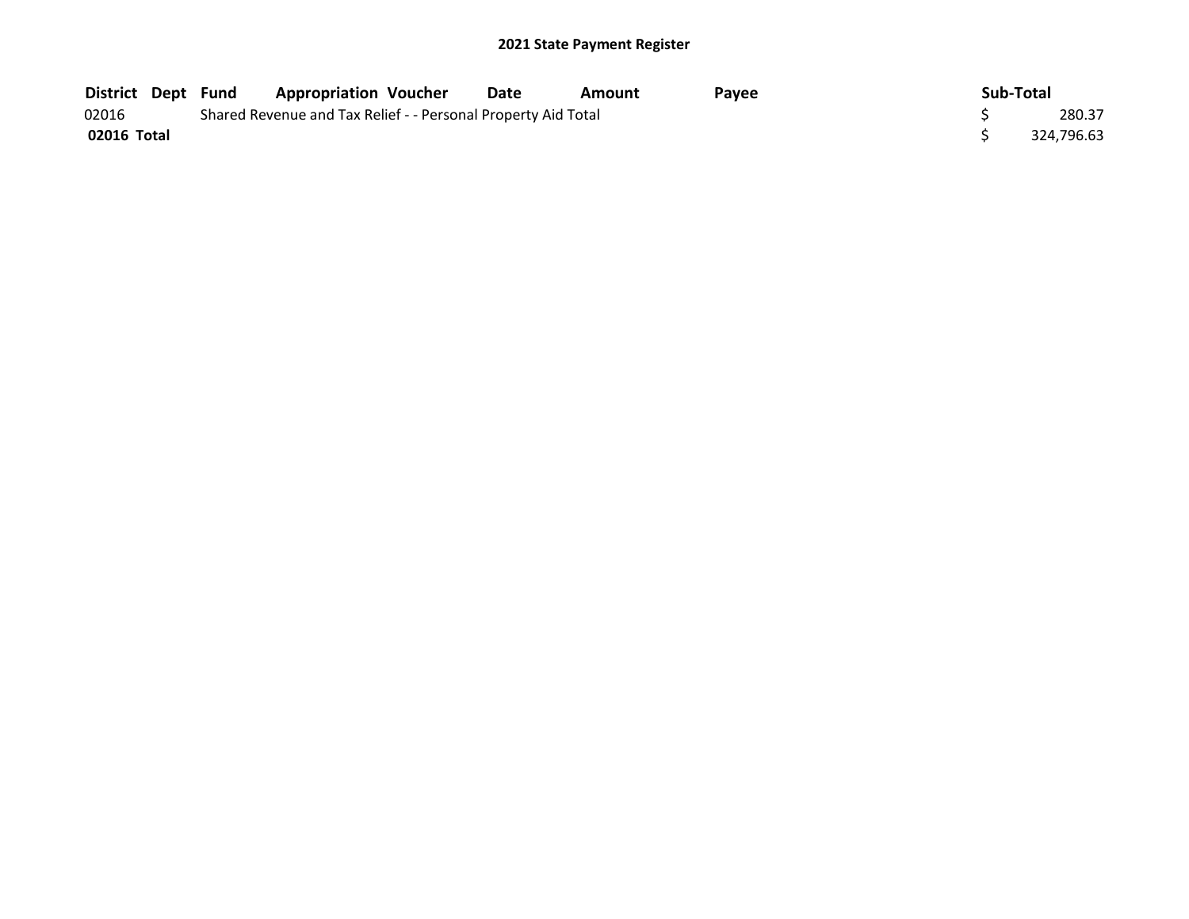## 2021 State Payment Register

| District | Dept | Fund | Appropriation | Voucher | Date | Amount | Payee | Sub-Total |
|---|---|---|---|---|---|---|---|---|
| 02016 | | Shared Revenue and Tax Relief - - Personal Property Aid Total | | | | | | $ 280.37 |
| **02016 Total** | | | | | | | | $ 324,796.63 |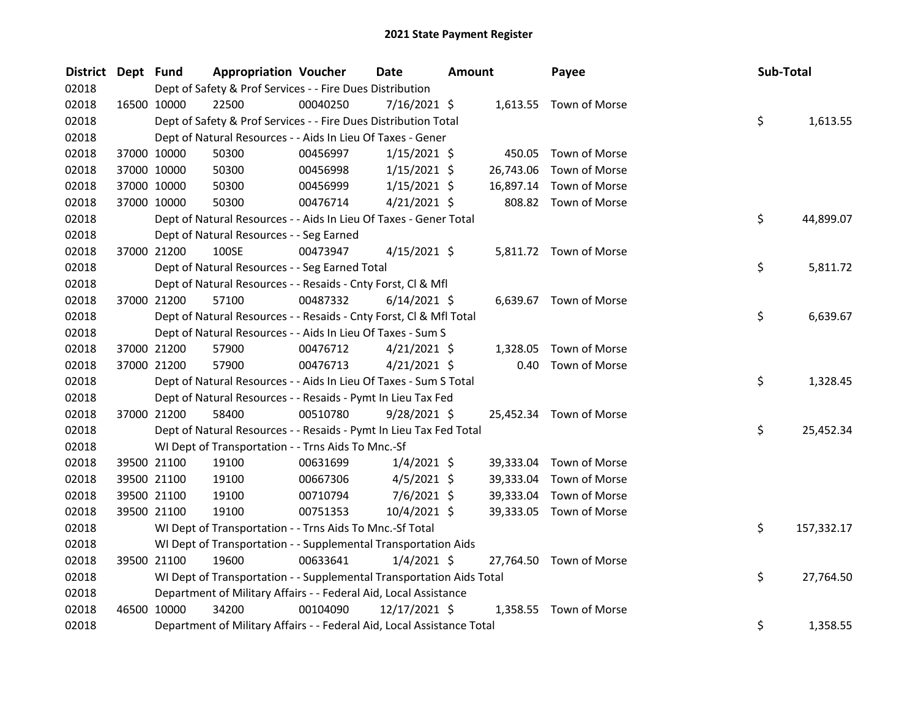# 2021 State Payment Register

| District | Dept | Fund | Appropriation | Voucher | Date | Amount | Payee | Sub-Total |
|---|---|---|---|---|---|---|---|---|
| 02018 | | Dept of Safety & Prof Services - - Fire Dues Distribution | | | | | | |
| 02018 | 16500 | 10000 | 22500 | 00040250 | 7/16/2021 | $ 1,613.55 | Town of Morse | |
| 02018 | | Dept of Safety & Prof Services - - Fire Dues Distribution Total | | | | | | $ 1,613.55 |
| 02018 | | Dept of Natural Resources - - Aids In Lieu Of Taxes - Gener | | | | | | |
| 02018 | 37000 | 10000 | 50300 | 00456997 | 1/15/2021 | $ 450.05 | Town of Morse | |
| 02018 | 37000 | 10000 | 50300 | 00456998 | 1/15/2021 | $ 26,743.06 | Town of Morse | |
| 02018 | 37000 | 10000 | 50300 | 00456999 | 1/15/2021 | $ 16,897.14 | Town of Morse | |
| 02018 | 37000 | 10000 | 50300 | 00476714 | 4/21/2021 | $ 808.82 | Town of Morse | |
| 02018 | | Dept of Natural Resources - - Aids In Lieu Of Taxes - Gener Total | | | | | | $ 44,899.07 |
| 02018 | | Dept of Natural Resources - - Seg Earned | | | | | | |
| 02018 | 37000 | 21200 | 100SE | 00473947 | 4/15/2021 | $ 5,811.72 | Town of Morse | |
| 02018 | | Dept of Natural Resources - - Seg Earned Total | | | | | | $ 5,811.72 |
| 02018 | | Dept of Natural Resources - - Resaids - Cnty Forst, Cl & Mfl | | | | | | |
| 02018 | 37000 | 21200 | 57100 | 00487332 | 6/14/2021 | $ 6,639.67 | Town of Morse | |
| 02018 | | Dept of Natural Resources - - Resaids - Cnty Forst, Cl & Mfl Total | | | | | | $ 6,639.67 |
| 02018 | | Dept of Natural Resources - - Aids In Lieu Of Taxes - Sum S | | | | | | |
| 02018 | 37000 | 21200 | 57900 | 00476712 | 4/21/2021 | $ 1,328.05 | Town of Morse | |
| 02018 | 37000 | 21200 | 57900 | 00476713 | 4/21/2021 | $ 0.40 | Town of Morse | |
| 02018 | | Dept of Natural Resources - - Aids In Lieu Of Taxes - Sum S Total | | | | | | $ 1,328.45 |
| 02018 | | Dept of Natural Resources - - Resaids - Pymt In Lieu Tax Fed | | | | | | |
| 02018 | 37000 | 21200 | 58400 | 00510780 | 9/28/2021 | $ 25,452.34 | Town of Morse | |
| 02018 | | Dept of Natural Resources - - Resaids - Pymt In Lieu Tax Fed Total | | | | | | $ 25,452.34 |
| 02018 | | WI Dept of Transportation - - Trns Aids To Mnc.-Sf | | | | | | |
| 02018 | 39500 | 21100 | 19100 | 00631699 | 1/4/2021 | $ 39,333.04 | Town of Morse | |
| 02018 | 39500 | 21100 | 19100 | 00667306 | 4/5/2021 | $ 39,333.04 | Town of Morse | |
| 02018 | 39500 | 21100 | 19100 | 00710794 | 7/6/2021 | $ 39,333.04 | Town of Morse | |
| 02018 | 39500 | 21100 | 19100 | 00751353 | 10/4/2021 | $ 39,333.05 | Town of Morse | |
| 02018 | | WI Dept of Transportation - - Trns Aids To Mnc.-Sf Total | | | | | | $ 157,332.17 |
| 02018 | | WI Dept of Transportation - - Supplemental Transportation Aids | | | | | | |
| 02018 | 39500 | 21100 | 19600 | 00633641 | 1/4/2021 | $ 27,764.50 | Town of Morse | |
| 02018 | | WI Dept of Transportation - - Supplemental Transportation Aids Total | | | | | | $ 27,764.50 |
| 02018 | | Department of Military Affairs - - Federal Aid, Local Assistance | | | | | | |
| 02018 | 46500 | 10000 | 34200 | 00104090 | 12/17/2021 | $ 1,358.55 | Town of Morse | |
| 02018 | | Department of Military Affairs - - Federal Aid, Local Assistance Total | | | | | | $ 1,358.55 |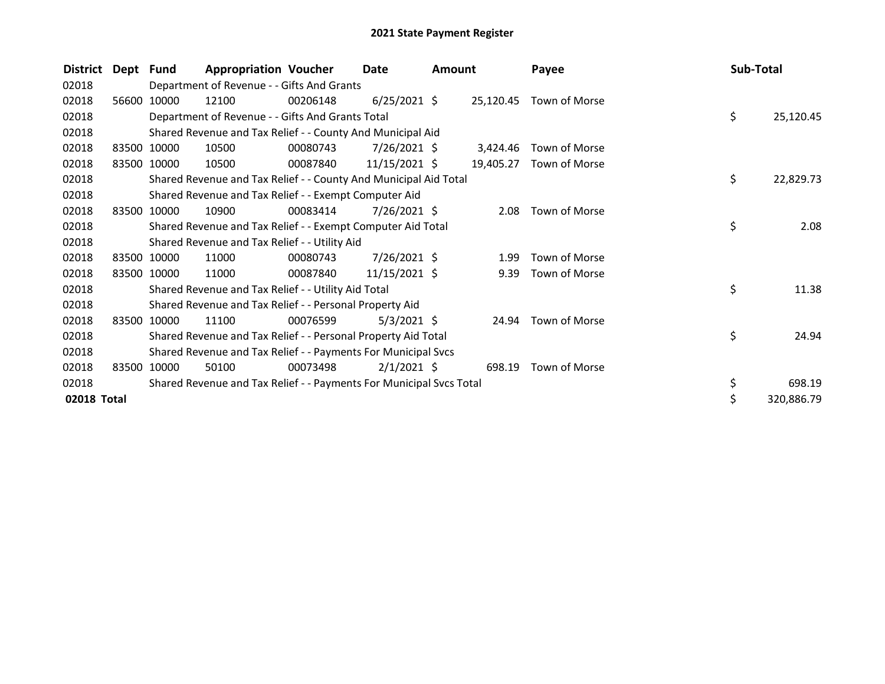# 2021 State Payment Register

| District | Dept | Fund | Appropriation | Voucher | Date | Amount | Payee | Sub-Total |
|---|---|---|---|---|---|---|---|---|
| 02018 | | Department of Revenue - - Gifts And Grants | | | | | | |
| 02018 | 56600 | 10000 | 12100 | 00206148 | 6/25/2021 | $ 25,120.45 | Town of Morse | |
| 02018 | | Department of Revenue - - Gifts And Grants Total | | | | | | $ 25,120.45 |
| 02018 | | Shared Revenue and Tax Relief - - County And Municipal Aid | | | | | | |
| 02018 | 83500 | 10000 | 10500 | 00080743 | 7/26/2021 | $ 3,424.46 | Town of Morse | |
| 02018 | 83500 | 10000 | 10500 | 00087840 | 11/15/2021 | $ 19,405.27 | Town of Morse | |
| 02018 | | Shared Revenue and Tax Relief - - County And Municipal Aid Total | | | | | | $ 22,829.73 |
| 02018 | | Shared Revenue and Tax Relief - - Exempt Computer Aid | | | | | | |
| 02018 | 83500 | 10000 | 10900 | 00083414 | 7/26/2021 | $ 2.08 | Town of Morse | |
| 02018 | | Shared Revenue and Tax Relief - - Exempt Computer Aid Total | | | | | | $ 2.08 |
| 02018 | | Shared Revenue and Tax Relief - - Utility Aid | | | | | | |
| 02018 | 83500 | 10000 | 11000 | 00080743 | 7/26/2021 | $ 1.99 | Town of Morse | |
| 02018 | 83500 | 10000 | 11000 | 00087840 | 11/15/2021 | $ 9.39 | Town of Morse | |
| 02018 | | Shared Revenue and Tax Relief - - Utility Aid Total | | | | | | $ 11.38 |
| 02018 | | Shared Revenue and Tax Relief - - Personal Property Aid | | | | | | |
| 02018 | 83500 | 10000 | 11100 | 00076599 | 5/3/2021 | $ 24.94 | Town of Morse | |
| 02018 | | Shared Revenue and Tax Relief - - Personal Property Aid Total | | | | | | $ 24.94 |
| 02018 | | Shared Revenue and Tax Relief - - Payments For Municipal Svcs | | | | | | |
| 02018 | 83500 | 10000 | 50100 | 00073498 | 2/1/2021 | $ 698.19 | Town of Morse | |
| 02018 | | Shared Revenue and Tax Relief - - Payments For Municipal Svcs Total | | | | | | $ 698.19 |
| **02018 Total** | | | | | | | | $ 320,886.79 |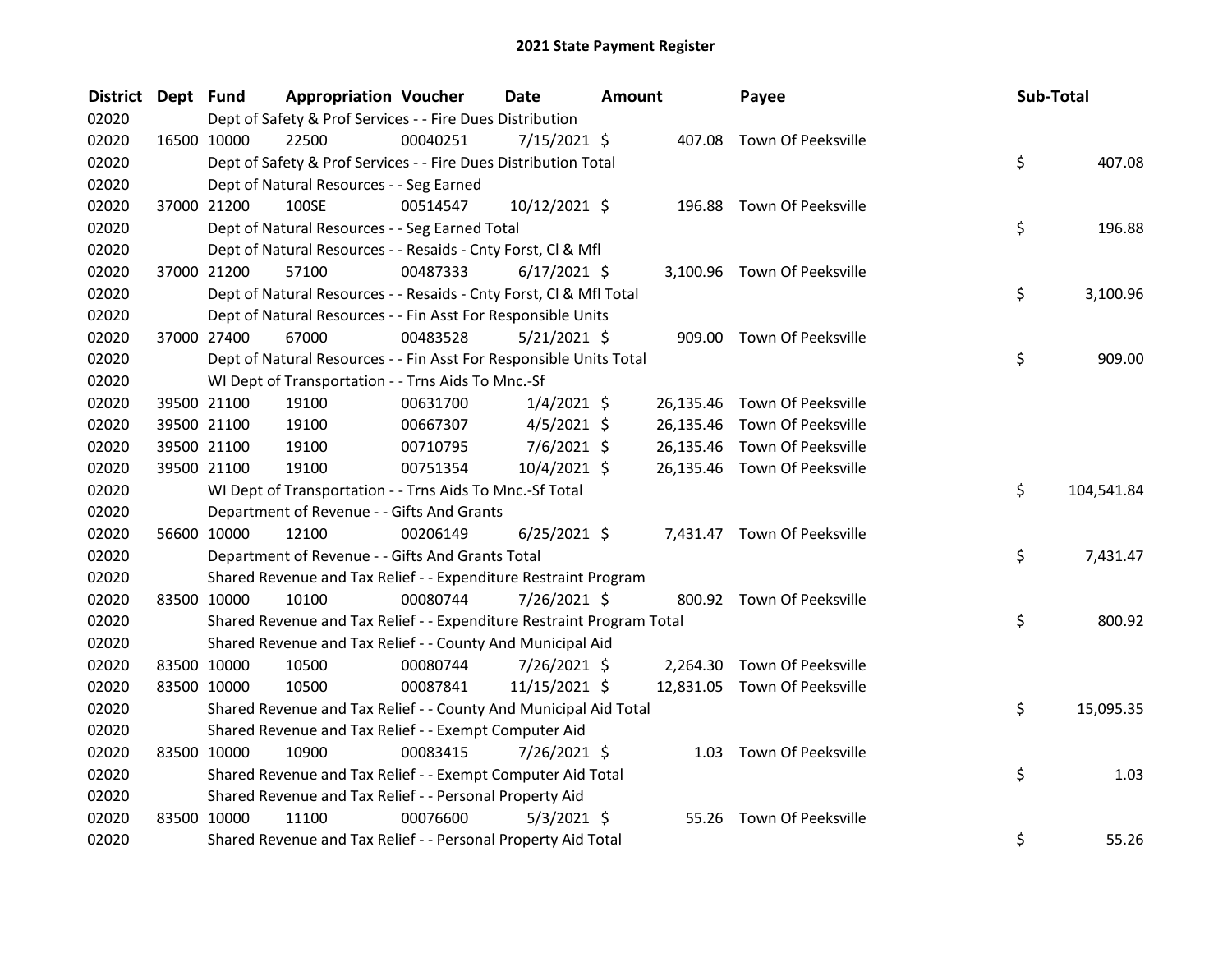## 2021 State Payment Register

| District | Dept | Fund | Appropriation | Voucher | Date | Amount | Payee | Sub-Total |
|---|---|---|---|---|---|---|---|---|
| 02020 | | Dept of Safety & Prof Services - - Fire Dues Distribution | | | | | | |
| 02020 | 16500 | 10000 | 22500 | 00040251 | 7/15/2021 | $ 407.08 | Town Of Peeksville | |
| 02020 | | Dept of Safety & Prof Services - - Fire Dues Distribution Total | | | | | | $ 407.08 |
| 02020 | | Dept of Natural Resources - - Seg Earned | | | | | | |
| 02020 | 37000 | 21200 | 100SE | 00514547 | 10/12/2021 | $ 196.88 | Town Of Peeksville | |
| 02020 | | Dept of Natural Resources - - Seg Earned Total | | | | | | $ 196.88 |
| 02020 | | Dept of Natural Resources - - Resaids - Cnty Forst, Cl & Mfl | | | | | | |
| 02020 | 37000 | 21200 | 57100 | 00487333 | 6/17/2021 | $ 3,100.96 | Town Of Peeksville | |
| 02020 | | Dept of Natural Resources - - Resaids - Cnty Forst, Cl & Mfl Total | | | | | | $ 3,100.96 |
| 02020 | | Dept of Natural Resources - - Fin Asst For Responsible Units | | | | | | |
| 02020 | 37000 | 27400 | 67000 | 00483528 | 5/21/2021 | $ 909.00 | Town Of Peeksville | |
| 02020 | | Dept of Natural Resources - - Fin Asst For Responsible Units Total | | | | | | $ 909.00 |
| 02020 | | WI Dept of Transportation - - Trns Aids To Mnc.-Sf | | | | | | |
| 02020 | 39500 | 21100 | 19100 | 00631700 | 1/4/2021 | $ 26,135.46 | Town Of Peeksville | |
| 02020 | 39500 | 21100 | 19100 | 00667307 | 4/5/2021 | $ 26,135.46 | Town Of Peeksville | |
| 02020 | 39500 | 21100 | 19100 | 00710795 | 7/6/2021 | $ 26,135.46 | Town Of Peeksville | |
| 02020 | 39500 | 21100 | 19100 | 00751354 | 10/4/2021 | $ 26,135.46 | Town Of Peeksville | |
| 02020 | | WI Dept of Transportation - - Trns Aids To Mnc.-Sf Total | | | | | | $ 104,541.84 |
| 02020 | | Department of Revenue - - Gifts And Grants | | | | | | |
| 02020 | 56600 | 10000 | 12100 | 00206149 | 6/25/2021 | $ 7,431.47 | Town Of Peeksville | |
| 02020 | | Department of Revenue - - Gifts And Grants Total | | | | | | $ 7,431.47 |
| 02020 | | Shared Revenue and Tax Relief - - Expenditure Restraint Program | | | | | | |
| 02020 | 83500 | 10000 | 10100 | 00080744 | 7/26/2021 | $ 800.92 | Town Of Peeksville | |
| 02020 | | Shared Revenue and Tax Relief - - Expenditure Restraint Program Total | | | | | | $ 800.92 |
| 02020 | | Shared Revenue and Tax Relief - - County And Municipal Aid | | | | | | |
| 02020 | 83500 | 10000 | 10500 | 00080744 | 7/26/2021 | $ 2,264.30 | Town Of Peeksville | |
| 02020 | 83500 | 10000 | 10500 | 00087841 | 11/15/2021 | $ 12,831.05 | Town Of Peeksville | |
| 02020 | | Shared Revenue and Tax Relief - - County And Municipal Aid Total | | | | | | $ 15,095.35 |
| 02020 | | Shared Revenue and Tax Relief - - Exempt Computer Aid | | | | | | |
| 02020 | 83500 | 10000 | 10900 | 00083415 | 7/26/2021 | $ 1.03 | Town Of Peeksville | |
| 02020 | | Shared Revenue and Tax Relief - - Exempt Computer Aid Total | | | | | | $ 1.03 |
| 02020 | | Shared Revenue and Tax Relief - - Personal Property Aid | | | | | | |
| 02020 | 83500 | 10000 | 11100 | 00076600 | 5/3/2021 | $ 55.26 | Town Of Peeksville | |
| 02020 | | Shared Revenue and Tax Relief - - Personal Property Aid Total | | | | | | $ 55.26 |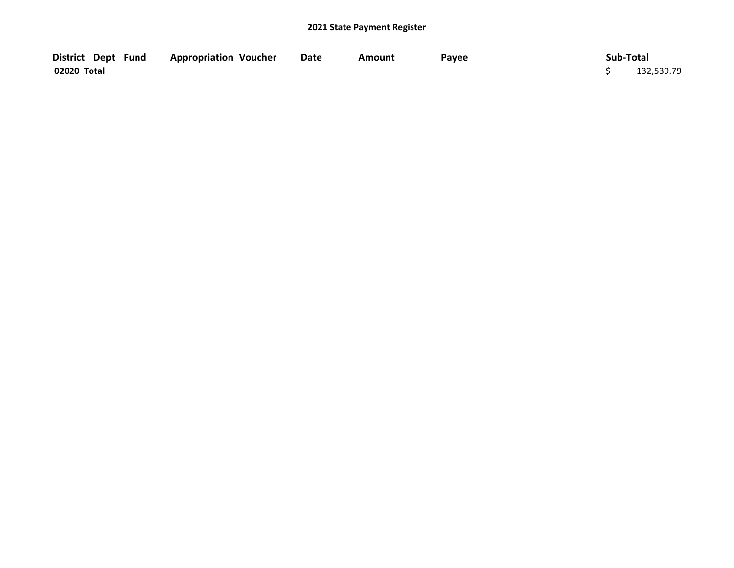# 2021 State Payment Register

| District | Dept | Fund | Appropriation | Voucher | Date | Amount | Payee | Sub-Total |
|---|---|---|---|---|---|---|---|---|
| **02020 Total** | | | | | | | | $ 132,539.79 |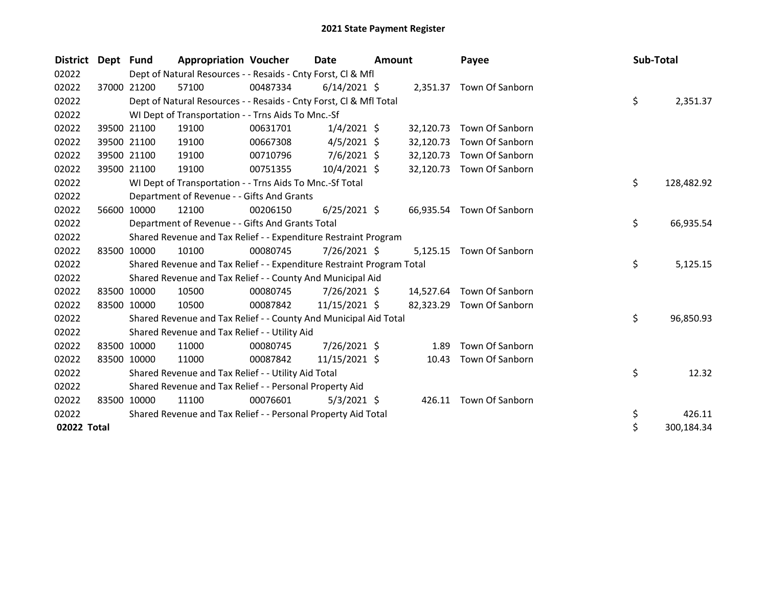# 2021 State Payment Register

| District | Dept | Fund | Appropriation | Voucher | Date | Amount | Payee | Sub-Total |
|---|---|---|---|---|---|---|---|---|
| 02022 | | Dept of Natural Resources - - Resaids - Cnty Forst, Cl & Mfl | | | | | | |
| 02022 | 37000 | 21200 | 57100 | 00487334 | 6/14/2021 | $ 2,351.37 | Town Of Sanborn | |
| 02022 | | Dept of Natural Resources - - Resaids - Cnty Forst, Cl & Mfl Total | | | | | | $ 2,351.37 |
| 02022 | | WI Dept of Transportation - - Trns Aids To Mnc.-Sf | | | | | | |
| 02022 | 39500 | 21100 | 19100 | 00631701 | 1/4/2021 | $ 32,120.73 | Town Of Sanborn | |
| 02022 | 39500 | 21100 | 19100 | 00667308 | 4/5/2021 | $ 32,120.73 | Town Of Sanborn | |
| 02022 | 39500 | 21100 | 19100 | 00710796 | 7/6/2021 | $ 32,120.73 | Town Of Sanborn | |
| 02022 | 39500 | 21100 | 19100 | 00751355 | 10/4/2021 | $ 32,120.73 | Town Of Sanborn | |
| 02022 | | WI Dept of Transportation - - Trns Aids To Mnc.-Sf Total | | | | | | $ 128,482.92 |
| 02022 | | Department of Revenue - - Gifts And Grants | | | | | | |
| 02022 | 56600 | 10000 | 12100 | 00206150 | 6/25/2021 | $ 66,935.54 | Town Of Sanborn | |
| 02022 | | Department of Revenue - - Gifts And Grants Total | | | | | | $ 66,935.54 |
| 02022 | | Shared Revenue and Tax Relief - - Expenditure Restraint Program | | | | | | |
| 02022 | 83500 | 10000 | 10100 | 00080745 | 7/26/2021 | $ 5,125.15 | Town Of Sanborn | |
| 02022 | | Shared Revenue and Tax Relief - - Expenditure Restraint Program Total | | | | | | $ 5,125.15 |
| 02022 | | Shared Revenue and Tax Relief - - County And Municipal Aid | | | | | | |
| 02022 | 83500 | 10000 | 10500 | 00080745 | 7/26/2021 | $ 14,527.64 | Town Of Sanborn | |
| 02022 | 83500 | 10000 | 10500 | 00087842 | 11/15/2021 | $ 82,323.29 | Town Of Sanborn | |
| 02022 | | Shared Revenue and Tax Relief - - County And Municipal Aid Total | | | | | | $ 96,850.93 |
| 02022 | | Shared Revenue and Tax Relief - - Utility Aid | | | | | | |
| 02022 | 83500 | 10000 | 11000 | 00080745 | 7/26/2021 | $ 1.89 | Town Of Sanborn | |
| 02022 | 83500 | 10000 | 11000 | 00087842 | 11/15/2021 | $ 10.43 | Town Of Sanborn | |
| 02022 | | Shared Revenue and Tax Relief - - Utility Aid Total | | | | | | $ 12.32 |
| 02022 | | Shared Revenue and Tax Relief - - Personal Property Aid | | | | | | |
| 02022 | 83500 | 10000 | 11100 | 00076601 | 5/3/2021 | $ 426.11 | Town Of Sanborn | |
| 02022 | | Shared Revenue and Tax Relief - - Personal Property Aid Total | | | | | | $ 426.11 |
| **02022 Total** | | | | | | | | $ 300,184.34 |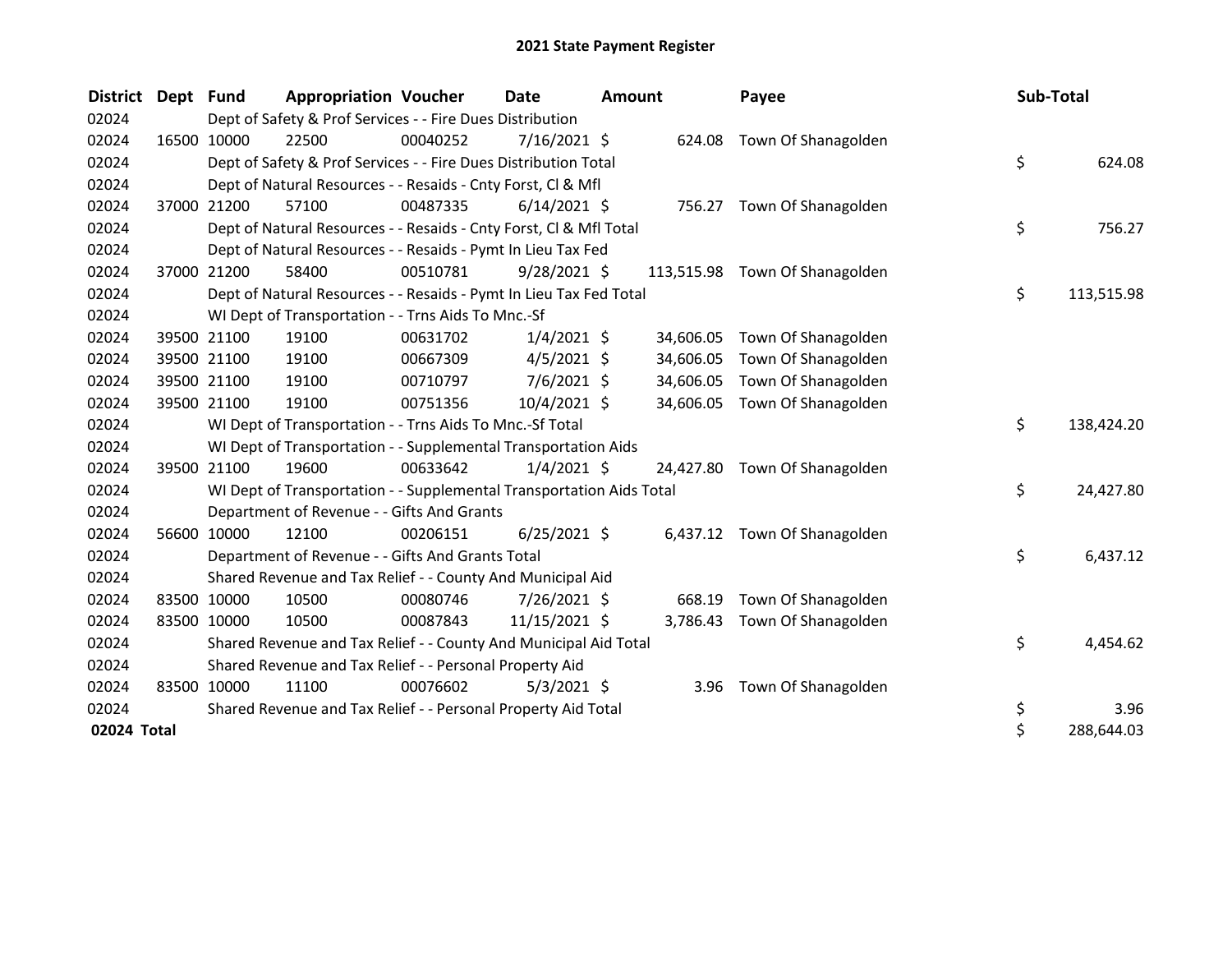# 2021 State Payment Register

| District | Dept | Fund | Appropriation | Voucher | Date | Amount | Payee | Sub-Total |
|---|---|---|---|---|---|---|---|---|
| 02024 | | Dept of Safety & Prof Services - - Fire Dues Distribution | | | | | | |
| 02024 | 16500 | 10000 | 22500 | 00040252 | 7/16/2021 | $ 624.08 | Town Of Shanagolden | |
| 02024 | | Dept of Safety & Prof Services - - Fire Dues Distribution Total | | | | | | $ 624.08 |
| 02024 | | Dept of Natural Resources - - Resaids - Cnty Forst, Cl & Mfl | | | | | | |
| 02024 | 37000 | 21200 | 57100 | 00487335 | 6/14/2021 | $ 756.27 | Town Of Shanagolden | |
| 02024 | | Dept of Natural Resources - - Resaids - Cnty Forst, Cl & Mfl Total | | | | | | $ 756.27 |
| 02024 | | Dept of Natural Resources - - Resaids - Pymt In Lieu Tax Fed | | | | | | |
| 02024 | 37000 | 21200 | 58400 | 00510781 | 9/28/2021 | $ 113,515.98 | Town Of Shanagolden | |
| 02024 | | Dept of Natural Resources - - Resaids - Pymt In Lieu Tax Fed Total | | | | | | $ 113,515.98 |
| 02024 | | WI Dept of Transportation - - Trns Aids To Mnc.-Sf | | | | | | |
| 02024 | 39500 | 21100 | 19100 | 00631702 | 1/4/2021 | $ 34,606.05 | Town Of Shanagolden | |
| 02024 | 39500 | 21100 | 19100 | 00667309 | 4/5/2021 | $ 34,606.05 | Town Of Shanagolden | |
| 02024 | 39500 | 21100 | 19100 | 00710797 | 7/6/2021 | $ 34,606.05 | Town Of Shanagolden | |
| 02024 | 39500 | 21100 | 19100 | 00751356 | 10/4/2021 | $ 34,606.05 | Town Of Shanagolden | |
| 02024 | | WI Dept of Transportation - - Trns Aids To Mnc.-Sf Total | | | | | | $ 138,424.20 |
| 02024 | | WI Dept of Transportation - - Supplemental Transportation Aids | | | | | | |
| 02024 | 39500 | 21100 | 19600 | 00633642 | 1/4/2021 | $ 24,427.80 | Town Of Shanagolden | |
| 02024 | | WI Dept of Transportation - - Supplemental Transportation Aids Total | | | | | | $ 24,427.80 |
| 02024 | | Department of Revenue - - Gifts And Grants | | | | | | |
| 02024 | 56600 | 10000 | 12100 | 00206151 | 6/25/2021 | $ 6,437.12 | Town Of Shanagolden | |
| 02024 | | Department of Revenue - - Gifts And Grants Total | | | | | | $ 6,437.12 |
| 02024 | | Shared Revenue and Tax Relief - - County And Municipal Aid | | | | | | |
| 02024 | 83500 | 10000 | 10500 | 00080746 | 7/26/2021 | $ 668.19 | Town Of Shanagolden | |
| 02024 | 83500 | 10000 | 10500 | 00087843 | 11/15/2021 | $ 3,786.43 | Town Of Shanagolden | |
| 02024 | | Shared Revenue and Tax Relief - - County And Municipal Aid Total | | | | | | $ 4,454.62 |
| 02024 | | Shared Revenue and Tax Relief - - Personal Property Aid | | | | | | |
| 02024 | 83500 | 10000 | 11100 | 00076602 | 5/3/2021 | $ 3.96 | Town Of Shanagolden | |
| 02024 | | Shared Revenue and Tax Relief - - Personal Property Aid Total | | | | | | $ 3.96 |
| **02024 Total** | | | | | | | | $ 288,644.03 |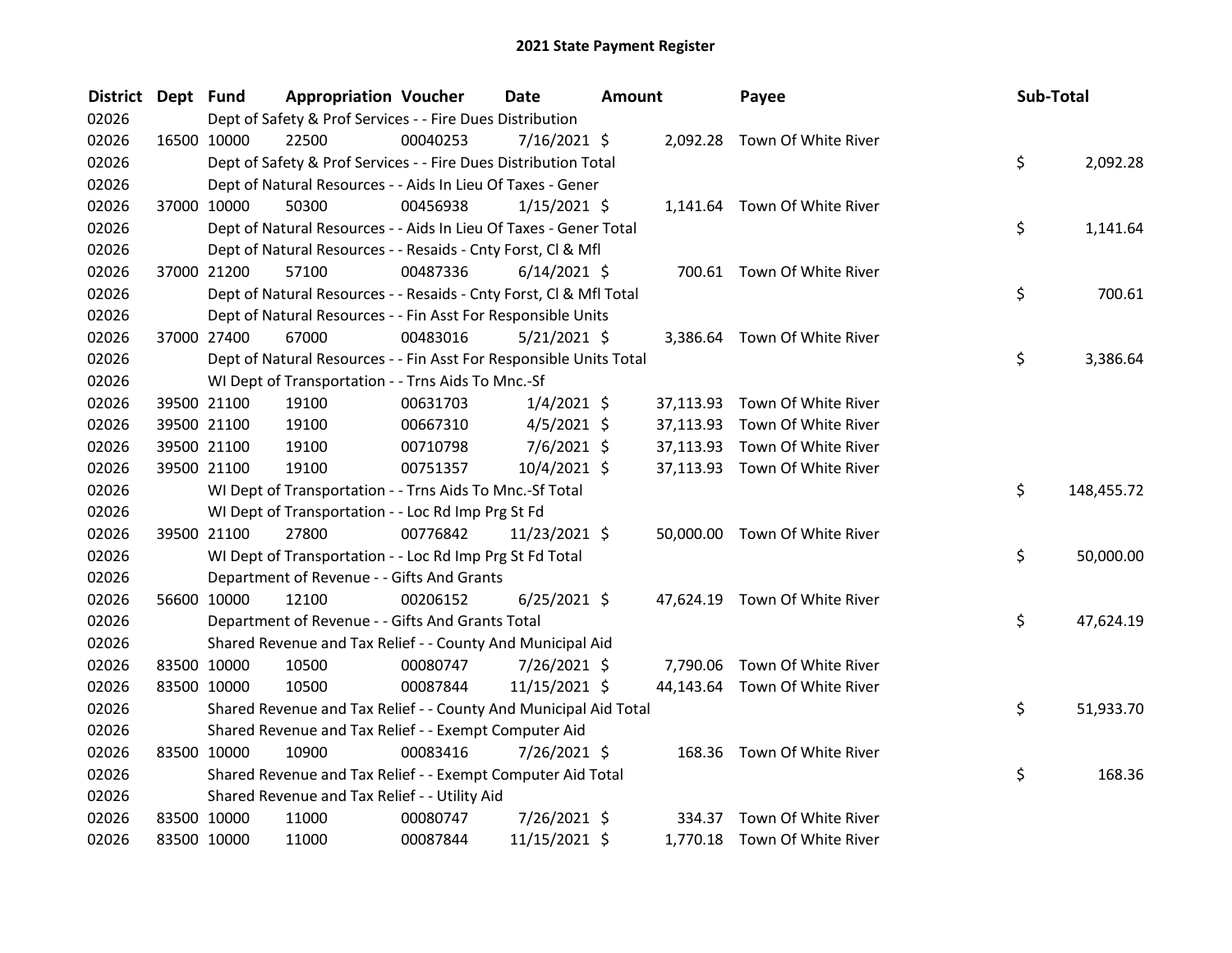## 2021 State Payment Register

| District | Dept | Fund | Appropriation | Voucher | Date | Amount | Payee | Sub-Total |
|---|---|---|---|---|---|---|---|---|
| 02026 | | Dept of Safety & Prof Services - - Fire Dues Distribution | | | | | | |
| 02026 | 16500 | 10000 | 22500 | 00040253 | 7/16/2021 | $ 2,092.28 | Town Of White River | |
| 02026 | | Dept of Safety & Prof Services - - Fire Dues Distribution Total | | | | | | $ 2,092.28 |
| 02026 | | Dept of Natural Resources - - Aids In Lieu Of Taxes - Gener | | | | | | |
| 02026 | 37000 | 10000 | 50300 | 00456938 | 1/15/2021 | $ 1,141.64 | Town Of White River | |
| 02026 | | Dept of Natural Resources - - Aids In Lieu Of Taxes - Gener Total | | | | | | $ 1,141.64 |
| 02026 | | Dept of Natural Resources - - Resaids - Cnty Forst, Cl & Mfl | | | | | | |
| 02026 | 37000 | 21200 | 57100 | 00487336 | 6/14/2021 | $ 700.61 | Town Of White River | |
| 02026 | | Dept of Natural Resources - - Resaids - Cnty Forst, Cl & Mfl Total | | | | | | $ 700.61 |
| 02026 | | Dept of Natural Resources - - Fin Asst For Responsible Units | | | | | | |
| 02026 | 37000 | 27400 | 67000 | 00483016 | 5/21/2021 | $ 3,386.64 | Town Of White River | |
| 02026 | | Dept of Natural Resources - - Fin Asst For Responsible Units Total | | | | | | $ 3,386.64 |
| 02026 | | WI Dept of Transportation - - Trns Aids To Mnc.-Sf | | | | | | |
| 02026 | 39500 | 21100 | 19100 | 00631703 | 1/4/2021 | $ 37,113.93 | Town Of White River | |
| 02026 | 39500 | 21100 | 19100 | 00667310 | 4/5/2021 | $ 37,113.93 | Town Of White River | |
| 02026 | 39500 | 21100 | 19100 | 00710798 | 7/6/2021 | $ 37,113.93 | Town Of White River | |
| 02026 | 39500 | 21100 | 19100 | 00751357 | 10/4/2021 | $ 37,113.93 | Town Of White River | |
| 02026 | | WI Dept of Transportation - - Trns Aids To Mnc.-Sf Total | | | | | | $ 148,455.72 |
| 02026 | | WI Dept of Transportation - - Loc Rd Imp Prg St Fd | | | | | | |
| 02026 | 39500 | 21100 | 27800 | 00776842 | 11/23/2021 | $ 50,000.00 | Town Of White River | |
| 02026 | | WI Dept of Transportation - - Loc Rd Imp Prg St Fd Total | | | | | | $ 50,000.00 |
| 02026 | | Department of Revenue - - Gifts And Grants | | | | | | |
| 02026 | 56600 | 10000 | 12100 | 00206152 | 6/25/2021 | $ 47,624.19 | Town Of White River | |
| 02026 | | Department of Revenue - - Gifts And Grants Total | | | | | | $ 47,624.19 |
| 02026 | | Shared Revenue and Tax Relief - - County And Municipal Aid | | | | | | |
| 02026 | 83500 | 10000 | 10500 | 00080747 | 7/26/2021 | $ 7,790.06 | Town Of White River | |
| 02026 | 83500 | 10000 | 10500 | 00087844 | 11/15/2021 | $ 44,143.64 | Town Of White River | |
| 02026 | | Shared Revenue and Tax Relief - - County And Municipal Aid Total | | | | | | $ 51,933.70 |
| 02026 | | Shared Revenue and Tax Relief - - Exempt Computer Aid | | | | | | |
| 02026 | 83500 | 10000 | 10900 | 00083416 | 7/26/2021 | $ 168.36 | Town Of White River | |
| 02026 | | Shared Revenue and Tax Relief - - Exempt Computer Aid Total | | | | | | $ 168.36 |
| 02026 | | Shared Revenue and Tax Relief - - Utility Aid | | | | | | |
| 02026 | 83500 | 10000 | 11000 | 00080747 | 7/26/2021 | $ 334.37 | Town Of White River | |
| 02026 | 83500 | 10000 | 11000 | 00087844 | 11/15/2021 | $ 1,770.18 | Town Of White River | |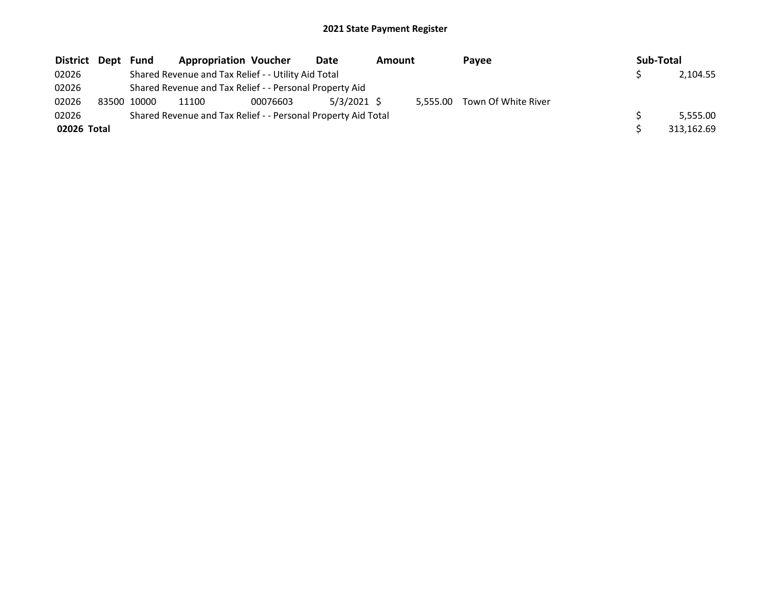## 2021 State Payment Register

| District | Dept | Fund | Appropriation | Voucher | Date | Amount | Payee | Sub-Total |
|---|---|---|---|---|---|---|---|---|
| 02026 | | Shared Revenue and Tax Relief - - Utility Aid Total | | | | | | $ 2,104.55 |
| 02026 | | Shared Revenue and Tax Relief - - Personal Property Aid | | | | | | |
| 02026 | 83500 | 10000 | 11100 | 00076603 | 5/3/2021 | $ 5,555.00 | Town Of White River | |
| 02026 | | Shared Revenue and Tax Relief - - Personal Property Aid Total | | | | | | $ 5,555.00 |
| **02026 Total** | | | | | | | | $ 313,162.69 |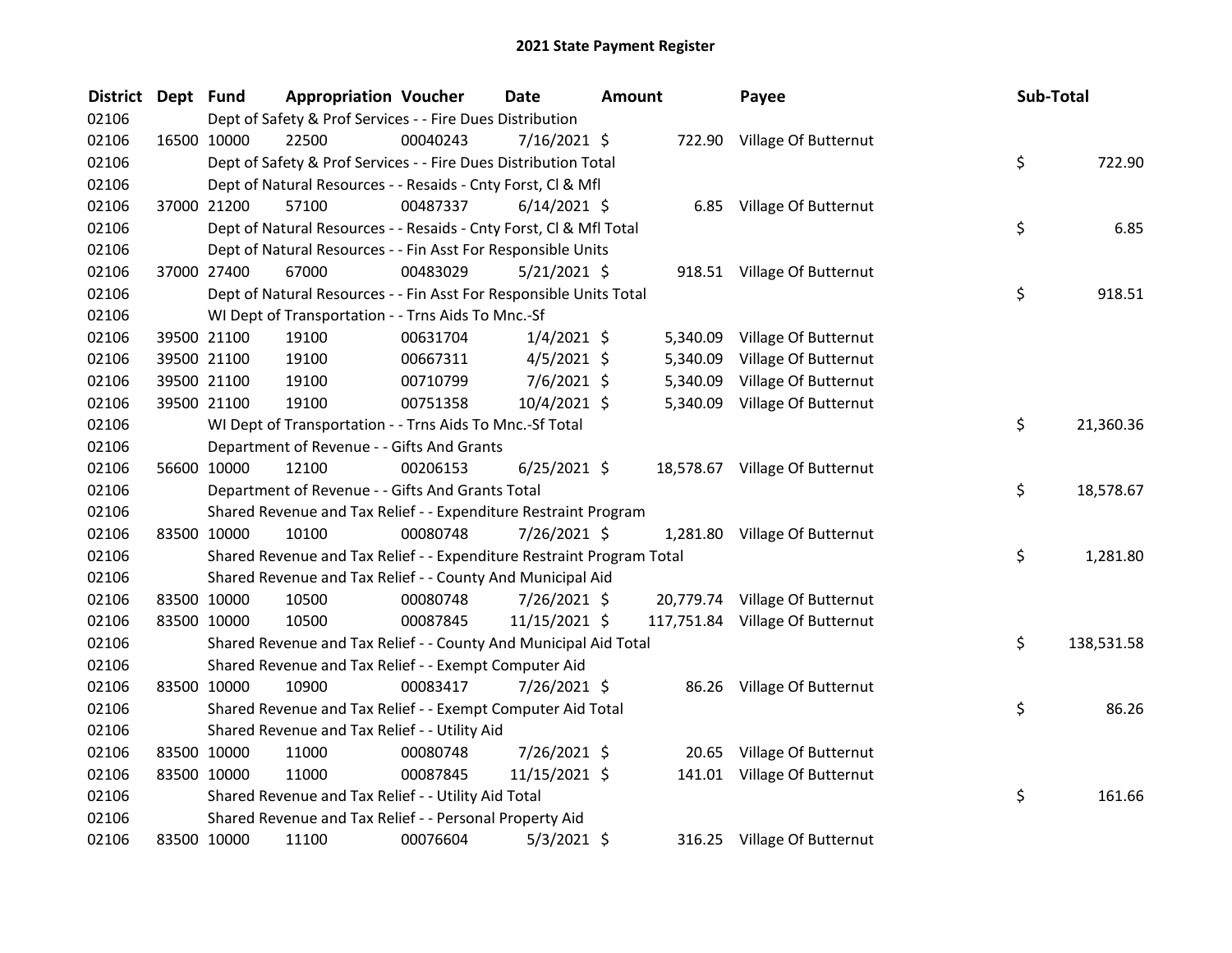# 2021 State Payment Register

| District | Dept | Fund | Appropriation | Voucher | Date | Amount | Payee | Sub-Total |
|---|---|---|---|---|---|---|---|---|
| 02106 | | Dept of Safety & Prof Services - - Fire Dues Distribution | | | | | | |
| 02106 | 16500 | 10000 | 22500 | 00040243 | 7/16/2021 | $ 722.90 | Village Of Butternut | |
| 02106 | | Dept of Safety & Prof Services - - Fire Dues Distribution Total | | | | | | $ 722.90 |
| 02106 | | Dept of Natural Resources - - Resaids - Cnty Forst, Cl & Mfl | | | | | | |
| 02106 | 37000 | 21200 | 57100 | 00487337 | 6/14/2021 | $ 6.85 | Village Of Butternut | |
| 02106 | | Dept of Natural Resources - - Resaids - Cnty Forst, Cl & Mfl Total | | | | | | $ 6.85 |
| 02106 | | Dept of Natural Resources - - Fin Asst For Responsible Units | | | | | | |
| 02106 | 37000 | 27400 | 67000 | 00483029 | 5/21/2021 | $ 918.51 | Village Of Butternut | |
| 02106 | | Dept of Natural Resources - - Fin Asst For Responsible Units Total | | | | | | $ 918.51 |
| 02106 | | WI Dept of Transportation - - Trns Aids To Mnc.-Sf | | | | | | |
| 02106 | 39500 | 21100 | 19100 | 00631704 | 1/4/2021 | $ 5,340.09 | Village Of Butternut | |
| 02106 | 39500 | 21100 | 19100 | 00667311 | 4/5/2021 | $ 5,340.09 | Village Of Butternut | |
| 02106 | 39500 | 21100 | 19100 | 00710799 | 7/6/2021 | $ 5,340.09 | Village Of Butternut | |
| 02106 | 39500 | 21100 | 19100 | 00751358 | 10/4/2021 | $ 5,340.09 | Village Of Butternut | |
| 02106 | | WI Dept of Transportation - - Trns Aids To Mnc.-Sf Total | | | | | | $ 21,360.36 |
| 02106 | | Department of Revenue - - Gifts And Grants | | | | | | |
| 02106 | 56600 | 10000 | 12100 | 00206153 | 6/25/2021 | $ 18,578.67 | Village Of Butternut | |
| 02106 | | Department of Revenue - - Gifts And Grants Total | | | | | | $ 18,578.67 |
| 02106 | | Shared Revenue and Tax Relief - - Expenditure Restraint Program | | | | | | |
| 02106 | 83500 | 10000 | 10100 | 00080748 | 7/26/2021 | $ 1,281.80 | Village Of Butternut | |
| 02106 | | Shared Revenue and Tax Relief - - Expenditure Restraint Program Total | | | | | | $ 1,281.80 |
| 02106 | | Shared Revenue and Tax Relief - - County And Municipal Aid | | | | | | |
| 02106 | 83500 | 10000 | 10500 | 00080748 | 7/26/2021 | $ 20,779.74 | Village Of Butternut | |
| 02106 | 83500 | 10000 | 10500 | 00087845 | 11/15/2021 | $ 117,751.84 | Village Of Butternut | |
| 02106 | | Shared Revenue and Tax Relief - - County And Municipal Aid Total | | | | | | $ 138,531.58 |
| 02106 | | Shared Revenue and Tax Relief - - Exempt Computer Aid | | | | | | |
| 02106 | 83500 | 10000 | 10900 | 00083417 | 7/26/2021 | $ 86.26 | Village Of Butternut | |
| 02106 | | Shared Revenue and Tax Relief - - Exempt Computer Aid Total | | | | | | $ 86.26 |
| 02106 | | Shared Revenue and Tax Relief - - Utility Aid | | | | | | |
| 02106 | 83500 | 10000 | 11000 | 00080748 | 7/26/2021 | $ 20.65 | Village Of Butternut | |
| 02106 | 83500 | 10000 | 11000 | 00087845 | 11/15/2021 | $ 141.01 | Village Of Butternut | |
| 02106 | | Shared Revenue and Tax Relief - - Utility Aid Total | | | | | | $ 161.66 |
| 02106 | | Shared Revenue and Tax Relief - - Personal Property Aid | | | | | | |
| 02106 | 83500 | 10000 | 11100 | 00076604 | 5/3/2021 | $ 316.25 | Village Of Butternut | |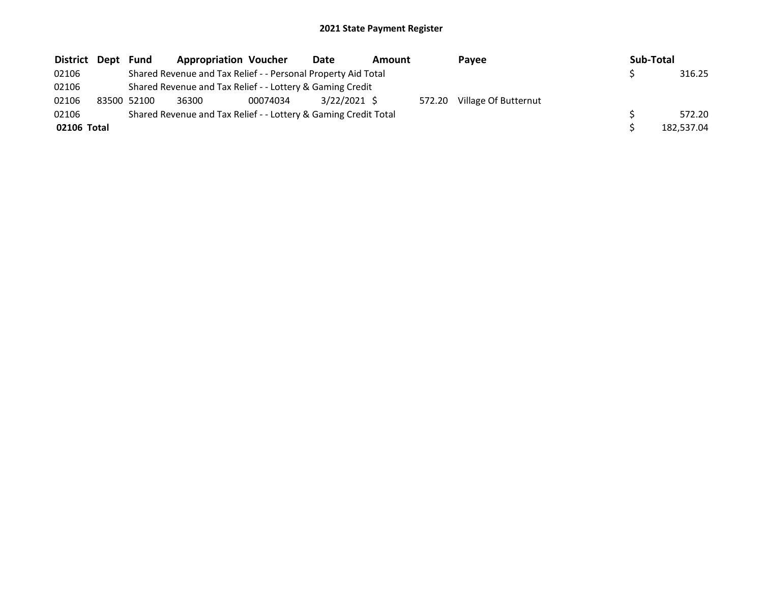## 2021 State Payment Register

| District | Dept | Fund | Appropriation | Voucher | Date | Amount | Payee | Sub-Total |
|---|---|---|---|---|---|---|---|---|
| 02106 | | Shared Revenue and Tax Relief - - Personal Property Aid Total | | | | | | $ 316.25 |
| 02106 | | Shared Revenue and Tax Relief - - Lottery & Gaming Credit | | | | | | |
| 02106 | 83500 | 52100 | 36300 | 00074034 | 3/22/2021 | $ 572.20 | Village Of Butternut | |
| 02106 | | Shared Revenue and Tax Relief - - Lottery & Gaming Credit Total | | | | | | $ 572.20 |
| **02106 Total** | | | | | | | | $ 182,537.04 |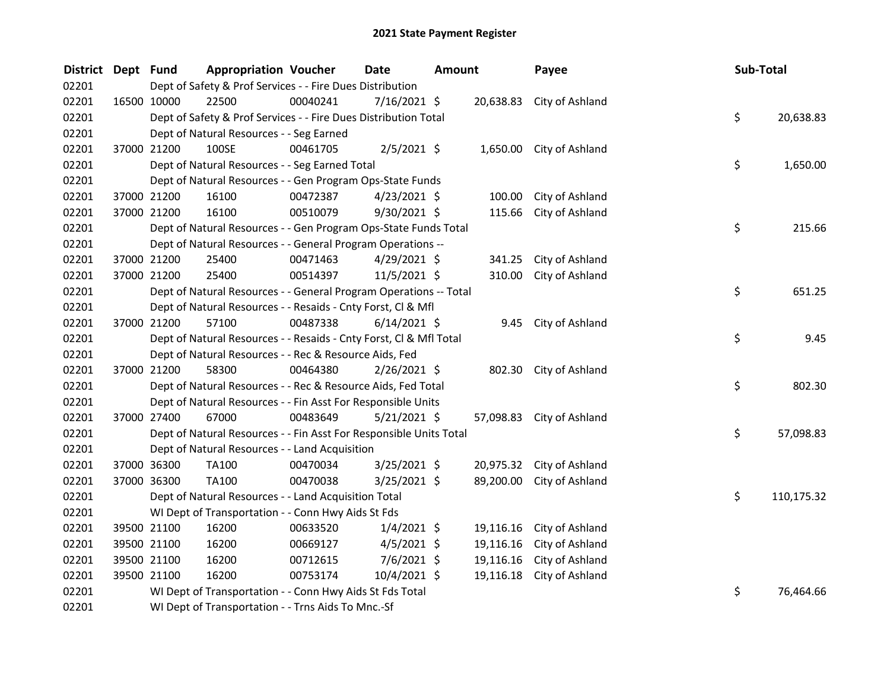# 2021 State Payment Register

| District | Dept | Fund | Appropriation | Voucher | Date | Amount | Payee | Sub-Total |
|---|---|---|---|---|---|---|---|---|
| 02201 | | Dept of Safety & Prof Services - - Fire Dues Distribution | | | | | | |
| 02201 | 16500 | 10000 | 22500 | 00040241 | 7/16/2021 | $ 20,638.83 | City of Ashland | |
| 02201 | | Dept of Safety & Prof Services - - Fire Dues Distribution Total | | | | | | $ 20,638.83 |
| 02201 | | Dept of Natural Resources - - Seg Earned | | | | | | |
| 02201 | 37000 | 21200 | 100SE | 00461705 | 2/5/2021 | $ 1,650.00 | City of Ashland | |
| 02201 | | Dept of Natural Resources - - Seg Earned Total | | | | | | $ 1,650.00 |
| 02201 | | Dept of Natural Resources - - Gen Program Ops-State Funds | | | | | | |
| 02201 | 37000 | 21200 | 16100 | 00472387 | 4/23/2021 | $ 100.00 | City of Ashland | |
| 02201 | 37000 | 21200 | 16100 | 00510079 | 9/30/2021 | $ 115.66 | City of Ashland | |
| 02201 | | Dept of Natural Resources - - Gen Program Ops-State Funds Total | | | | | | $ 215.66 |
| 02201 | | Dept of Natural Resources - - General Program Operations -- | | | | | | |
| 02201 | 37000 | 21200 | 25400 | 00471463 | 4/29/2021 | $ 341.25 | City of Ashland | |
| 02201 | 37000 | 21200 | 25400 | 00514397 | 11/5/2021 | $ 310.00 | City of Ashland | |
| 02201 | | Dept of Natural Resources - - General Program Operations -- Total | | | | | | $ 651.25 |
| 02201 | | Dept of Natural Resources - - Resaids - Cnty Forst, Cl & Mfl | | | | | | |
| 02201 | 37000 | 21200 | 57100 | 00487338 | 6/14/2021 | $ 9.45 | City of Ashland | |
| 02201 | | Dept of Natural Resources - - Resaids - Cnty Forst, Cl & Mfl Total | | | | | | $ 9.45 |
| 02201 | | Dept of Natural Resources - - Rec & Resource Aids, Fed | | | | | | |
| 02201 | 37000 | 21200 | 58300 | 00464380 | 2/26/2021 | $ 802.30 | City of Ashland | |
| 02201 | | Dept of Natural Resources - - Rec & Resource Aids, Fed Total | | | | | | $ 802.30 |
| 02201 | | Dept of Natural Resources - - Fin Asst For Responsible Units | | | | | | |
| 02201 | 37000 | 27400 | 67000 | 00483649 | 5/21/2021 | $ 57,098.83 | City of Ashland | |
| 02201 | | Dept of Natural Resources - - Fin Asst For Responsible Units Total | | | | | | $ 57,098.83 |
| 02201 | | Dept of Natural Resources - - Land Acquisition | | | | | | |
| 02201 | 37000 | 36300 | TA100 | 00470034 | 3/25/2021 | $ 20,975.32 | City of Ashland | |
| 02201 | 37000 | 36300 | TA100 | 00470038 | 3/25/2021 | $ 89,200.00 | City of Ashland | |
| 02201 | | Dept of Natural Resources - - Land Acquisition Total | | | | | | $ 110,175.32 |
| 02201 | | WI Dept of Transportation - - Conn Hwy Aids St Fds | | | | | | |
| 02201 | 39500 | 21100 | 16200 | 00633520 | 1/4/2021 | $ 19,116.16 | City of Ashland | |
| 02201 | 39500 | 21100 | 16200 | 00669127 | 4/5/2021 | $ 19,116.16 | City of Ashland | |
| 02201 | 39500 | 21100 | 16200 | 00712615 | 7/6/2021 | $ 19,116.16 | City of Ashland | |
| 02201 | 39500 | 21100 | 16200 | 00753174 | 10/4/2021 | $ 19,116.18 | City of Ashland | |
| 02201 | | WI Dept of Transportation - - Conn Hwy Aids St Fds Total | | | | | | $ 76,464.66 |
| 02201 | | WI Dept of Transportation - - Trns Aids To Mnc.-Sf | | | | | | |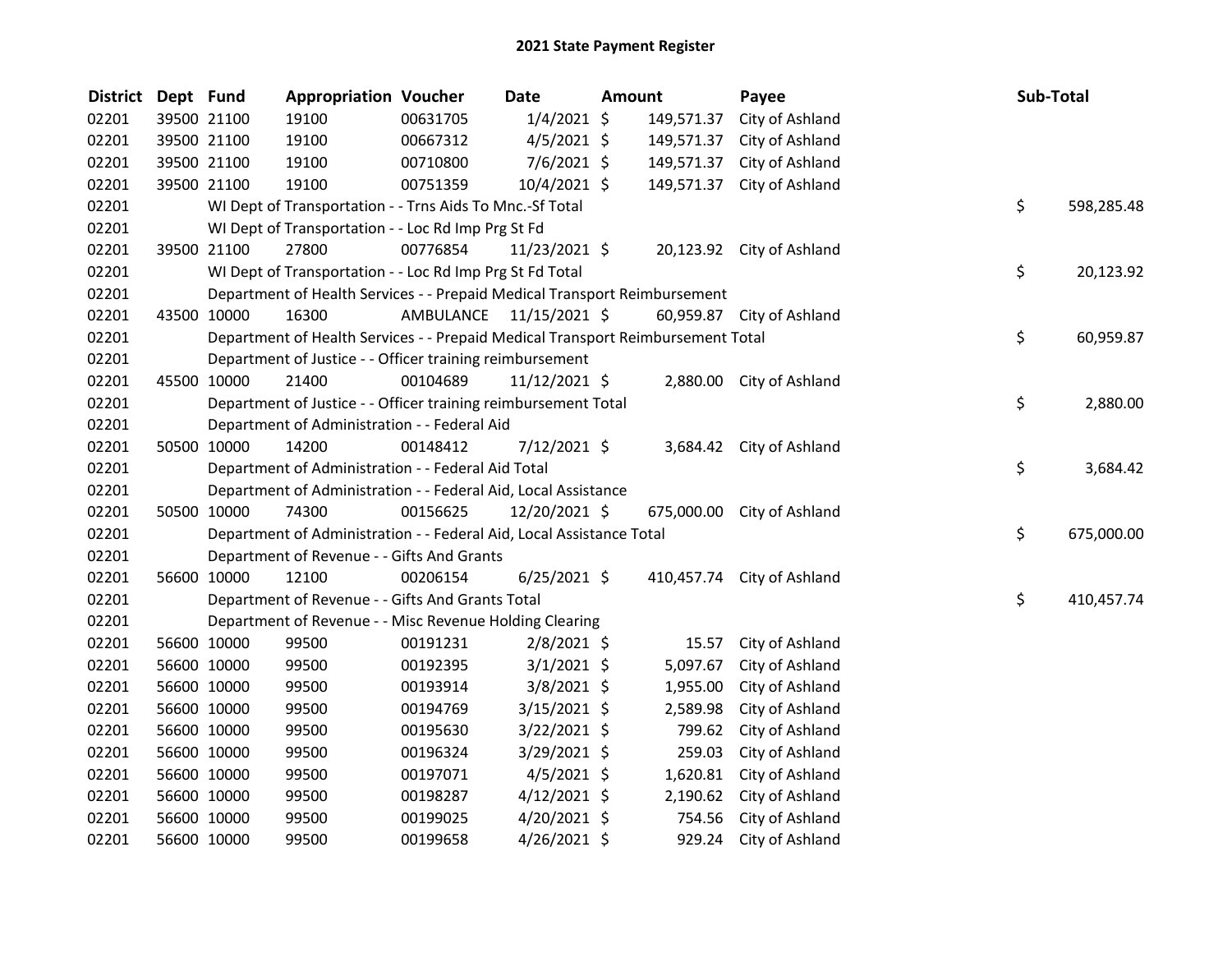# 2021 State Payment Register

| District | Dept | Fund | Appropriation | Voucher | Date | Amount | Payee | Sub-Total |
|---|---|---|---|---|---|---|---|---|
| 02201 | 39500 | 21100 | 19100 | 00631705 | 1/4/2021 | $ 149,571.37 | City of Ashland | |
| 02201 | 39500 | 21100 | 19100 | 00667312 | 4/5/2021 | $ 149,571.37 | City of Ashland | |
| 02201 | 39500 | 21100 | 19100 | 00710800 | 7/6/2021 | $ 149,571.37 | City of Ashland | |
| 02201 | 39500 | 21100 | 19100 | 00751359 | 10/4/2021 | $ 149,571.37 | City of Ashland | |
| 02201 | | WI Dept of Transportation - - Trns Aids To Mnc.-Sf Total | | | | | | $ 598,285.48 |
| 02201 | | WI Dept of Transportation - - Loc Rd Imp Prg St Fd | | | | | | |
| 02201 | 39500 | 21100 | 27800 | 00776854 | 11/23/2021 | $ 20,123.92 | City of Ashland | |
| 02201 | | WI Dept of Transportation - - Loc Rd Imp Prg St Fd Total | | | | | | $ 20,123.92 |
| 02201 | | Department of Health Services - - Prepaid Medical Transport Reimbursement | | | | | | |
| 02201 | 43500 | 10000 | 16300 | AMBULANCE | 11/15/2021 | $ 60,959.87 | City of Ashland | |
| 02201 | | Department of Health Services - - Prepaid Medical Transport Reimbursement Total | | | | | | $ 60,959.87 |
| 02201 | | Department of Justice - - Officer training reimbursement | | | | | | |
| 02201 | 45500 | 10000 | 21400 | 00104689 | 11/12/2021 | $ 2,880.00 | City of Ashland | |
| 02201 | | Department of Justice - - Officer training reimbursement Total | | | | | | $ 2,880.00 |
| 02201 | | Department of Administration - - Federal Aid | | | | | | |
| 02201 | 50500 | 10000 | 14200 | 00148412 | 7/12/2021 | $ 3,684.42 | City of Ashland | |
| 02201 | | Department of Administration - - Federal Aid Total | | | | | | $ 3,684.42 |
| 02201 | | Department of Administration - - Federal Aid, Local Assistance | | | | | | |
| 02201 | 50500 | 10000 | 74300 | 00156625 | 12/20/2021 | $ 675,000.00 | City of Ashland | |
| 02201 | | Department of Administration - - Federal Aid, Local Assistance Total | | | | | | $ 675,000.00 |
| 02201 | | Department of Revenue - - Gifts And Grants | | | | | | |
| 02201 | 56600 | 10000 | 12100 | 00206154 | 6/25/2021 | $ 410,457.74 | City of Ashland | |
| 02201 | | Department of Revenue - - Gifts And Grants Total | | | | | | $ 410,457.74 |
| 02201 | | Department of Revenue - - Misc Revenue Holding Clearing | | | | | | |
| 02201 | 56600 | 10000 | 99500 | 00191231 | 2/8/2021 | $ 15.57 | City of Ashland | |
| 02201 | 56600 | 10000 | 99500 | 00192395 | 3/1/2021 | $ 5,097.67 | City of Ashland | |
| 02201 | 56600 | 10000 | 99500 | 00193914 | 3/8/2021 | $ 1,955.00 | City of Ashland | |
| 02201 | 56600 | 10000 | 99500 | 00194769 | 3/15/2021 | $ 2,589.98 | City of Ashland | |
| 02201 | 56600 | 10000 | 99500 | 00195630 | 3/22/2021 | $ 799.62 | City of Ashland | |
| 02201 | 56600 | 10000 | 99500 | 00196324 | 3/29/2021 | $ 259.03 | City of Ashland | |
| 02201 | 56600 | 10000 | 99500 | 00197071 | 4/5/2021 | $ 1,620.81 | City of Ashland | |
| 02201 | 56600 | 10000 | 99500 | 00198287 | 4/12/2021 | $ 2,190.62 | City of Ashland | |
| 02201 | 56600 | 10000 | 99500 | 00199025 | 4/20/2021 | $ 754.56 | City of Ashland | |
| 02201 | 56600 | 10000 | 99500 | 00199658 | 4/26/2021 | $ 929.24 | City of Ashland | |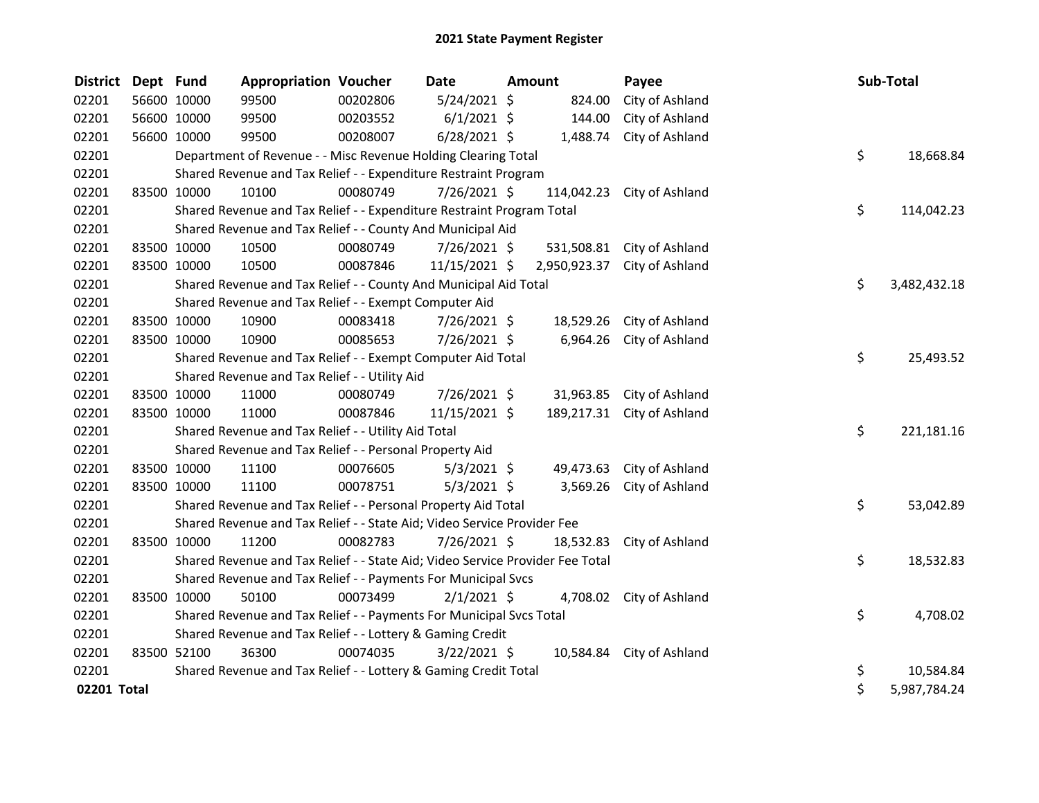# 2021 State Payment Register

| District | Dept | Fund | Appropriation | Voucher | Date | Amount | Payee | Sub-Total |
|---|---|---|---|---|---|---|---|---|
| 02201 | 56600 | 10000 | 99500 | 00202806 | 5/24/2021 | $ 824.00 | City of Ashland | |
| 02201 | 56600 | 10000 | 99500 | 00203552 | 6/1/2021 | $ 144.00 | City of Ashland | |
| 02201 | 56600 | 10000 | 99500 | 00208007 | 6/28/2021 | $ 1,488.74 | City of Ashland | |
| 02201 | | Department of Revenue - - Misc Revenue Holding Clearing Total | | | | | | $ 18,668.84 |
| 02201 | | Shared Revenue and Tax Relief - - Expenditure Restraint Program | | | | | | |
| 02201 | 83500 | 10000 | 10100 | 00080749 | 7/26/2021 | $ 114,042.23 | City of Ashland | |
| 02201 | | Shared Revenue and Tax Relief - - Expenditure Restraint Program Total | | | | | | $ 114,042.23 |
| 02201 | | Shared Revenue and Tax Relief - - County And Municipal Aid | | | | | | |
| 02201 | 83500 | 10000 | 10500 | 00080749 | 7/26/2021 | $ 531,508.81 | City of Ashland | |
| 02201 | 83500 | 10000 | 10500 | 00087846 | 11/15/2021 | $ 2,950,923.37 | City of Ashland | |
| 02201 | | Shared Revenue and Tax Relief - - County And Municipal Aid Total | | | | | | $ 3,482,432.18 |
| 02201 | | Shared Revenue and Tax Relief - - Exempt Computer Aid | | | | | | |
| 02201 | 83500 | 10000 | 10900 | 00083418 | 7/26/2021 | $ 18,529.26 | City of Ashland | |
| 02201 | 83500 | 10000 | 10900 | 00085653 | 7/26/2021 | $ 6,964.26 | City of Ashland | |
| 02201 | | Shared Revenue and Tax Relief - - Exempt Computer Aid Total | | | | | | $ 25,493.52 |
| 02201 | | Shared Revenue and Tax Relief - - Utility Aid | | | | | | |
| 02201 | 83500 | 10000 | 11000 | 00080749 | 7/26/2021 | $ 31,963.85 | City of Ashland | |
| 02201 | 83500 | 10000 | 11000 | 00087846 | 11/15/2021 | $ 189,217.31 | City of Ashland | |
| 02201 | | Shared Revenue and Tax Relief - - Utility Aid Total | | | | | | $ 221,181.16 |
| 02201 | | Shared Revenue and Tax Relief - - Personal Property Aid | | | | | | |
| 02201 | 83500 | 10000 | 11100 | 00076605 | 5/3/2021 | $ 49,473.63 | City of Ashland | |
| 02201 | 83500 | 10000 | 11100 | 00078751 | 5/3/2021 | $ 3,569.26 | City of Ashland | |
| 02201 | | Shared Revenue and Tax Relief - - Personal Property Aid Total | | | | | | $ 53,042.89 |
| 02201 | | Shared Revenue and Tax Relief - - State Aid; Video Service Provider Fee | | | | | | |
| 02201 | 83500 | 10000 | 11200 | 00082783 | 7/26/2021 | $ 18,532.83 | City of Ashland | |
| 02201 | | Shared Revenue and Tax Relief - - State Aid; Video Service Provider Fee Total | | | | | | $ 18,532.83 |
| 02201 | | Shared Revenue and Tax Relief - - Payments For Municipal Svcs | | | | | | |
| 02201 | 83500 | 10000 | 50100 | 00073499 | 2/1/2021 | $ 4,708.02 | City of Ashland | |
| 02201 | | Shared Revenue and Tax Relief - - Payments For Municipal Svcs Total | | | | | | $ 4,708.02 |
| 02201 | | Shared Revenue and Tax Relief - - Lottery & Gaming Credit | | | | | | |
| 02201 | 83500 | 52100 | 36300 | 00074035 | 3/22/2021 | $ 10,584.84 | City of Ashland | |
| 02201 | | Shared Revenue and Tax Relief - - Lottery & Gaming Credit Total | | | | | | $ 10,584.84 |
| **02201 Total** | | | | | | | | $ 5,987,784.24 |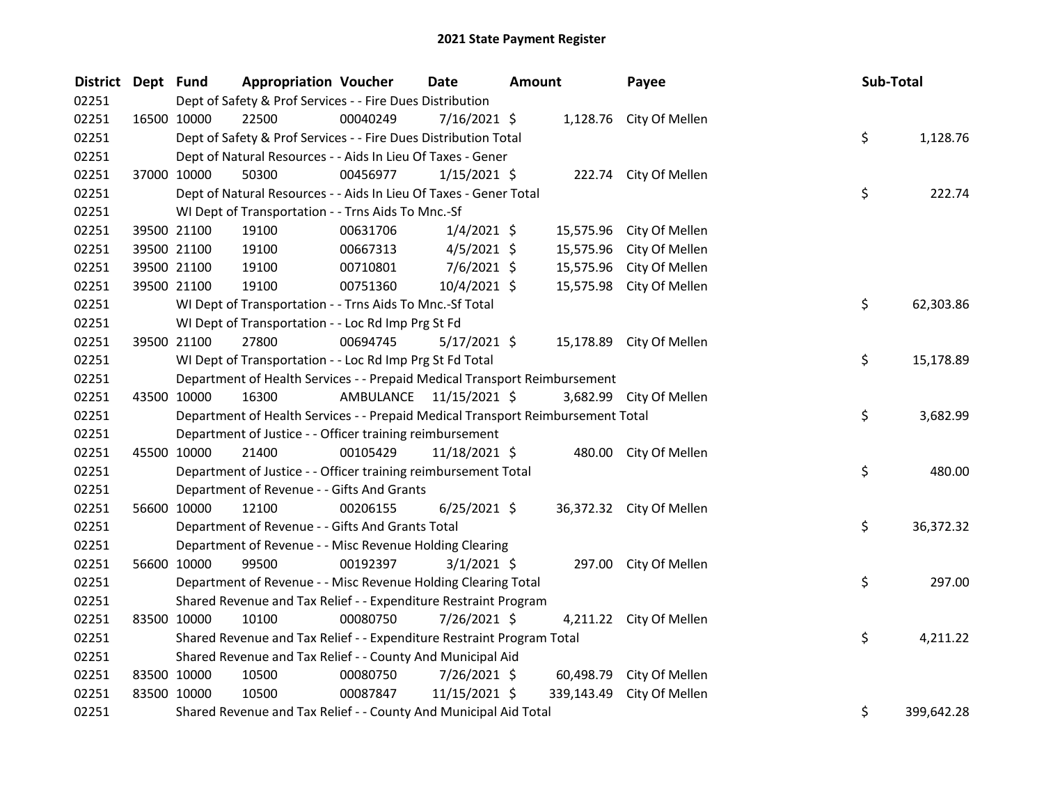# 2021 State Payment Register

| District | Dept | Fund | Appropriation | Voucher | Date | Amount | Payee | Sub-Total |
|---|---|---|---|---|---|---|---|---|
| 02251 | | Dept of Safety & Prof Services - - Fire Dues Distribution | | | | | | |
| 02251 | 16500 | 10000 | 22500 | 00040249 | 7/16/2021 | $ 1,128.76 | City Of Mellen | |
| 02251 | | Dept of Safety & Prof Services - - Fire Dues Distribution Total | | | | | | $ 1,128.76 |
| 02251 | | Dept of Natural Resources - - Aids In Lieu Of Taxes - Gener | | | | | | |
| 02251 | 37000 | 10000 | 50300 | 00456977 | 1/15/2021 | $ 222.74 | City Of Mellen | |
| 02251 | | Dept of Natural Resources - - Aids In Lieu Of Taxes - Gener Total | | | | | | $ 222.74 |
| 02251 | | WI Dept of Transportation - - Trns Aids To Mnc.-Sf | | | | | | |
| 02251 | 39500 | 21100 | 19100 | 00631706 | 1/4/2021 | $ 15,575.96 | City Of Mellen | |
| 02251 | 39500 | 21100 | 19100 | 00667313 | 4/5/2021 | $ 15,575.96 | City Of Mellen | |
| 02251 | 39500 | 21100 | 19100 | 00710801 | 7/6/2021 | $ 15,575.96 | City Of Mellen | |
| 02251 | 39500 | 21100 | 19100 | 00751360 | 10/4/2021 | $ 15,575.98 | City Of Mellen | |
| 02251 | | WI Dept of Transportation - - Trns Aids To Mnc.-Sf Total | | | | | | $ 62,303.86 |
| 02251 | | WI Dept of Transportation - - Loc Rd Imp Prg St Fd | | | | | | |
| 02251 | 39500 | 21100 | 27800 | 00694745 | 5/17/2021 | $ 15,178.89 | City Of Mellen | |
| 02251 | | WI Dept of Transportation - - Loc Rd Imp Prg St Fd Total | | | | | | $ 15,178.89 |
| 02251 | | Department of Health Services - - Prepaid Medical Transport Reimbursement | | | | | | |
| 02251 | 43500 | 10000 | 16300 | AMBULANCE | 11/15/2021 | $ 3,682.99 | City Of Mellen | |
| 02251 | | Department of Health Services - - Prepaid Medical Transport Reimbursement Total | | | | | | $ 3,682.99 |
| 02251 | | Department of Justice - - Officer training reimbursement | | | | | | |
| 02251 | 45500 | 10000 | 21400 | 00105429 | 11/18/2021 | $ 480.00 | City Of Mellen | |
| 02251 | | Department of Justice - - Officer training reimbursement Total | | | | | | $ 480.00 |
| 02251 | | Department of Revenue - - Gifts And Grants | | | | | | |
| 02251 | 56600 | 10000 | 12100 | 00206155 | 6/25/2021 | $ 36,372.32 | City Of Mellen | |
| 02251 | | Department of Revenue - - Gifts And Grants Total | | | | | | $ 36,372.32 |
| 02251 | | Department of Revenue - - Misc Revenue Holding Clearing | | | | | | |
| 02251 | 56600 | 10000 | 99500 | 00192397 | 3/1/2021 | $ 297.00 | City Of Mellen | |
| 02251 | | Department of Revenue - - Misc Revenue Holding Clearing Total | | | | | | $ 297.00 |
| 02251 | | Shared Revenue and Tax Relief - - Expenditure Restraint Program | | | | | | |
| 02251 | 83500 | 10000 | 10100 | 00080750 | 7/26/2021 | $ 4,211.22 | City Of Mellen | |
| 02251 | | Shared Revenue and Tax Relief - - Expenditure Restraint Program Total | | | | | | $ 4,211.22 |
| 02251 | | Shared Revenue and Tax Relief - - County And Municipal Aid | | | | | | |
| 02251 | 83500 | 10000 | 10500 | 00080750 | 7/26/2021 | $ 60,498.79 | City Of Mellen | |
| 02251 | 83500 | 10000 | 10500 | 00087847 | 11/15/2021 | $ 339,143.49 | City Of Mellen | |
| 02251 | | Shared Revenue and Tax Relief - - County And Municipal Aid Total | | | | | | $ 399,642.28 |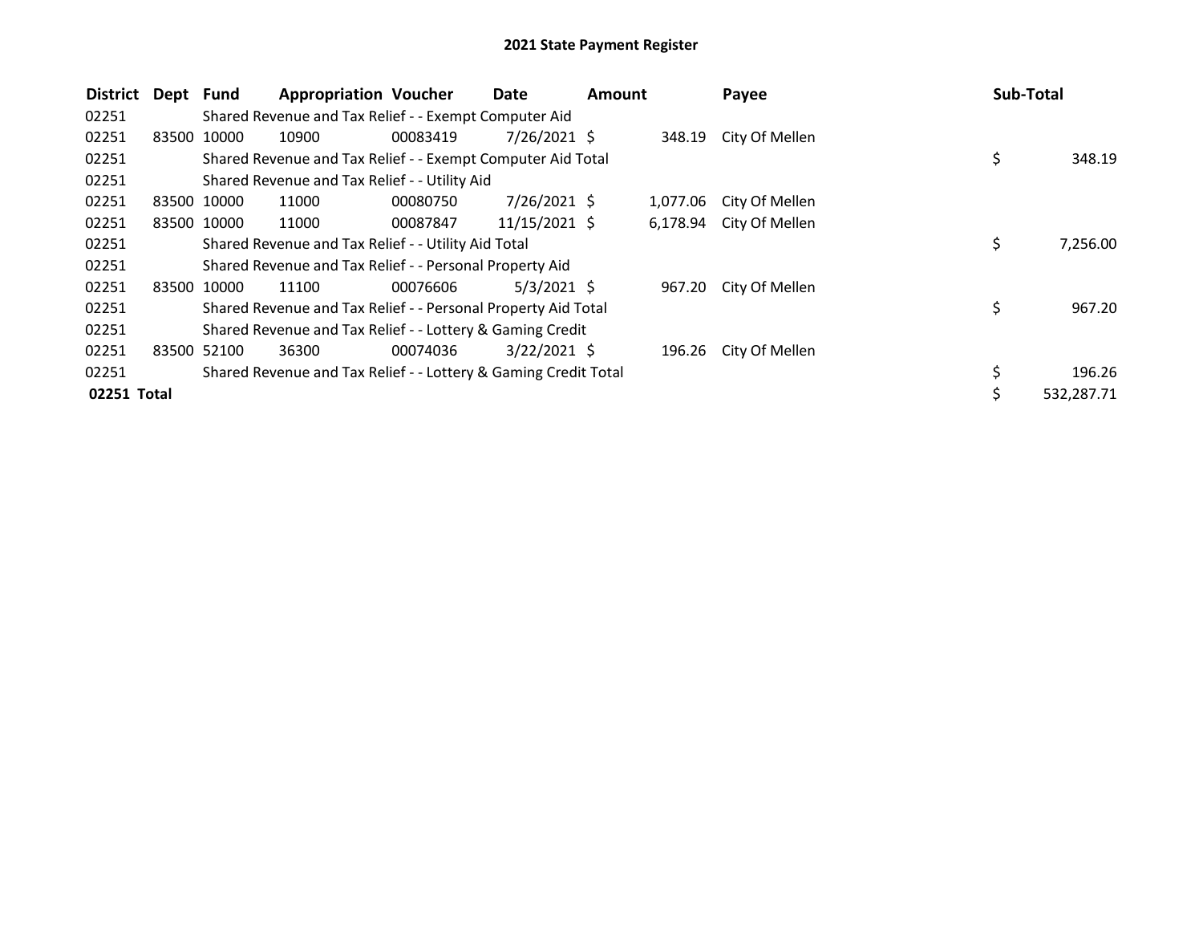# 2021 State Payment Register

| District | Dept | Fund | Appropriation | Voucher | Date | Amount | Payee | Sub-Total |
|---|---|---|---|---|---|---|---|---|
| 02251 | | Shared Revenue and Tax Relief - - Exempt Computer Aid | | | | | | |
| 02251 | 83500 | 10000 | 10900 | 00083419 | 7/26/2021 | $ 348.19 | City Of Mellen | |
| 02251 | | Shared Revenue and Tax Relief - - Exempt Computer Aid Total | | | | | | $ 348.19 |
| 02251 | | Shared Revenue and Tax Relief - - Utility Aid | | | | | | |
| 02251 | 83500 | 10000 | 11000 | 00080750 | 7/26/2021 | $ 1,077.06 | City Of Mellen | |
| 02251 | 83500 | 10000 | 11000 | 00087847 | 11/15/2021 | $ 6,178.94 | City Of Mellen | |
| 02251 | | Shared Revenue and Tax Relief - - Utility Aid Total | | | | | | $ 7,256.00 |
| 02251 | | Shared Revenue and Tax Relief - - Personal Property Aid | | | | | | |
| 02251 | 83500 | 10000 | 11100 | 00076606 | 5/3/2021 | $ 967.20 | City Of Mellen | |
| 02251 | | Shared Revenue and Tax Relief - - Personal Property Aid Total | | | | | | $ 967.20 |
| 02251 | | Shared Revenue and Tax Relief - - Lottery & Gaming Credit | | | | | | |
| 02251 | 83500 | 52100 | 36300 | 00074036 | 3/22/2021 | $ 196.26 | City Of Mellen | |
| 02251 | | Shared Revenue and Tax Relief - - Lottery & Gaming Credit Total | | | | | | $ 196.26 |
| **02251 Total** | | | | | | | | $ 532,287.71 |